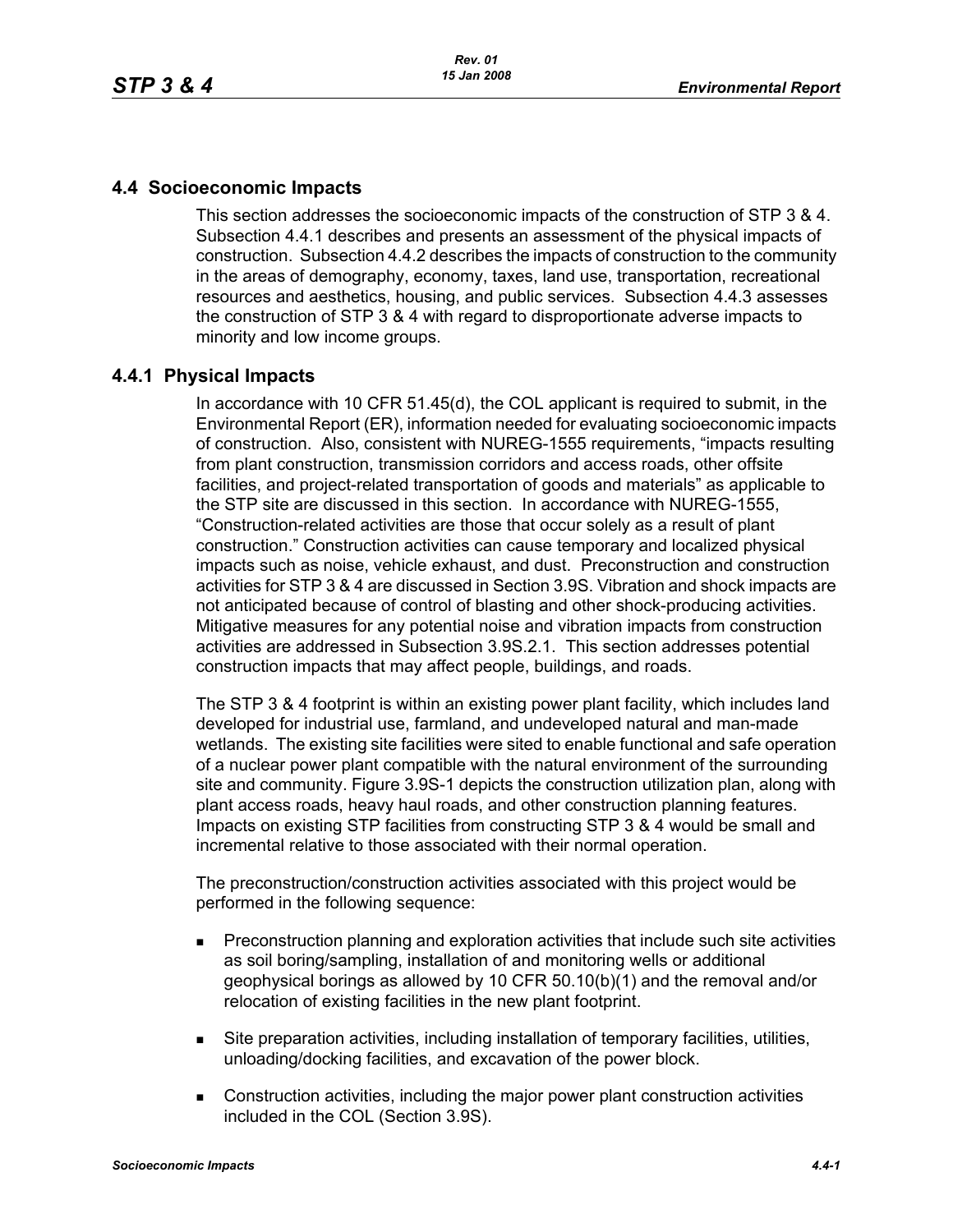## 4.4 Socioeconomic Impacts

This section addresses the socioeconomic impacts of the construction of STP 3 & 4. Subsection 4.4.1 describes and presents an assessment of the physical impacts of construction. Subsection 4.4.2 describes the impacts of construction to the community in the areas of demography, economy, taxes, land use, transportation, recreational resources and aesthetics, housing, and public services. Subsection 4.4.3 assesses the construction of STP 3 & 4 with regard to disproportionate adverse impacts to minority and low income groups.

### 4.4.1 Physical Impacts

In accordance with 10 CFR 51.45(d), the COL applicant is required to submit, in the Environmental Report (ER), information needed for evaluating socioeconomic impacts of construction. Also, consistent with NUREG-1555 requirements, "impacts resulting from plant construction, transmission corridors and access roads, other offsite facilities, and project-related transportation of goods and materials" as applicable to the STP site are discussed in this section. In accordance with NUREG-1555, "Construction-related activities are those that occur solely as a result of plant construction." Construction activities can cause temporary and localized physical impacts such as noise, vehicle exhaust, and dust. Preconstruction and construction activities for STP 3 & 4 are discussed in Section 3.9S. Vibration and shock impacts are not anticipated because of control of blasting and other shock-producing activities. Mitigative measures for any potential noise and vibration impacts from construction activities are addressed in Subsection 3.9S.2.1. This section addresses potential construction impacts that may affect people, buildings, and roads.

The STP 3 & 4 footprint is within an existing power plant facility, which includes land developed for industrial use, farmland, and undeveloped natural and man-made wetlands. The existing site facilities were sited to enable functional and safe operation of a nuclear power plant compatible with the natural environment of the surrounding site and community. Figure 3.9S-1 depicts the construction utilization plan, along with plant access roads, heavy haul roads, and other construction planning features. Impacts on existing STP facilities from constructing STP 3 & 4 would be small and incremental relative to those associated with their normal operation.

The preconstruction/construction activities associated with this project would be performed in the following sequence:

- Preconstruction planning and exploration activities that include such site activities as soil boring/sampling, installation of and monitoring wells or additional geophysical borings as allowed by 10 CFR 50.10(b)(1) and the removal and/or relocation of existing facilities in the new plant footprint.
- Site preparation activities, including installation of temporary facilities, utilities, unloading/docking facilities, and excavation of the power block.
- Construction activities, including the major power plant construction activities included in the COL (Section 3.9S).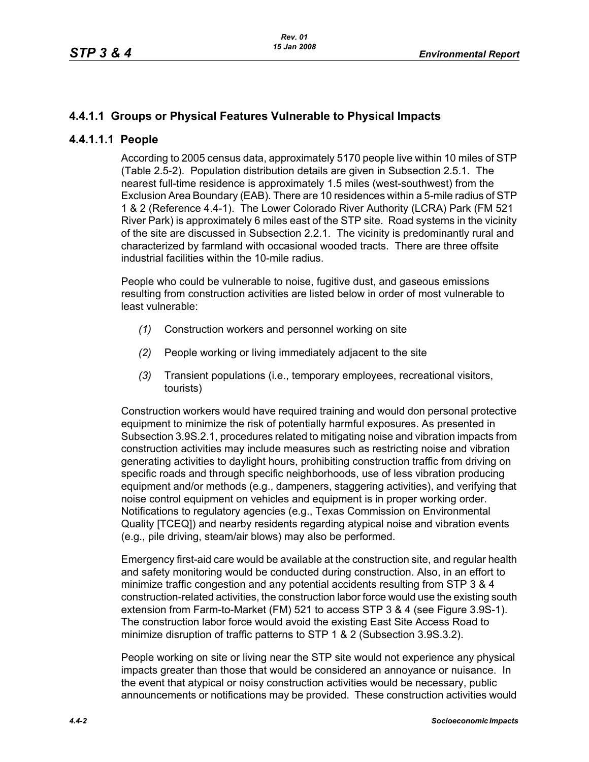### 4.4.1.1 Groups or Physical Features Vulnerable to Physical Impacts

#### 4.4.1.1.1 People

According to 2005 census data, approximately 5170 people live within 10 miles of STP (Table 2.5-2). Population distribution details are given in Subsection 2.5.1. The nearest full-time residence is approximately 1.5 miles (west-southwest) from the Exclusion Area Boundary (EAB). There are 10 residences within a 5-mile radius of STP 1 & 2 (Reference 4.4-1). The Lower Colorado River Authority (LCRA) Park (FM 521 River Park) is approximately 6 miles east of the STP site. Road systems in the vicinity of the site are discussed in Subsection 2.2.1. The vicinity is predominantly rural and characterized by farmland with occasional wooded tracts. There are three offsite industrial facilities within the 10-mile radius.

People who could be vulnerable to noise, fugitive dust, and gaseous emissions resulting from construction activities are listed below in order of most vulnerable to least vulnerable:

*(1)* Construction workers and personnel working on site

*(2)* People working or living immediately adjacent to the site

*(3)* Transient populations (i.e., temporary employees, recreational visitors, tourists)

Construction workers would have required training and would don personal protective equipment to minimize the risk of potentially harmful exposures. As presented in Subsection 3.9S.2.1, procedures related to mitigating noise and vibration impacts from construction activities may include measures such as restricting noise and vibration generating activities to daylight hours, prohibiting construction traffic from driving on specific roads and through specific neighborhoods, use of less vibration producing equipment and/or methods (e.g., dampeners, staggering activities), and verifying that noise control equipment on vehicles and equipment is in proper working order. Notifications to regulatory agencies (e.g., Texas Commission on Environmental Quality [TCEQ]) and nearby residents regarding atypical noise and vibration events (e.g., pile driving, steam/air blows) may also be performed.

Emergency first-aid care would be available at the construction site, and regular health and safety monitoring would be conducted during construction. Also, in an effort to minimize traffic congestion and any potential accidents resulting from STP 3 & 4 construction-related activities, the construction labor force would use the existing south extension from Farm-to-Market (FM) 521 to access STP 3 & 4 (see Figure 3.9S-1). The construction labor force would avoid the existing East Site Access Road to minimize disruption of traffic patterns to STP 1 & 2 (Subsection 3.9S.3.2).

People working on site or living near the STP site would not experience any physical impacts greater than those that would be considered an annoyance or nuisance. In the event that atypical or noisy construction activities would be necessary, public announcements or notifications may be provided. These construction activities would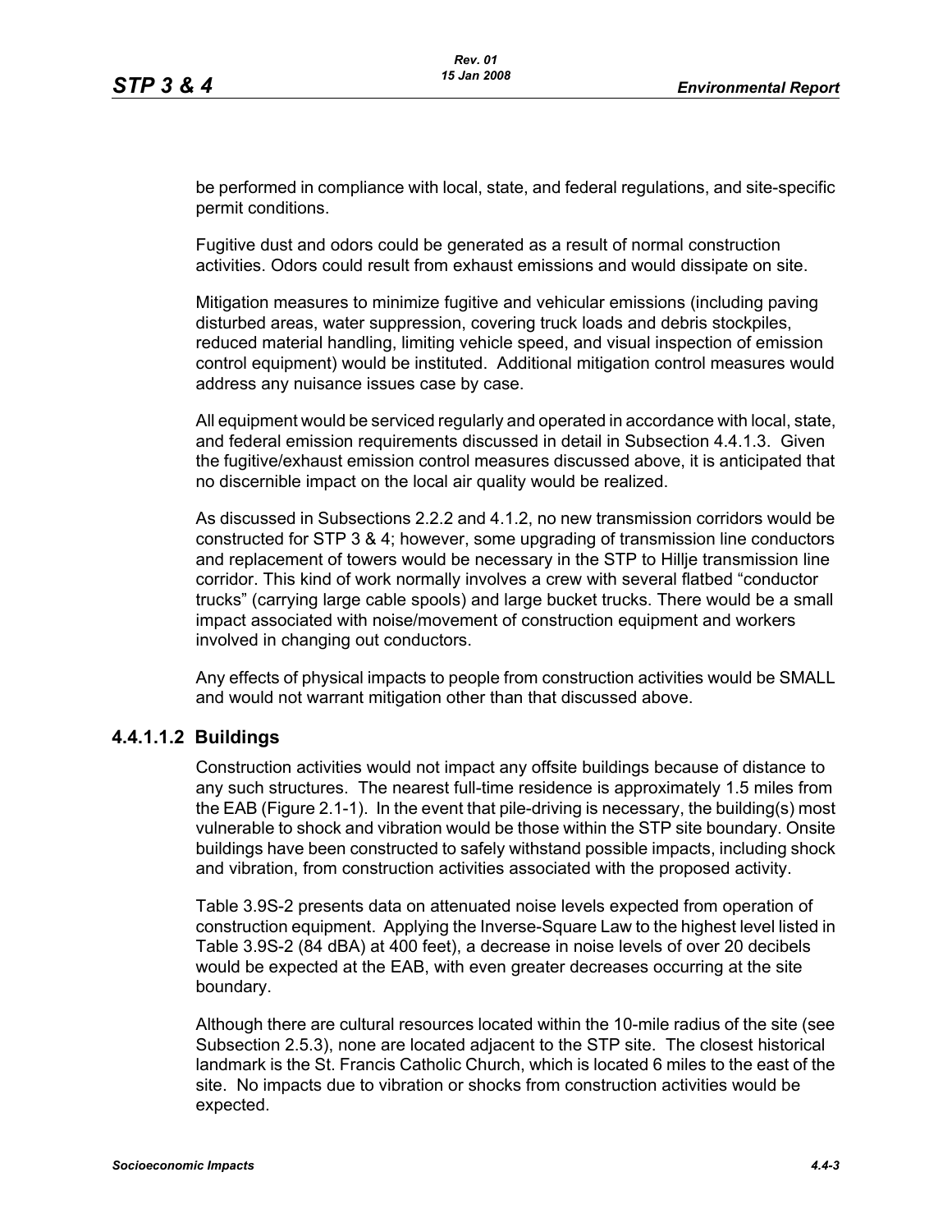be performed in compliance with local, state, and federal regulations, and site-specific permit conditions.

Fugitive dust and odors could be generated as a result of normal construction activities. Odors could result from exhaust emissions and would dissipate on site.

Mitigation measures to minimize fugitive and vehicular emissions (including paving disturbed areas, water suppression, covering truck loads and debris stockpiles, reduced material handling, limiting vehicle speed, and visual inspection of emission control equipment) would be instituted. Additional mitigation control measures would address any nuisance issues case by case.

All equipment would be serviced regularly and operated in accordance with local, state, and federal emission requirements discussed in detail in Subsection 4.4.1.3. Given the fugitive/exhaust emission control measures discussed above, it is anticipated that no discernible impact on the local air quality would be realized.

As discussed in Subsections 2.2.2 and 4.1.2, no new transmission corridors would be constructed for STP 3 & 4; however, some upgrading of transmission line conductors and replacement of towers would be necessary in the STP to Hillje transmission line corridor. This kind of work normally involves a crew with several flatbed "conductor trucks" (carrying large cable spools) and large bucket trucks. There would be a small impact associated with noise/movement of construction equipment and workers involved in changing out conductors.

Any effects of physical impacts to people from construction activities would be SMALL and would not warrant mitigation other than that discussed above.

#### 4.4.1.1.2 Buildings

Construction activities would not impact any offsite buildings because of distance to any such structures. The nearest full-time residence is approximately 1.5 miles from the EAB (Figure 2.1-1). In the event that pile-driving is necessary, the building(s) most vulnerable to shock and vibration would be those within the STP site boundary. Onsite buildings have been constructed to safely withstand possible impacts, including shock and vibration, from construction activities associated with the proposed activity.

Table 3.9S-2 presents data on attenuated noise levels expected from operation of construction equipment. Applying the Inverse-Square Law to the highest level listed in Table 3.9S-2 (84 dBA) at 400 feet), a decrease in noise levels of over 20 decibels would be expected at the EAB, with even greater decreases occurring at the site boundary.

Although there are cultural resources located within the 10-mile radius of the site (see Subsection 2.5.3), none are located adjacent to the STP site. The closest historical landmark is the St. Francis Catholic Church, which is located 6 miles to the east of the site. No impacts due to vibration or shocks from construction activities would be expected.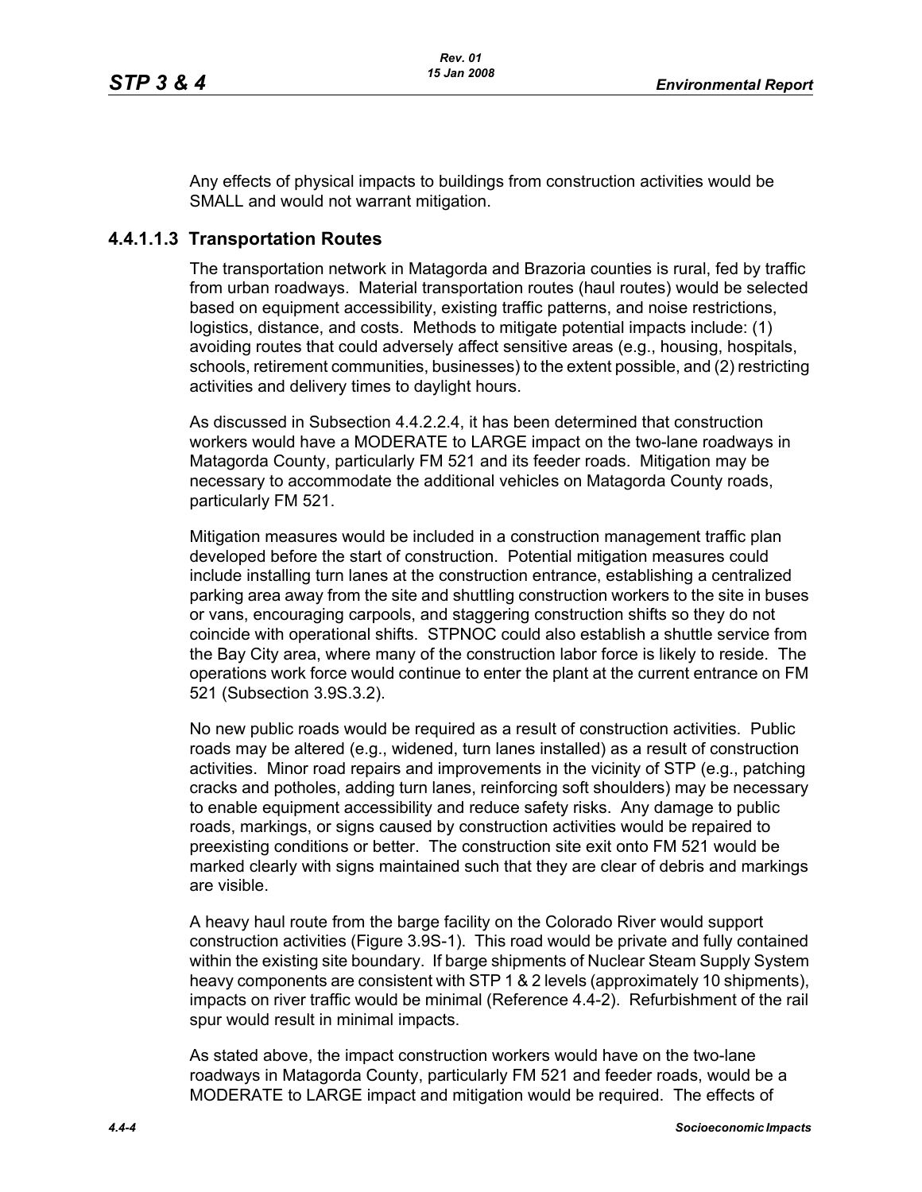Any effects of physical impacts to buildings from construction activities would be SMALL and would not warrant mitigation.

### 4.4.1.1.3 Transportation Routes

The transportation network in Matagorda and Brazoria counties is rural, fed by traffic from urban roadways. Material transportation routes (haul routes) would be selected based on equipment accessibility, existing traffic patterns, and noise restrictions, logistics, distance, and costs. Methods to mitigate potential impacts include: (1) avoiding routes that could adversely affect sensitive areas (e.g., housing, hospitals, schools, retirement communities, businesses) to the extent possible, and (2) restricting activities and delivery times to daylight hours.

As discussed in Subsection 4.4.2.2.4, it has been determined that construction workers would have a MODERATE to LARGE impact on the two-lane roadways in Matagorda County, particularly FM 521 and its feeder roads. Mitigation may be necessary to accommodate the additional vehicles on Matagorda County roads, particularly FM 521.

Mitigation measures would be included in a construction management traffic plan developed before the start of construction. Potential mitigation measures could include installing turn lanes at the construction entrance, establishing a centralized parking area away from the site and shuttling construction workers to the site in buses or vans, encouraging carpools, and staggering construction shifts so they do not coincide with operational shifts. STPNOC could also establish a shuttle service from the Bay City area, where many of the construction labor force is likely to reside. The operations work force would continue to enter the plant at the current entrance on FM 521 (Subsection 3.9S.3.2).

No new public roads would be required as a result of construction activities. Public roads may be altered (e.g., widened, turn lanes installed) as a result of construction activities. Minor road repairs and improvements in the vicinity of STP (e.g., patching cracks and potholes, adding turn lanes, reinforcing soft shoulders) may be necessary to enable equipment accessibility and reduce safety risks. Any damage to public roads, markings, or signs caused by construction activities would be repaired to preexisting conditions or better. The construction site exit onto FM 521 would be marked clearly with signs maintained such that they are clear of debris and markings are visible.

A heavy haul route from the barge facility on the Colorado River would support construction activities (Figure 3.9S-1). This road would be private and fully contained within the existing site boundary. If barge shipments of Nuclear Steam Supply System heavy components are consistent with STP 1 & 2 levels (approximately 10 shipments), impacts on river traffic would be minimal (Reference 4.4-2). Refurbishment of the rail spur would result in minimal impacts.

As stated above, the impact construction workers would have on the two-lane roadways in Matagorda County, particularly FM 521 and feeder roads, would be a MODERATE to LARGE impact and mitigation would be required. The effects of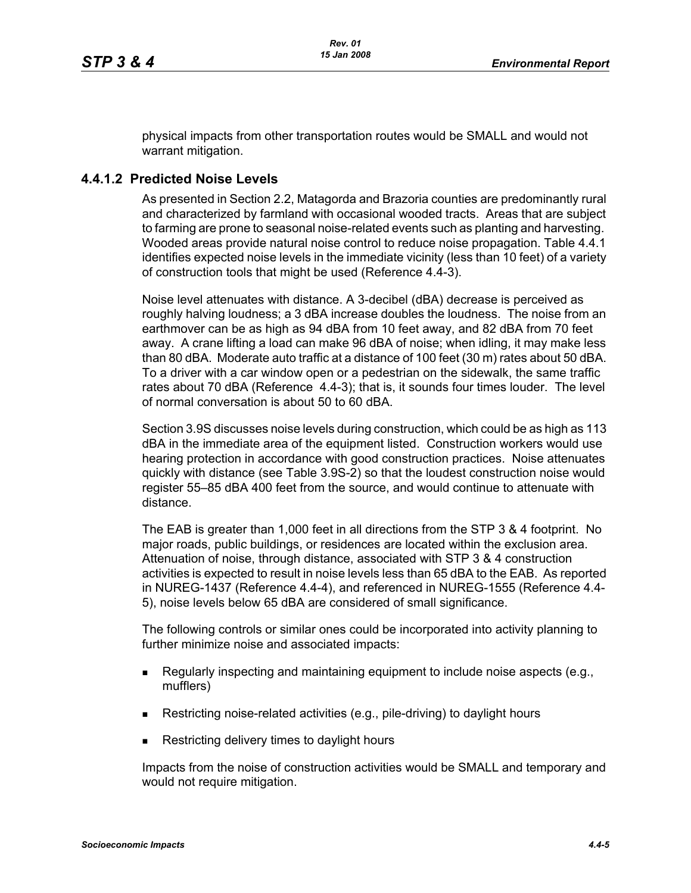physical impacts from other transportation routes would be SMALL and would not warrant mitigation.

### 4.4.1.2 Predicted Noise Levels

As presented in Section 2.2, Matagorda and Brazoria counties are predominantly rural and characterized by farmland with occasional wooded tracts. Areas that are subject to farming are prone to seasonal noise-related events such as planting and harvesting. Wooded areas provide natural noise control to reduce noise propagation. Table 4.4.1 identifies expected noise levels in the immediate vicinity (less than 10 feet) of a variety of construction tools that might be used (Reference 4.4-3).

Noise level attenuates with distance. A 3-decibel (dBA) decrease is perceived as roughly halving loudness; a 3 dBA increase doubles the loudness. The noise from an earthmover can be as high as 94 dBA from 10 feet away, and 82 dBA from 70 feet away. A crane lifting a load can make 96 dBA of noise; when idling, it may make less than 80 dBA. Moderate auto traffic at a distance of 100 feet (30 m) rates about 50 dBA. To a driver with a car window open or a pedestrian on the sidewalk, the same traffic rates about 70 dBA (Reference 4.4-3); that is, it sounds four times louder. The level of normal conversation is about 50 to 60 dBA.

Section 3.9S discusses noise levels during construction, which could be as high as 113 dBA in the immediate area of the equipment listed. Construction workers would use hearing protection in accordance with good construction practices. Noise attenuates quickly with distance (see Table 3.9S-2) so that the loudest construction noise would register 55–85 dBA 400 feet from the source, and would continue to attenuate with distance.

The EAB is greater than 1,000 feet in all directions from the STP 3 & 4 footprint. No major roads, public buildings, or residences are located within the exclusion area. Attenuation of noise, through distance, associated with STP 3 & 4 construction activities is expected to result in noise levels less than 65 dBA to the EAB. As reported in NUREG-1437 (Reference 4.4-4), and referenced in NUREG-1555 (Reference 4.4-5), noise levels below 65 dBA are considered of small significance.

The following controls or similar ones could be incorporated into activity planning to further minimize noise and associated impacts:

- Regularly inspecting and maintaining equipment to include noise aspects (e.g., mufflers)
- Restricting noise-related activities (e.g., pile-driving) to daylight hours
- Restricting delivery times to daylight hours

Impacts from the noise of construction activities would be SMALL and temporary and would not require mitigation.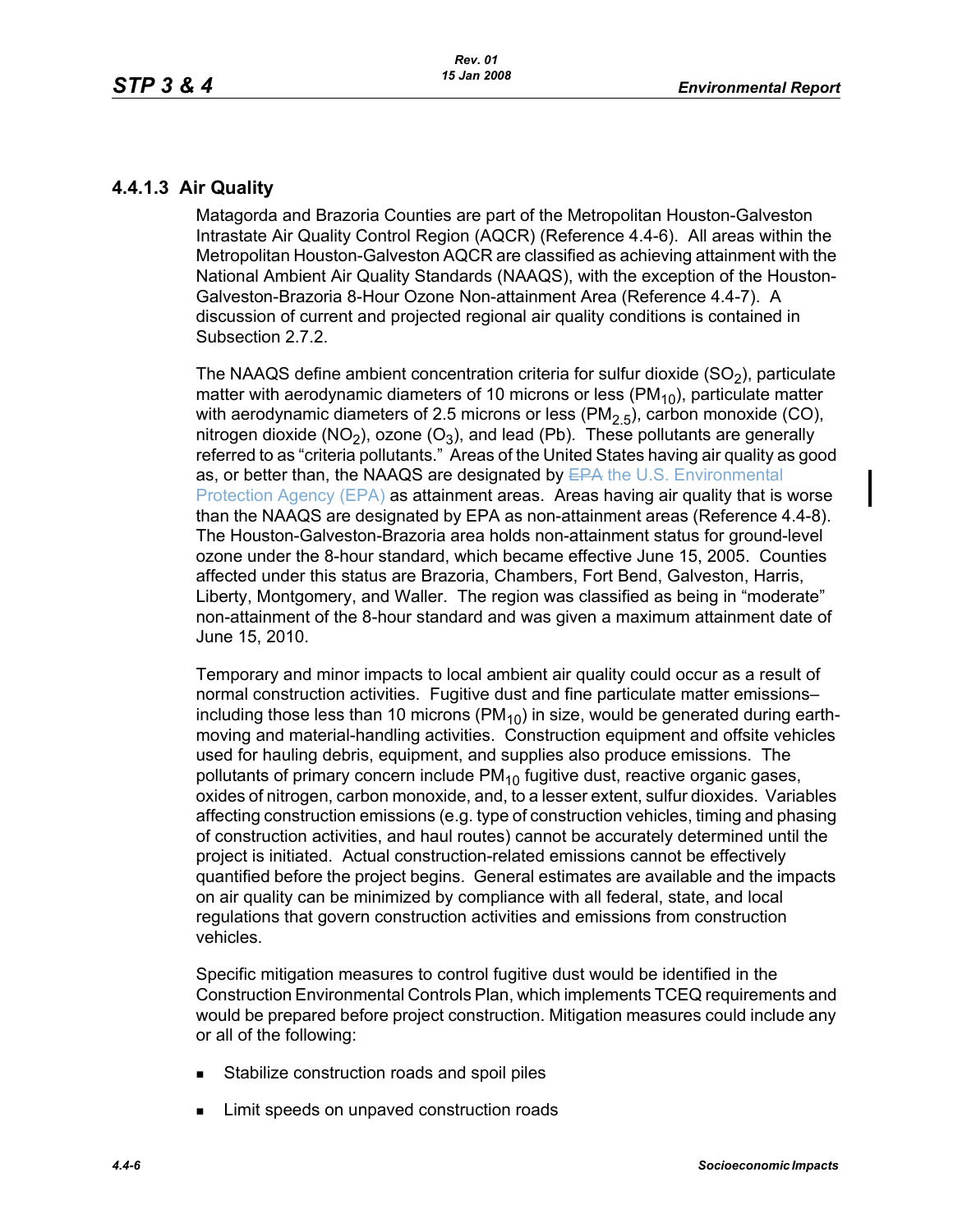### 4.4.1.3 Air Quality

Matagorda and Brazoria Counties are part of the Metropolitan Houston-Galveston Intrastate Air Quality Control Region (AQCR) (Reference 4.4-6). All areas within the Metropolitan Houston-Galveston AQCR are classified as achieving attainment with the National Ambient Air Quality Standards (NAAQS), with the exception of the Houston-Galveston-Brazoria 8-Hour Ozone Non-attainment Area (Reference 4.4-7). A discussion of current and projected regional air quality conditions is contained in Subsection 2.7.2.

The NAAQS define ambient concentration criteria for sulfur dioxide ($SO_2$), particulate matter with aerodynamic diameters of 10 microns or less ($PM_{10}$), particulate matter with aerodynamic diameters of 2.5 microns or less ($PM_{2.5}$), carbon monoxide (CO), nitrogen dioxide ($NO_2$), ozone ($O_3$), and lead (Pb). These pollutants are generally referred to as "criteria pollutants." Areas of the United States having air quality as good as, or better than, the NAAQS are designated by ~~EPA~~ the U.S. Environmental Protection Agency (EPA) as attainment areas. Areas having air quality that is worse than the NAAQS are designated by EPA as non-attainment areas (Reference 4.4-8). The Houston-Galveston-Brazoria area holds non-attainment status for ground-level ozone under the 8-hour standard, which became effective June 15, 2005. Counties affected under this status are Brazoria, Chambers, Fort Bend, Galveston, Harris, Liberty, Montgomery, and Waller. The region was classified as being in "moderate" non-attainment of the 8-hour standard and was given a maximum attainment date of June 15, 2010.

Temporary and minor impacts to local ambient air quality could occur as a result of normal construction activities. Fugitive dust and fine particulate matter emissions–including those less than 10 microns ($PM_{10}$) in size, would be generated during earth-moving and material-handling activities. Construction equipment and offsite vehicles used for hauling debris, equipment, and supplies also produce emissions. The pollutants of primary concern include $PM_{10}$ fugitive dust, reactive organic gases, oxides of nitrogen, carbon monoxide, and, to a lesser extent, sulfur dioxides. Variables affecting construction emissions (e.g. type of construction vehicles, timing and phasing of construction activities, and haul routes) cannot be accurately determined until the project is initiated. Actual construction-related emissions cannot be effectively quantified before the project begins. General estimates are available and the impacts on air quality can be minimized by compliance with all federal, state, and local regulations that govern construction activities and emissions from construction vehicles.

Specific mitigation measures to control fugitive dust would be identified in the Construction Environmental Controls Plan, which implements TCEQ requirements and would be prepared before project construction. Mitigation measures could include any or all of the following:

- Stabilize construction roads and spoil piles
- Limit speeds on unpaved construction roads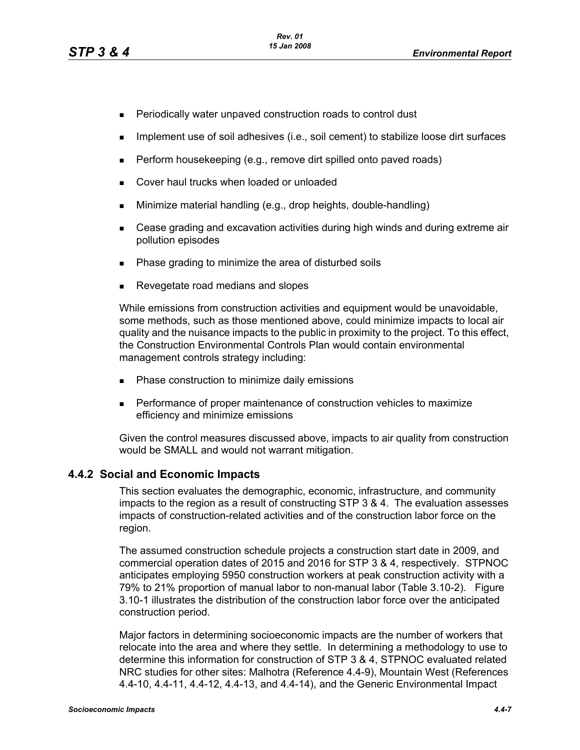- Periodically water unpaved construction roads to control dust
- Implement use of soil adhesives (i.e., soil cement) to stabilize loose dirt surfaces
- Perform housekeeping (e.g., remove dirt spilled onto paved roads)
- Cover haul trucks when loaded or unloaded
- Minimize material handling (e.g., drop heights, double-handling)
- Cease grading and excavation activities during high winds and during extreme air pollution episodes
- Phase grading to minimize the area of disturbed soils
- Revegetate road medians and slopes

While emissions from construction activities and equipment would be unavoidable, some methods, such as those mentioned above, could minimize impacts to local air quality and the nuisance impacts to the public in proximity to the project. To this effect, the Construction Environmental Controls Plan would contain environmental management controls strategy including:

- Phase construction to minimize daily emissions
- Performance of proper maintenance of construction vehicles to maximize efficiency and minimize emissions

Given the control measures discussed above, impacts to air quality from construction would be SMALL and would not warrant mitigation.

### 4.4.2 Social and Economic Impacts

This section evaluates the demographic, economic, infrastructure, and community impacts to the region as a result of constructing STP 3 & 4. The evaluation assesses impacts of construction-related activities and of the construction labor force on the region.

The assumed construction schedule projects a construction start date in 2009, and commercial operation dates of 2015 and 2016 for STP 3 & 4, respectively. STPNOC anticipates employing 5950 construction workers at peak construction activity with a 79% to 21% proportion of manual labor to non-manual labor (Table 3.10-2). Figure 3.10-1 illustrates the distribution of the construction labor force over the anticipated construction period.

Major factors in determining socioeconomic impacts are the number of workers that relocate into the area and where they settle. In determining a methodology to use to determine this information for construction of STP 3 & 4, STPNOC evaluated related NRC studies for other sites: Malhotra (Reference 4.4-9), Mountain West (References 4.4-10, 4.4-11, 4.4-12, 4.4-13, and 4.4-14), and the Generic Environmental Impact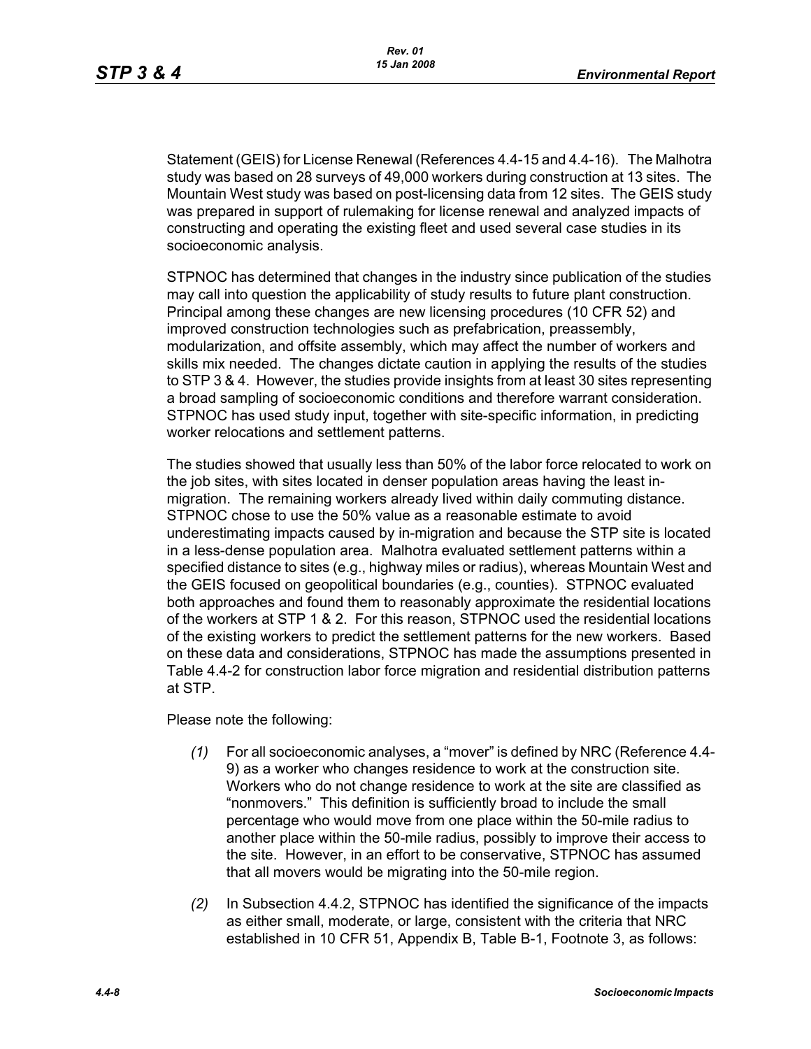Statement (GEIS) for License Renewal (References 4.4-15 and 4.4-16). The Malhotra study was based on 28 surveys of 49,000 workers during construction at 13 sites. The Mountain West study was based on post-licensing data from 12 sites. The GEIS study was prepared in support of rulemaking for license renewal and analyzed impacts of constructing and operating the existing fleet and used several case studies in its socioeconomic analysis.

STPNOC has determined that changes in the industry since publication of the studies may call into question the applicability of study results to future plant construction. Principal among these changes are new licensing procedures (10 CFR 52) and improved construction technologies such as prefabrication, preassembly, modularization, and offsite assembly, which may affect the number of workers and skills mix needed. The changes dictate caution in applying the results of the studies to STP 3 & 4. However, the studies provide insights from at least 30 sites representing a broad sampling of socioeconomic conditions and therefore warrant consideration. STPNOC has used study input, together with site-specific information, in predicting worker relocations and settlement patterns.

The studies showed that usually less than 50% of the labor force relocated to work on the job sites, with sites located in denser population areas having the least in-migration. The remaining workers already lived within daily commuting distance. STPNOC chose to use the 50% value as a reasonable estimate to avoid underestimating impacts caused by in-migration and because the STP site is located in a less-dense population area. Malhotra evaluated settlement patterns within a specified distance to sites (e.g., highway miles or radius), whereas Mountain West and the GEIS focused on geopolitical boundaries (e.g., counties). STPNOC evaluated both approaches and found them to reasonably approximate the residential locations of the workers at STP 1 & 2. For this reason, STPNOC used the residential locations of the existing workers to predict the settlement patterns for the new workers. Based on these data and considerations, STPNOC has made the assumptions presented in Table 4.4-2 for construction labor force migration and residential distribution patterns at STP.

Please note the following:

*(1)* For all socioeconomic analyses, a "mover" is defined by NRC (Reference 4.4-9) as a worker who changes residence to work at the construction site. Workers who do not change residence to work at the site are classified as "nonmovers." This definition is sufficiently broad to include the small percentage who would move from one place within the 50-mile radius to another place within the 50-mile radius, possibly to improve their access to the site. However, in an effort to be conservative, STPNOC has assumed that all movers would be migrating into the 50-mile region.

*(2)* In Subsection 4.4.2, STPNOC has identified the significance of the impacts as either small, moderate, or large, consistent with the criteria that NRC established in 10 CFR 51, Appendix B, Table B-1, Footnote 3, as follows: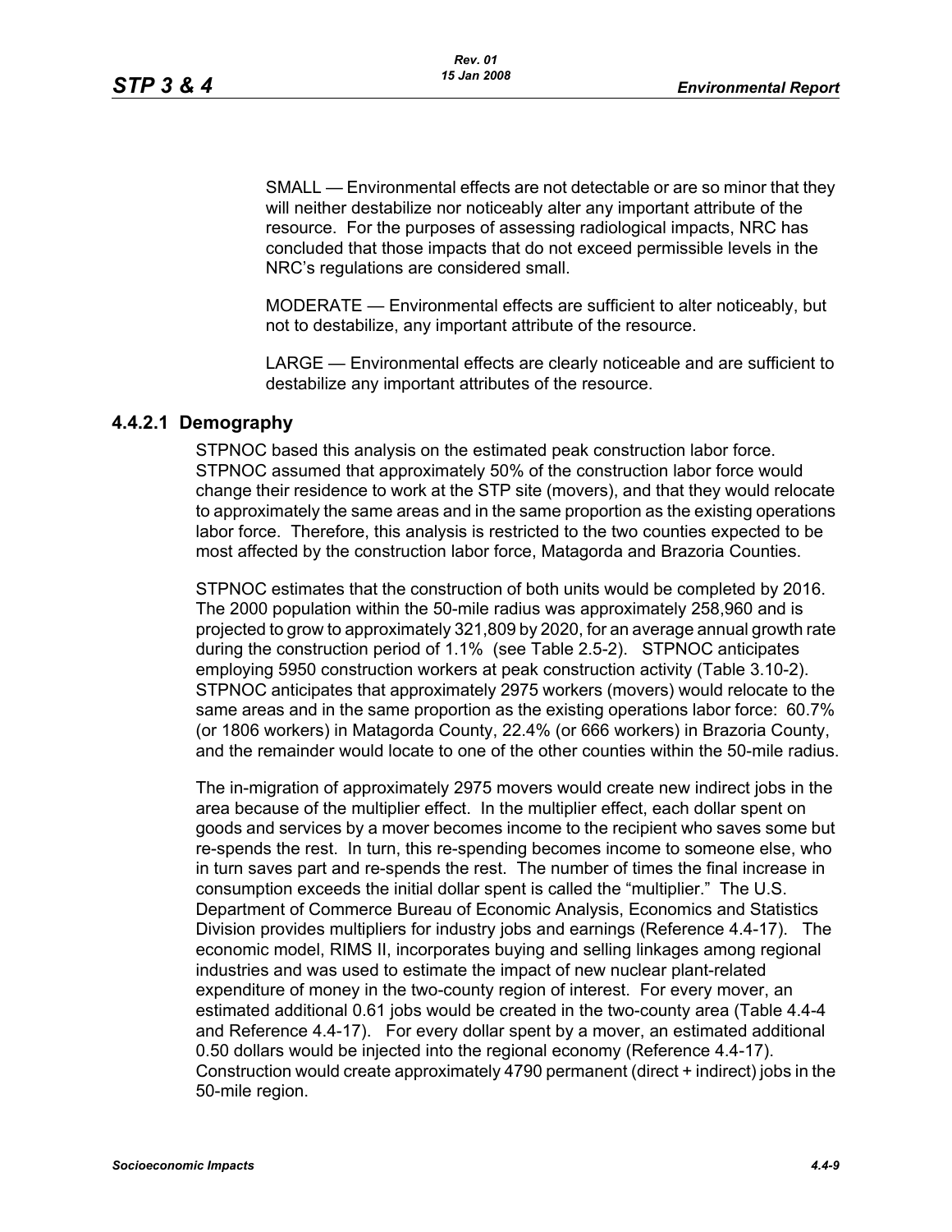SMALL — Environmental effects are not detectable or are so minor that they will neither destabilize nor noticeably alter any important attribute of the resource. For the purposes of assessing radiological impacts, NRC has concluded that those impacts that do not exceed permissible levels in the NRC's regulations are considered small.

MODERATE — Environmental effects are sufficient to alter noticeably, but not to destabilize, any important attribute of the resource.

LARGE — Environmental effects are clearly noticeable and are sufficient to destabilize any important attributes of the resource.

### 4.4.2.1 Demography

STPNOC based this analysis on the estimated peak construction labor force. STPNOC assumed that approximately 50% of the construction labor force would change their residence to work at the STP site (movers), and that they would relocate to approximately the same areas and in the same proportion as the existing operations labor force. Therefore, this analysis is restricted to the two counties expected to be most affected by the construction labor force, Matagorda and Brazoria Counties.

STPNOC estimates that the construction of both units would be completed by 2016. The 2000 population within the 50-mile radius was approximately 258,960 and is projected to grow to approximately 321,809 by 2020, for an average annual growth rate during the construction period of 1.1% (see Table 2.5-2). STPNOC anticipates employing 5950 construction workers at peak construction activity (Table 3.10-2). STPNOC anticipates that approximately 2975 workers (movers) would relocate to the same areas and in the same proportion as the existing operations labor force: 60.7% (or 1806 workers) in Matagorda County, 22.4% (or 666 workers) in Brazoria County, and the remainder would locate to one of the other counties within the 50-mile radius.

The in-migration of approximately 2975 movers would create new indirect jobs in the area because of the multiplier effect. In the multiplier effect, each dollar spent on goods and services by a mover becomes income to the recipient who saves some but re-spends the rest. In turn, this re-spending becomes income to someone else, who in turn saves part and re-spends the rest. The number of times the final increase in consumption exceeds the initial dollar spent is called the "multiplier." The U.S. Department of Commerce Bureau of Economic Analysis, Economics and Statistics Division provides multipliers for industry jobs and earnings (Reference 4.4-17). The economic model, RIMS II, incorporates buying and selling linkages among regional industries and was used to estimate the impact of new nuclear plant-related expenditure of money in the two-county region of interest. For every mover, an estimated additional 0.61 jobs would be created in the two-county area (Table 4.4-4 and Reference 4.4-17). For every dollar spent by a mover, an estimated additional 0.50 dollars would be injected into the regional economy (Reference 4.4-17). Construction would create approximately 4790 permanent (direct + indirect) jobs in the 50-mile region.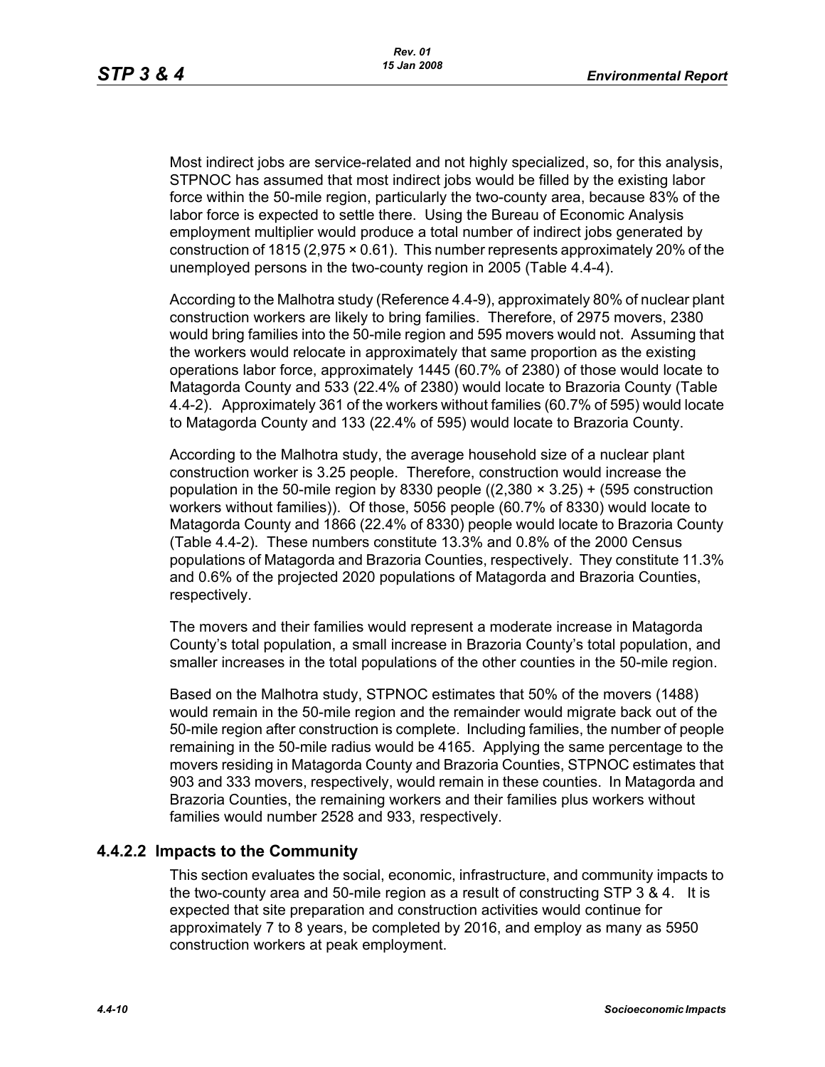Most indirect jobs are service-related and not highly specialized, so, for this analysis, STPNOC has assumed that most indirect jobs would be filled by the existing labor force within the 50-mile region, particularly the two-county area, because 83% of the labor force is expected to settle there. Using the Bureau of Economic Analysis employment multiplier would produce a total number of indirect jobs generated by construction of 1815 (2,975 × 0.61). This number represents approximately 20% of the unemployed persons in the two-county region in 2005 (Table 4.4-4).

According to the Malhotra study (Reference 4.4-9), approximately 80% of nuclear plant construction workers are likely to bring families. Therefore, of 2975 movers, 2380 would bring families into the 50-mile region and 595 movers would not. Assuming that the workers would relocate in approximately that same proportion as the existing operations labor force, approximately 1445 (60.7% of 2380) of those would locate to Matagorda County and 533 (22.4% of 2380) would locate to Brazoria County (Table 4.4-2). Approximately 361 of the workers without families (60.7% of 595) would locate to Matagorda County and 133 (22.4% of 595) would locate to Brazoria County.

According to the Malhotra study, the average household size of a nuclear plant construction worker is 3.25 people. Therefore, construction would increase the population in the 50-mile region by 8330 people ((2,380 × 3.25) + (595 construction workers without families)). Of those, 5056 people (60.7% of 8330) would locate to Matagorda County and 1866 (22.4% of 8330) people would locate to Brazoria County (Table 4.4-2). These numbers constitute 13.3% and 0.8% of the 2000 Census populations of Matagorda and Brazoria Counties, respectively. They constitute 11.3% and 0.6% of the projected 2020 populations of Matagorda and Brazoria Counties, respectively.

The movers and their families would represent a moderate increase in Matagorda County's total population, a small increase in Brazoria County's total population, and smaller increases in the total populations of the other counties in the 50-mile region.

Based on the Malhotra study, STPNOC estimates that 50% of the movers (1488) would remain in the 50-mile region and the remainder would migrate back out of the 50-mile region after construction is complete. Including families, the number of people remaining in the 50-mile radius would be 4165. Applying the same percentage to the movers residing in Matagorda County and Brazoria Counties, STPNOC estimates that 903 and 333 movers, respectively, would remain in these counties. In Matagorda and Brazoria Counties, the remaining workers and their families plus workers without families would number 2528 and 933, respectively.

### 4.4.2.2 Impacts to the Community

This section evaluates the social, economic, infrastructure, and community impacts to the two-county area and 50-mile region as a result of constructing STP 3 & 4. It is expected that site preparation and construction activities would continue for approximately 7 to 8 years, be completed by 2016, and employ as many as 5950 construction workers at peak employment.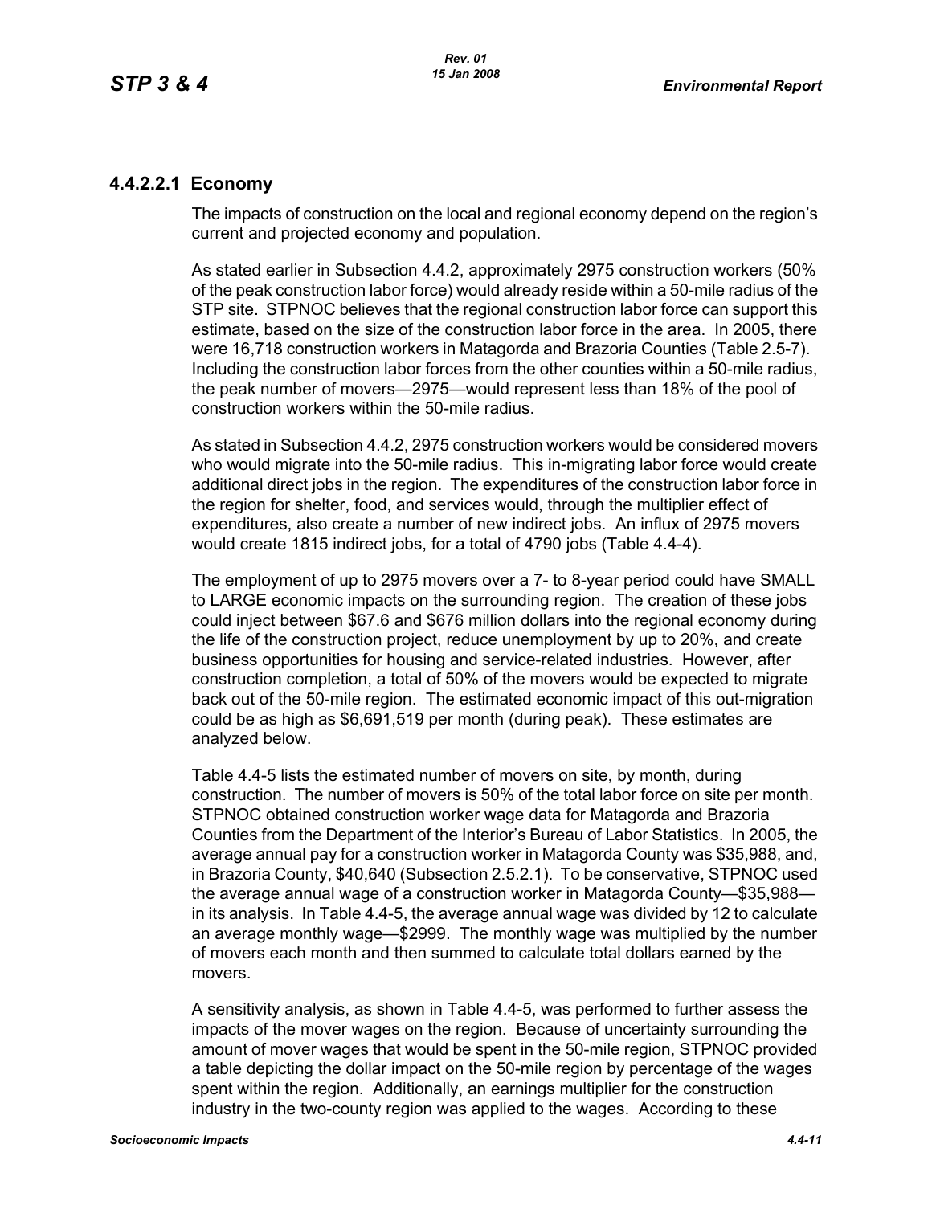### 4.4.2.2.1 Economy

The impacts of construction on the local and regional economy depend on the region's current and projected economy and population.

As stated earlier in Subsection 4.4.2, approximately 2975 construction workers (50% of the peak construction labor force) would already reside within a 50-mile radius of the STP site. STPNOC believes that the regional construction labor force can support this estimate, based on the size of the construction labor force in the area. In 2005, there were 16,718 construction workers in Matagorda and Brazoria Counties (Table 2.5-7). Including the construction labor forces from the other counties within a 50-mile radius, the peak number of movers—2975—would represent less than 18% of the pool of construction workers within the 50-mile radius.

As stated in Subsection 4.4.2, 2975 construction workers would be considered movers who would migrate into the 50-mile radius. This in-migrating labor force would create additional direct jobs in the region. The expenditures of the construction labor force in the region for shelter, food, and services would, through the multiplier effect of expenditures, also create a number of new indirect jobs. An influx of 2975 movers would create 1815 indirect jobs, for a total of 4790 jobs (Table 4.4-4).

The employment of up to 2975 movers over a 7- to 8-year period could have SMALL to LARGE economic impacts on the surrounding region. The creation of these jobs could inject between $67.6 and $676 million dollars into the regional economy during the life of the construction project, reduce unemployment by up to 20%, and create business opportunities for housing and service-related industries. However, after construction completion, a total of 50% of the movers would be expected to migrate back out of the 50-mile region. The estimated economic impact of this out-migration could be as high as $6,691,519 per month (during peak). These estimates are analyzed below.

Table 4.4-5 lists the estimated number of movers on site, by month, during construction. The number of movers is 50% of the total labor force on site per month. STPNOC obtained construction worker wage data for Matagorda and Brazoria Counties from the Department of the Interior's Bureau of Labor Statistics. In 2005, the average annual pay for a construction worker in Matagorda County was $35,988, and, in Brazoria County, $40,640 (Subsection 2.5.2.1). To be conservative, STPNOC used the average annual wage of a construction worker in Matagorda County—$35,988—in its analysis. In Table 4.4-5, the average annual wage was divided by 12 to calculate an average monthly wage—$2999. The monthly wage was multiplied by the number of movers each month and then summed to calculate total dollars earned by the movers.

A sensitivity analysis, as shown in Table 4.4-5, was performed to further assess the impacts of the mover wages on the region. Because of uncertainty surrounding the amount of mover wages that would be spent in the 50-mile region, STPNOC provided a table depicting the dollar impact on the 50-mile region by percentage of the wages spent within the region. Additionally, an earnings multiplier for the construction industry in the two-county region was applied to the wages. According to these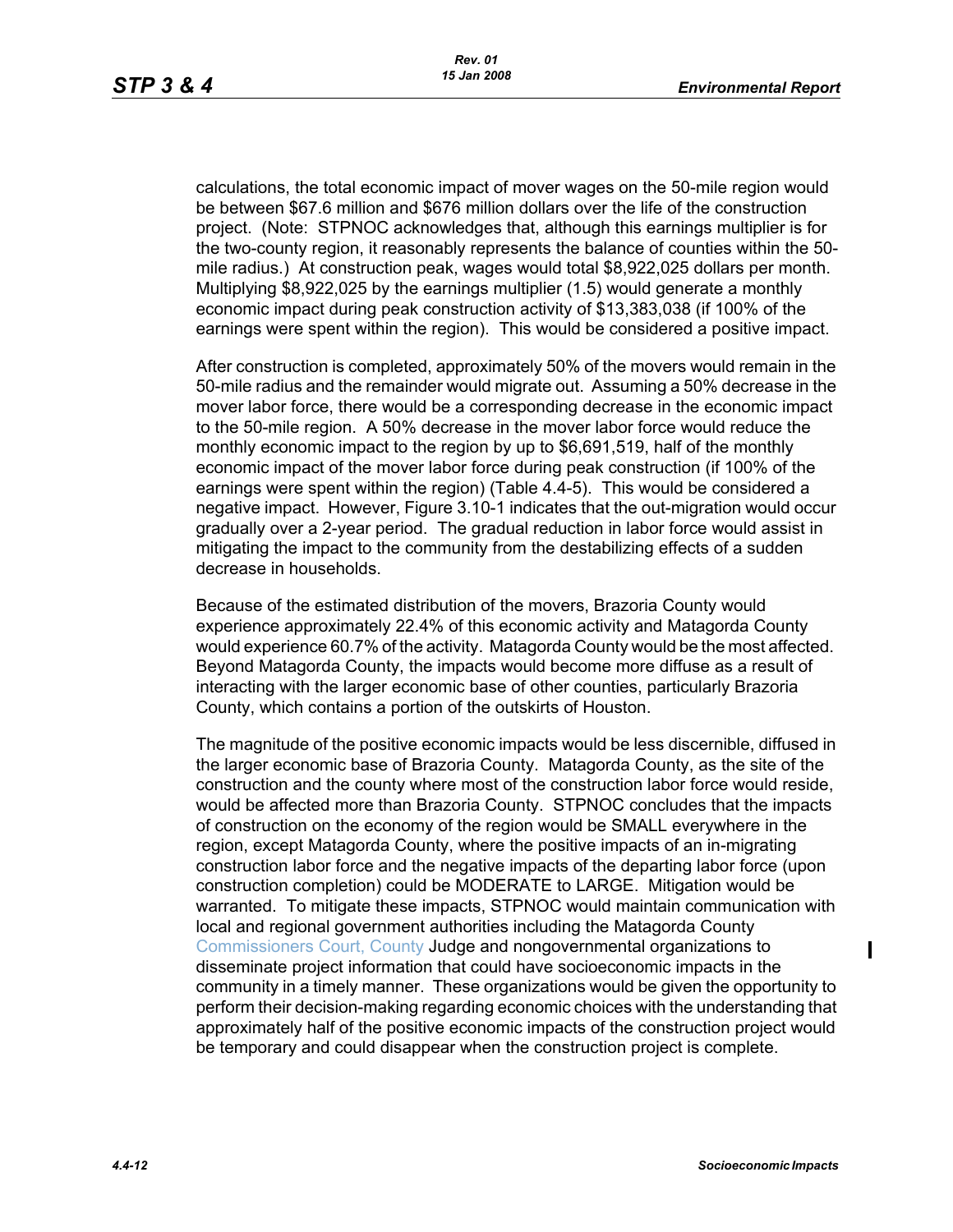calculations, the total economic impact of mover wages on the 50-mile region would be between $67.6 million and $676 million dollars over the life of the construction project. (Note: STPNOC acknowledges that, although this earnings multiplier is for the two-county region, it reasonably represents the balance of counties within the 50-mile radius.) At construction peak, wages would total $8,922,025 dollars per month. Multiplying $8,922,025 by the earnings multiplier (1.5) would generate a monthly economic impact during peak construction activity of $13,383,038 (if 100% of the earnings were spent within the region). This would be considered a positive impact.

After construction is completed, approximately 50% of the movers would remain in the 50-mile radius and the remainder would migrate out. Assuming a 50% decrease in the mover labor force, there would be a corresponding decrease in the economic impact to the 50-mile region. A 50% decrease in the mover labor force would reduce the monthly economic impact to the region by up to $6,691,519, half of the monthly economic impact of the mover labor force during peak construction (if 100% of the earnings were spent within the region) (Table 4.4-5). This would be considered a negative impact. However, Figure 3.10-1 indicates that the out-migration would occur gradually over a 2-year period. The gradual reduction in labor force would assist in mitigating the impact to the community from the destabilizing effects of a sudden decrease in households.

Because of the estimated distribution of the movers, Brazoria County would experience approximately 22.4% of this economic activity and Matagorda County would experience 60.7% of the activity. Matagorda County would be the most affected. Beyond Matagorda County, the impacts would become more diffuse as a result of interacting with the larger economic base of other counties, particularly Brazoria County, which contains a portion of the outskirts of Houston.

The magnitude of the positive economic impacts would be less discernible, diffused in the larger economic base of Brazoria County. Matagorda County, as the site of the construction and the county where most of the construction labor force would reside, would be affected more than Brazoria County. STPNOC concludes that the impacts of construction on the economy of the region would be SMALL everywhere in the region, except Matagorda County, where the positive impacts of an in-migrating construction labor force and the negative impacts of the departing labor force (upon construction completion) could be MODERATE to LARGE. Mitigation would be warranted. To mitigate these impacts, STPNOC would maintain communication with local and regional government authorities including the Matagorda County Commissioners Court, County Judge and nongovernmental organizations to disseminate project information that could have socioeconomic impacts in the community in a timely manner. These organizations would be given the opportunity to perform their decision-making regarding economic choices with the understanding that approximately half of the positive economic impacts of the construction project would be temporary and could disappear when the construction project is complete.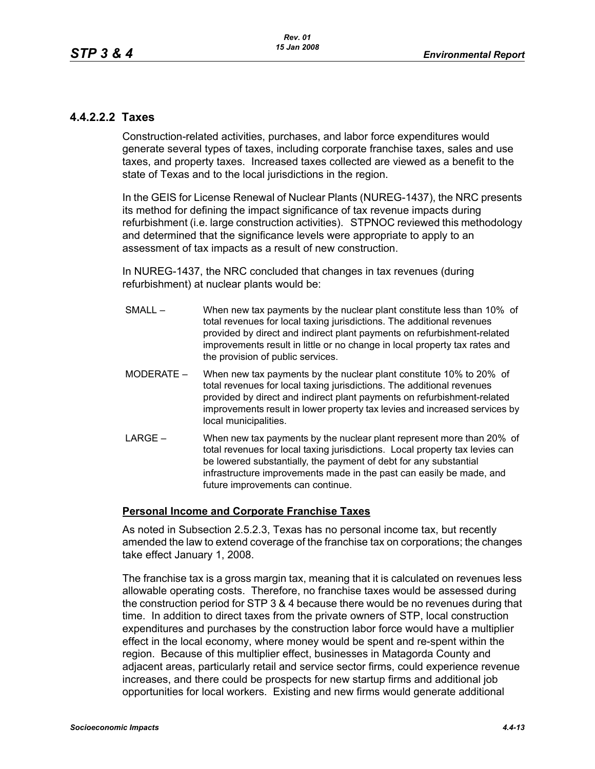#### 4.4.2.2.2 Taxes

Construction-related activities, purchases, and labor force expenditures would generate several types of taxes, including corporate franchise taxes, sales and use taxes, and property taxes. Increased taxes collected are viewed as a benefit to the state of Texas and to the local jurisdictions in the region.

In the GEIS for License Renewal of Nuclear Plants (NUREG-1437), the NRC presents its method for defining the impact significance of tax revenue impacts during refurbishment (i.e. large construction activities). STPNOC reviewed this methodology and determined that the significance levels were appropriate to apply to an assessment of tax impacts as a result of new construction.

In NUREG-1437, the NRC concluded that changes in tax revenues (during refurbishment) at nuclear plants would be:

- SMALL – When new tax payments by the nuclear plant constitute less than 10% of total revenues for local taxing jurisdictions. The additional revenues provided by direct and indirect plant payments on refurbishment-related improvements result in little or no change in local property tax rates and the provision of public services.
- MODERATE – When new tax payments by the nuclear plant constitute 10% to 20% of total revenues for local taxing jurisdictions. The additional revenues provided by direct and indirect plant payments on refurbishment-related improvements result in lower property tax levies and increased services by local municipalities.
- LARGE – When new tax payments by the nuclear plant represent more than 20% of total revenues for local taxing jurisdictions. Local property tax levies can be lowered substantially, the payment of debt for any substantial infrastructure improvements made in the past can easily be made, and future improvements can continue.

**Personal Income and Corporate Franchise Taxes**

As noted in Subsection 2.5.2.3, Texas has no personal income tax, but recently amended the law to extend coverage of the franchise tax on corporations; the changes take effect January 1, 2008.

The franchise tax is a gross margin tax, meaning that it is calculated on revenues less allowable operating costs. Therefore, no franchise taxes would be assessed during the construction period for STP 3 & 4 because there would be no revenues during that time. In addition to direct taxes from the private owners of STP, local construction expenditures and purchases by the construction labor force would have a multiplier effect in the local economy, where money would be spent and re-spent within the region. Because of this multiplier effect, businesses in Matagorda County and adjacent areas, particularly retail and service sector firms, could experience revenue increases, and there could be prospects for new startup firms and additional job opportunities for local workers. Existing and new firms would generate additional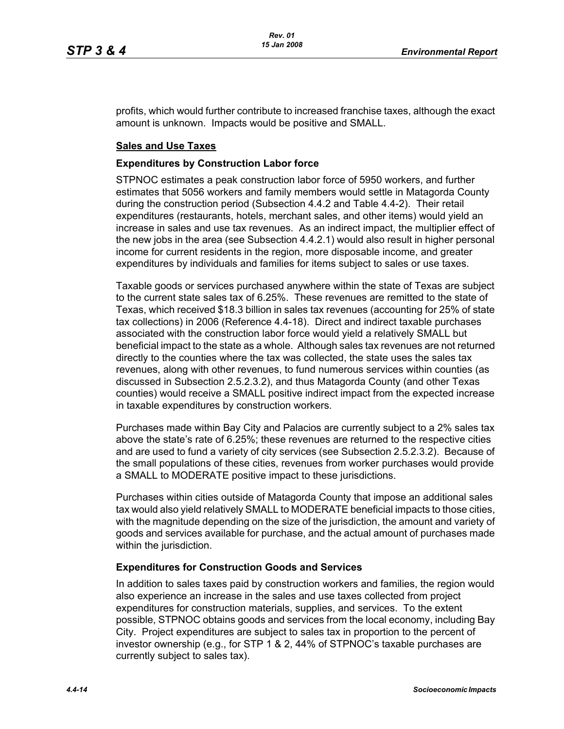profits, which would further contribute to increased franchise taxes, although the exact amount is unknown. Impacts would be positive and SMALL.

## Sales and Use Taxes

### Expenditures by Construction Labor force

STPNOC estimates a peak construction labor force of 5950 workers, and further estimates that 5056 workers and family members would settle in Matagorda County during the construction period (Subsection 4.4.2 and Table 4.4-2). Their retail expenditures (restaurants, hotels, merchant sales, and other items) would yield an increase in sales and use tax revenues. As an indirect impact, the multiplier effect of the new jobs in the area (see Subsection 4.4.2.1) would also result in higher personal income for current residents in the region, more disposable income, and greater expenditures by individuals and families for items subject to sales or use taxes.

Taxable goods or services purchased anywhere within the state of Texas are subject to the current state sales tax of 6.25%. These revenues are remitted to the state of Texas, which received $18.3 billion in sales tax revenues (accounting for 25% of state tax collections) in 2006 (Reference 4.4-18). Direct and indirect taxable purchases associated with the construction labor force would yield a relatively SMALL but beneficial impact to the state as a whole. Although sales tax revenues are not returned directly to the counties where the tax was collected, the state uses the sales tax revenues, along with other revenues, to fund numerous services within counties (as discussed in Subsection 2.5.2.3.2), and thus Matagorda County (and other Texas counties) would receive a SMALL positive indirect impact from the expected increase in taxable expenditures by construction workers.

Purchases made within Bay City and Palacios are currently subject to a 2% sales tax above the state's rate of 6.25%; these revenues are returned to the respective cities and are used to fund a variety of city services (see Subsection 2.5.2.3.2). Because of the small populations of these cities, revenues from worker purchases would provide a SMALL to MODERATE positive impact to these jurisdictions.

Purchases within cities outside of Matagorda County that impose an additional sales tax would also yield relatively SMALL to MODERATE beneficial impacts to those cities, with the magnitude depending on the size of the jurisdiction, the amount and variety of goods and services available for purchase, and the actual amount of purchases made within the jurisdiction.

### Expenditures for Construction Goods and Services

In addition to sales taxes paid by construction workers and families, the region would also experience an increase in the sales and use taxes collected from project expenditures for construction materials, supplies, and services. To the extent possible, STPNOC obtains goods and services from the local economy, including Bay City. Project expenditures are subject to sales tax in proportion to the percent of investor ownership (e.g., for STP 1 & 2, 44% of STPNOC's taxable purchases are currently subject to sales tax).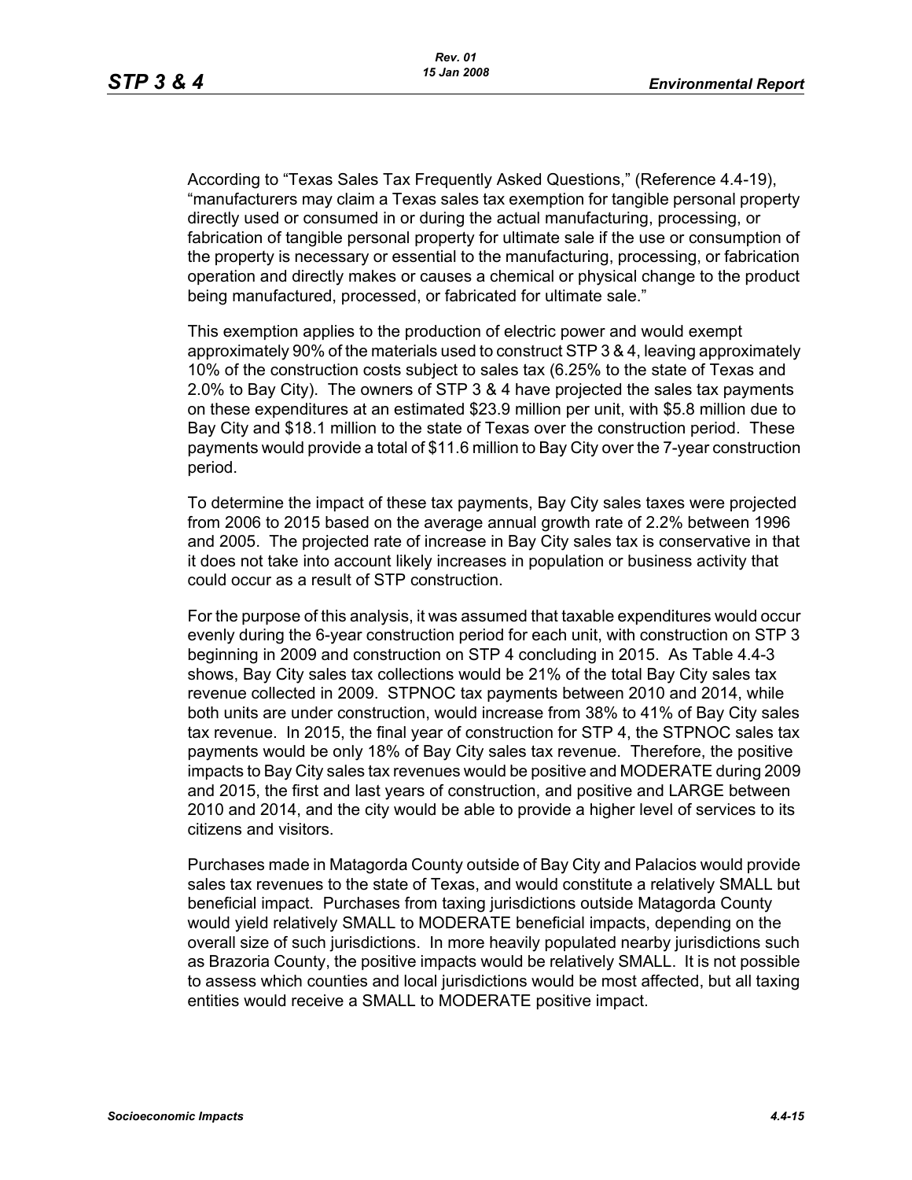According to "Texas Sales Tax Frequently Asked Questions," (Reference 4.4-19), "manufacturers may claim a Texas sales tax exemption for tangible personal property directly used or consumed in or during the actual manufacturing, processing, or fabrication of tangible personal property for ultimate sale if the use or consumption of the property is necessary or essential to the manufacturing, processing, or fabrication operation and directly makes or causes a chemical or physical change to the product being manufactured, processed, or fabricated for ultimate sale."

This exemption applies to the production of electric power and would exempt approximately 90% of the materials used to construct STP 3 & 4, leaving approximately 10% of the construction costs subject to sales tax (6.25% to the state of Texas and 2.0% to Bay City). The owners of STP 3 & 4 have projected the sales tax payments on these expenditures at an estimated $23.9 million per unit, with $5.8 million due to Bay City and $18.1 million to the state of Texas over the construction period. These payments would provide a total of $11.6 million to Bay City over the 7-year construction period.

To determine the impact of these tax payments, Bay City sales taxes were projected from 2006 to 2015 based on the average annual growth rate of 2.2% between 1996 and 2005. The projected rate of increase in Bay City sales tax is conservative in that it does not take into account likely increases in population or business activity that could occur as a result of STP construction.

For the purpose of this analysis, it was assumed that taxable expenditures would occur evenly during the 6-year construction period for each unit, with construction on STP 3 beginning in 2009 and construction on STP 4 concluding in 2015. As Table 4.4-3 shows, Bay City sales tax collections would be 21% of the total Bay City sales tax revenue collected in 2009. STPNOC tax payments between 2010 and 2014, while both units are under construction, would increase from 38% to 41% of Bay City sales tax revenue. In 2015, the final year of construction for STP 4, the STPNOC sales tax payments would be only 18% of Bay City sales tax revenue. Therefore, the positive impacts to Bay City sales tax revenues would be positive and MODERATE during 2009 and 2015, the first and last years of construction, and positive and LARGE between 2010 and 2014, and the city would be able to provide a higher level of services to its citizens and visitors.

Purchases made in Matagorda County outside of Bay City and Palacios would provide sales tax revenues to the state of Texas, and would constitute a relatively SMALL but beneficial impact. Purchases from taxing jurisdictions outside Matagorda County would yield relatively SMALL to MODERATE beneficial impacts, depending on the overall size of such jurisdictions. In more heavily populated nearby jurisdictions such as Brazoria County, the positive impacts would be relatively SMALL. It is not possible to assess which counties and local jurisdictions would be most affected, but all taxing entities would receive a SMALL to MODERATE positive impact.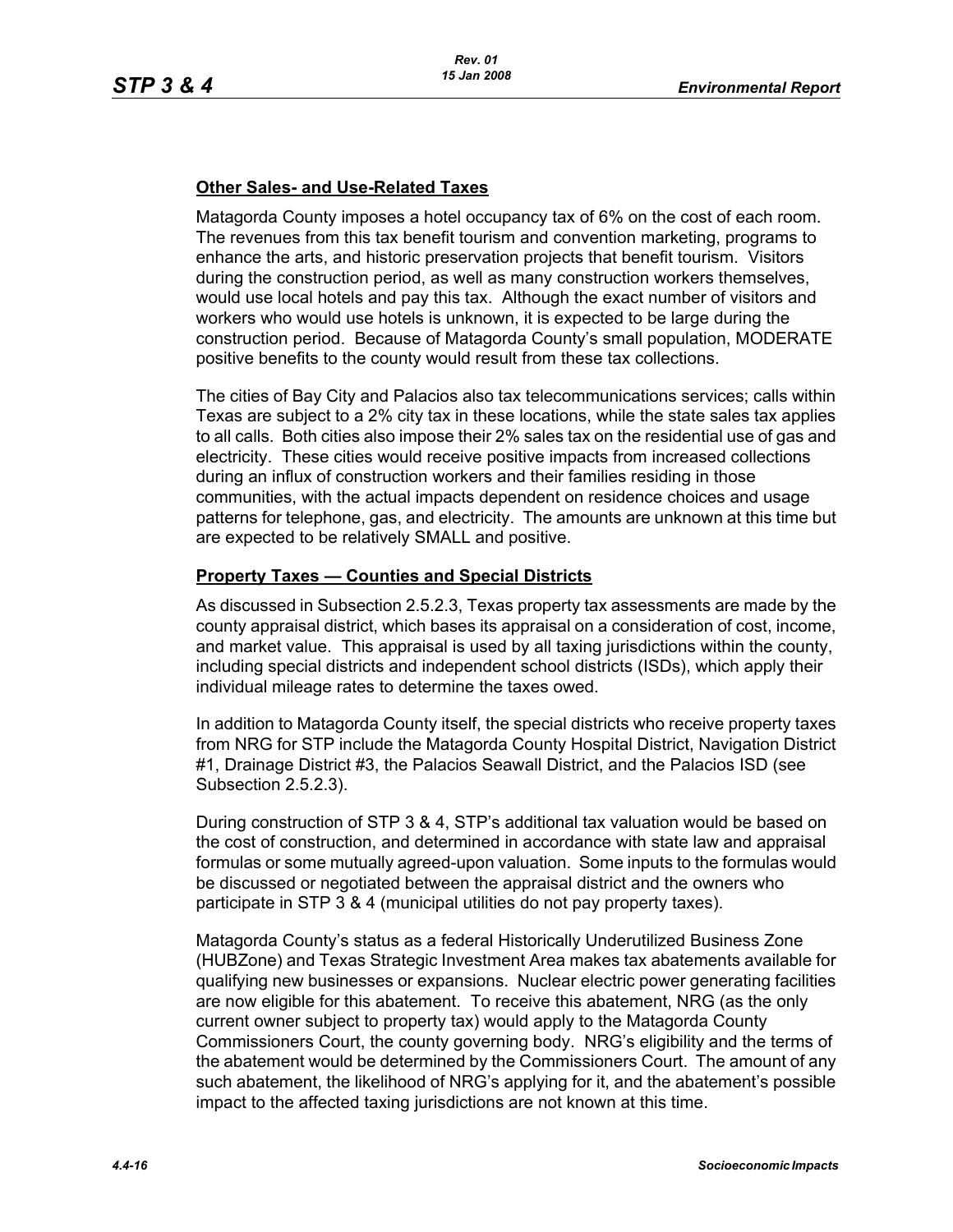**Other Sales- and Use-Related Taxes**

Matagorda County imposes a hotel occupancy tax of 6% on the cost of each room. The revenues from this tax benefit tourism and convention marketing, programs to enhance the arts, and historic preservation projects that benefit tourism. Visitors during the construction period, as well as many construction workers themselves, would use local hotels and pay this tax. Although the exact number of visitors and workers who would use hotels is unknown, it is expected to be large during the construction period. Because of Matagorda County's small population, MODERATE positive benefits to the county would result from these tax collections.

The cities of Bay City and Palacios also tax telecommunications services; calls within Texas are subject to a 2% city tax in these locations, while the state sales tax applies to all calls. Both cities also impose their 2% sales tax on the residential use of gas and electricity. These cities would receive positive impacts from increased collections during an influx of construction workers and their families residing in those communities, with the actual impacts dependent on residence choices and usage patterns for telephone, gas, and electricity. The amounts are unknown at this time but are expected to be relatively SMALL and positive.

**Property Taxes — Counties and Special Districts**

As discussed in Subsection 2.5.2.3, Texas property tax assessments are made by the county appraisal district, which bases its appraisal on a consideration of cost, income, and market value. This appraisal is used by all taxing jurisdictions within the county, including special districts and independent school districts (ISDs), which apply their individual mileage rates to determine the taxes owed.

In addition to Matagorda County itself, the special districts who receive property taxes from NRG for STP include the Matagorda County Hospital District, Navigation District #1, Drainage District #3, the Palacios Seawall District, and the Palacios ISD (see Subsection 2.5.2.3).

During construction of STP 3 & 4, STP's additional tax valuation would be based on the cost of construction, and determined in accordance with state law and appraisal formulas or some mutually agreed-upon valuation. Some inputs to the formulas would be discussed or negotiated between the appraisal district and the owners who participate in STP 3 & 4 (municipal utilities do not pay property taxes).

Matagorda County's status as a federal Historically Underutilized Business Zone (HUBZone) and Texas Strategic Investment Area makes tax abatements available for qualifying new businesses or expansions. Nuclear electric power generating facilities are now eligible for this abatement. To receive this abatement, NRG (as the only current owner subject to property tax) would apply to the Matagorda County Commissioners Court, the county governing body. NRG's eligibility and the terms of the abatement would be determined by the Commissioners Court. The amount of any such abatement, the likelihood of NRG's applying for it, and the abatement's possible impact to the affected taxing jurisdictions are not known at this time.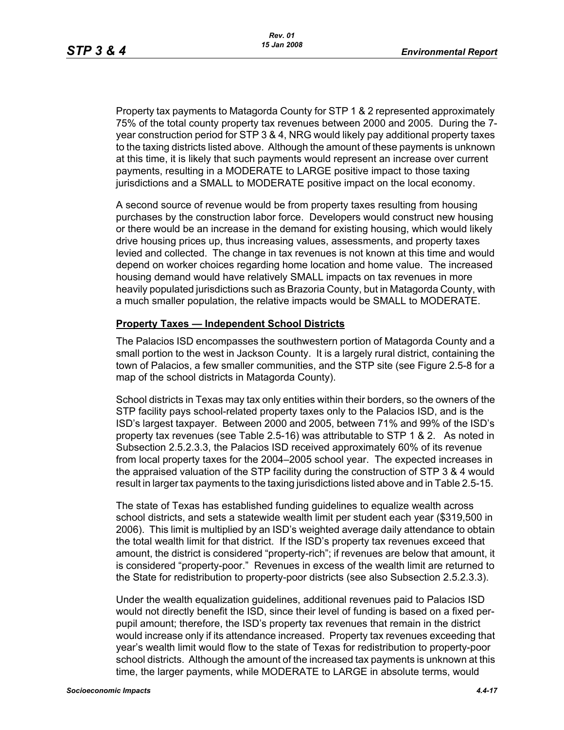Property tax payments to Matagorda County for STP 1 & 2 represented approximately 75% of the total county property tax revenues between 2000 and 2005. During the 7-year construction period for STP 3 & 4, NRG would likely pay additional property taxes to the taxing districts listed above. Although the amount of these payments is unknown at this time, it is likely that such payments would represent an increase over current payments, resulting in a MODERATE to LARGE positive impact to those taxing jurisdictions and a SMALL to MODERATE positive impact on the local economy.

A second source of revenue would be from property taxes resulting from housing purchases by the construction labor force. Developers would construct new housing or there would be an increase in the demand for existing housing, which would likely drive housing prices up, thus increasing values, assessments, and property taxes levied and collected. The change in tax revenues is not known at this time and would depend on worker choices regarding home location and home value. The increased housing demand would have relatively SMALL impacts on tax revenues in more heavily populated jurisdictions such as Brazoria County, but in Matagorda County, with a much smaller population, the relative impacts would be SMALL to MODERATE.

**Property Taxes — Independent School Districts**

The Palacios ISD encompasses the southwestern portion of Matagorda County and a small portion to the west in Jackson County. It is a largely rural district, containing the town of Palacios, a few smaller communities, and the STP site (see Figure 2.5-8 for a map of the school districts in Matagorda County).

School districts in Texas may tax only entities within their borders, so the owners of the STP facility pays school-related property taxes only to the Palacios ISD, and is the ISD's largest taxpayer. Between 2000 and 2005, between 71% and 99% of the ISD's property tax revenues (see Table 2.5-16) was attributable to STP 1 & 2. As noted in Subsection 2.5.2.3.3, the Palacios ISD received approximately 60% of its revenue from local property taxes for the 2004–2005 school year. The expected increases in the appraised valuation of the STP facility during the construction of STP 3 & 4 would result in larger tax payments to the taxing jurisdictions listed above and in Table 2.5-15.

The state of Texas has established funding guidelines to equalize wealth across school districts, and sets a statewide wealth limit per student each year ($319,500 in 2006). This limit is multiplied by an ISD's weighted average daily attendance to obtain the total wealth limit for that district. If the ISD's property tax revenues exceed that amount, the district is considered "property-rich"; if revenues are below that amount, it is considered "property-poor." Revenues in excess of the wealth limit are returned to the State for redistribution to property-poor districts (see also Subsection 2.5.2.3.3).

Under the wealth equalization guidelines, additional revenues paid to Palacios ISD would not directly benefit the ISD, since their level of funding is based on a fixed per-pupil amount; therefore, the ISD's property tax revenues that remain in the district would increase only if its attendance increased. Property tax revenues exceeding that year's wealth limit would flow to the state of Texas for redistribution to property-poor school districts. Although the amount of the increased tax payments is unknown at this time, the larger payments, while MODERATE to LARGE in absolute terms, would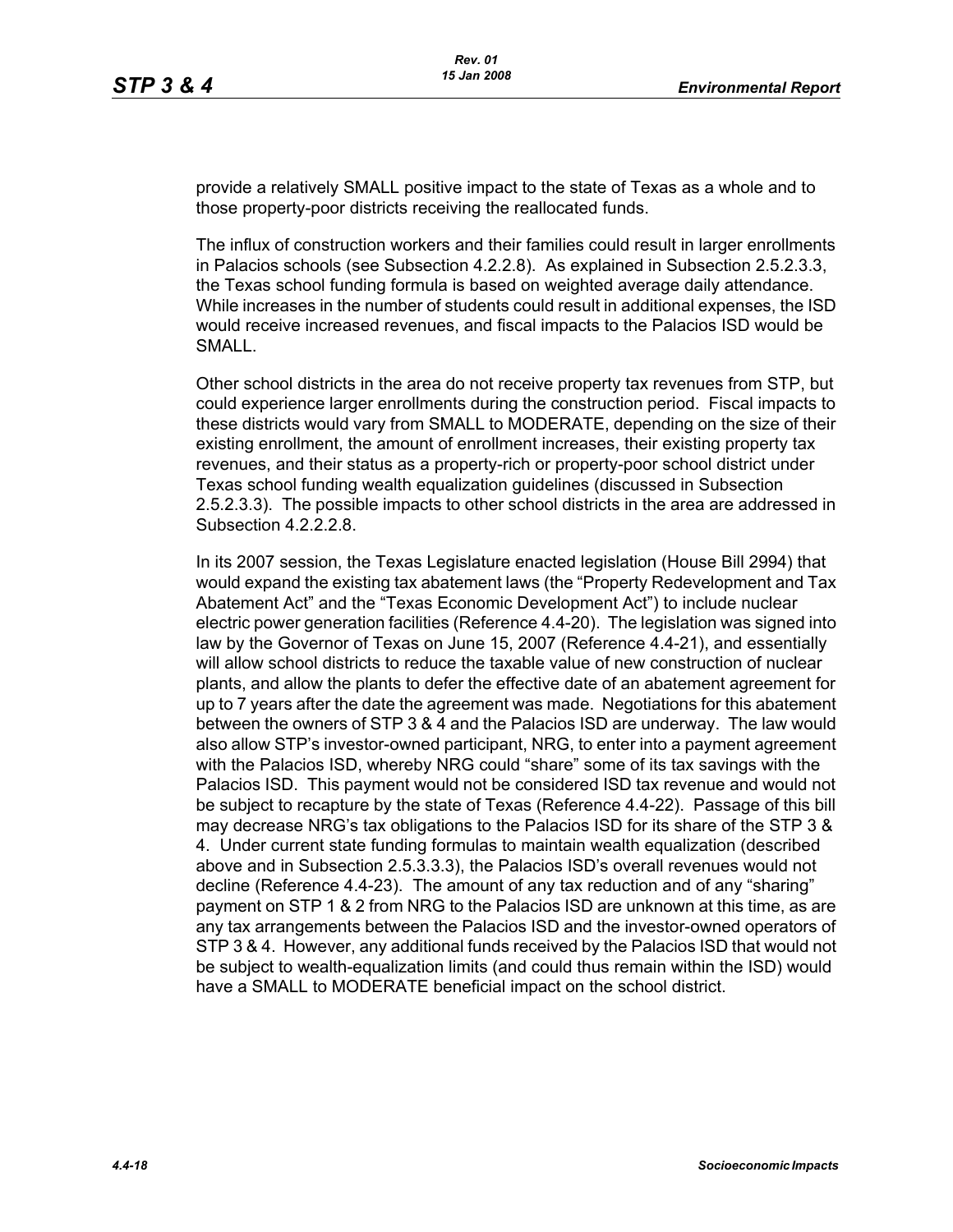provide a relatively SMALL positive impact to the state of Texas as a whole and to those property-poor districts receiving the reallocated funds.

The influx of construction workers and their families could result in larger enrollments in Palacios schools (see Subsection 4.2.2.8). As explained in Subsection 2.5.2.3.3, the Texas school funding formula is based on weighted average daily attendance. While increases in the number of students could result in additional expenses, the ISD would receive increased revenues, and fiscal impacts to the Palacios ISD would be SMALL.

Other school districts in the area do not receive property tax revenues from STP, but could experience larger enrollments during the construction period. Fiscal impacts to these districts would vary from SMALL to MODERATE, depending on the size of their existing enrollment, the amount of enrollment increases, their existing property tax revenues, and their status as a property-rich or property-poor school district under Texas school funding wealth equalization guidelines (discussed in Subsection 2.5.2.3.3). The possible impacts to other school districts in the area are addressed in Subsection 4.2.2.2.8.

In its 2007 session, the Texas Legislature enacted legislation (House Bill 2994) that would expand the existing tax abatement laws (the "Property Redevelopment and Tax Abatement Act" and the "Texas Economic Development Act") to include nuclear electric power generation facilities (Reference 4.4-20). The legislation was signed into law by the Governor of Texas on June 15, 2007 (Reference 4.4-21), and essentially will allow school districts to reduce the taxable value of new construction of nuclear plants, and allow the plants to defer the effective date of an abatement agreement for up to 7 years after the date the agreement was made. Negotiations for this abatement between the owners of STP 3 & 4 and the Palacios ISD are underway. The law would also allow STP's investor-owned participant, NRG, to enter into a payment agreement with the Palacios ISD, whereby NRG could "share" some of its tax savings with the Palacios ISD. This payment would not be considered ISD tax revenue and would not be subject to recapture by the state of Texas (Reference 4.4-22). Passage of this bill may decrease NRG's tax obligations to the Palacios ISD for its share of the STP 3 & 4. Under current state funding formulas to maintain wealth equalization (described above and in Subsection 2.5.3.3.3), the Palacios ISD's overall revenues would not decline (Reference 4.4-23). The amount of any tax reduction and of any "sharing" payment on STP 1 & 2 from NRG to the Palacios ISD are unknown at this time, as are any tax arrangements between the Palacios ISD and the investor-owned operators of STP 3 & 4. However, any additional funds received by the Palacios ISD that would not be subject to wealth-equalization limits (and could thus remain within the ISD) would have a SMALL to MODERATE beneficial impact on the school district.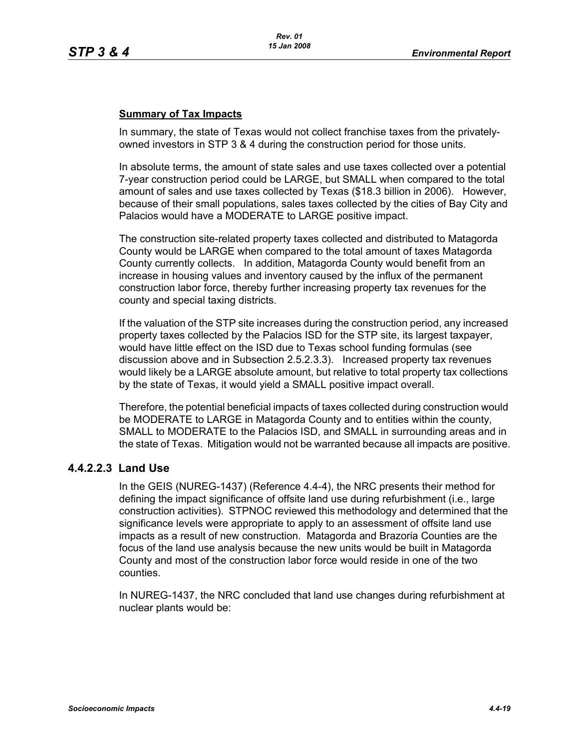**Summary of Tax Impacts**

In summary, the state of Texas would not collect franchise taxes from the privately-owned investors in STP 3 & 4 during the construction period for those units.

In absolute terms, the amount of state sales and use taxes collected over a potential 7-year construction period could be LARGE, but SMALL when compared to the total amount of sales and use taxes collected by Texas ($18.3 billion in 2006). However, because of their small populations, sales taxes collected by the cities of Bay City and Palacios would have a MODERATE to LARGE positive impact.

The construction site-related property taxes collected and distributed to Matagorda County would be LARGE when compared to the total amount of taxes Matagorda County currently collects. In addition, Matagorda County would benefit from an increase in housing values and inventory caused by the influx of the permanent construction labor force, thereby further increasing property tax revenues for the county and special taxing districts.

If the valuation of the STP site increases during the construction period, any increased property taxes collected by the Palacios ISD for the STP site, its largest taxpayer, would have little effect on the ISD due to Texas school funding formulas (see discussion above and in Subsection 2.5.2.3.3). Increased property tax revenues would likely be a LARGE absolute amount, but relative to total property tax collections by the state of Texas, it would yield a SMALL positive impact overall.

Therefore, the potential beneficial impacts of taxes collected during construction would be MODERATE to LARGE in Matagorda County and to entities within the county, SMALL to MODERATE to the Palacios ISD, and SMALL in surrounding areas and in the state of Texas. Mitigation would not be warranted because all impacts are positive.

### 4.4.2.2.3 Land Use

In the GEIS (NUREG-1437) (Reference 4.4-4), the NRC presents their method for defining the impact significance of offsite land use during refurbishment (i.e., large construction activities). STPNOC reviewed this methodology and determined that the significance levels were appropriate to apply to an assessment of offsite land use impacts as a result of new construction. Matagorda and Brazoria Counties are the focus of the land use analysis because the new units would be built in Matagorda County and most of the construction labor force would reside in one of the two counties.

In NUREG-1437, the NRC concluded that land use changes during refurbishment at nuclear plants would be: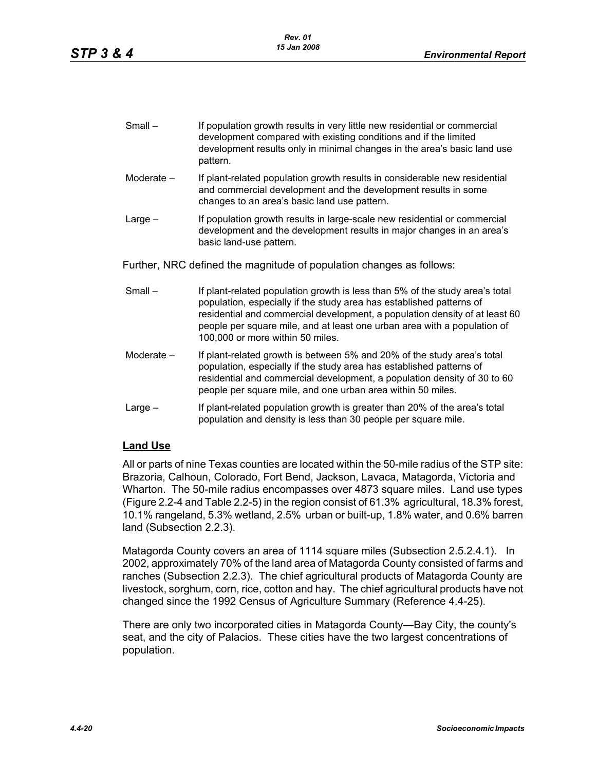Small – If population growth results in very little new residential or commercial development compared with existing conditions and if the limited development results only in minimal changes in the area's basic land use pattern.

Moderate – If plant-related population growth results in considerable new residential and commercial development and the development results in some changes to an area's basic land use pattern.

Large – If population growth results in large-scale new residential or commercial development and the development results in major changes in an area's basic land-use pattern.

Further, NRC defined the magnitude of population changes as follows:

Small – If plant-related population growth is less than 5% of the study area's total population, especially if the study area has established patterns of residential and commercial development, a population density of at least 60 people per square mile, and at least one urban area with a population of 100,000 or more within 50 miles.

Moderate – If plant-related growth is between 5% and 20% of the study area's total population, especially if the study area has established patterns of residential and commercial development, a population density of 30 to 60 people per square mile, and one urban area within 50 miles.

Large – If plant-related population growth is greater than 20% of the area's total population and density is less than 30 people per square mile.

**Land Use**

All or parts of nine Texas counties are located within the 50-mile radius of the STP site: Brazoria, Calhoun, Colorado, Fort Bend, Jackson, Lavaca, Matagorda, Victoria and Wharton. The 50-mile radius encompasses over 4873 square miles. Land use types (Figure 2.2-4 and Table 2.2-5) in the region consist of 61.3% agricultural, 18.3% forest, 10.1% rangeland, 5.3% wetland, 2.5% urban or built-up, 1.8% water, and 0.6% barren land (Subsection 2.2.3).

Matagorda County covers an area of 1114 square miles (Subsection 2.5.2.4.1). In 2002, approximately 70% of the land area of Matagorda County consisted of farms and ranches (Subsection 2.2.3). The chief agricultural products of Matagorda County are livestock, sorghum, corn, rice, cotton and hay. The chief agricultural products have not changed since the 1992 Census of Agriculture Summary (Reference 4.4-25).

There are only two incorporated cities in Matagorda County—Bay City, the county's seat, and the city of Palacios. These cities have the two largest concentrations of population.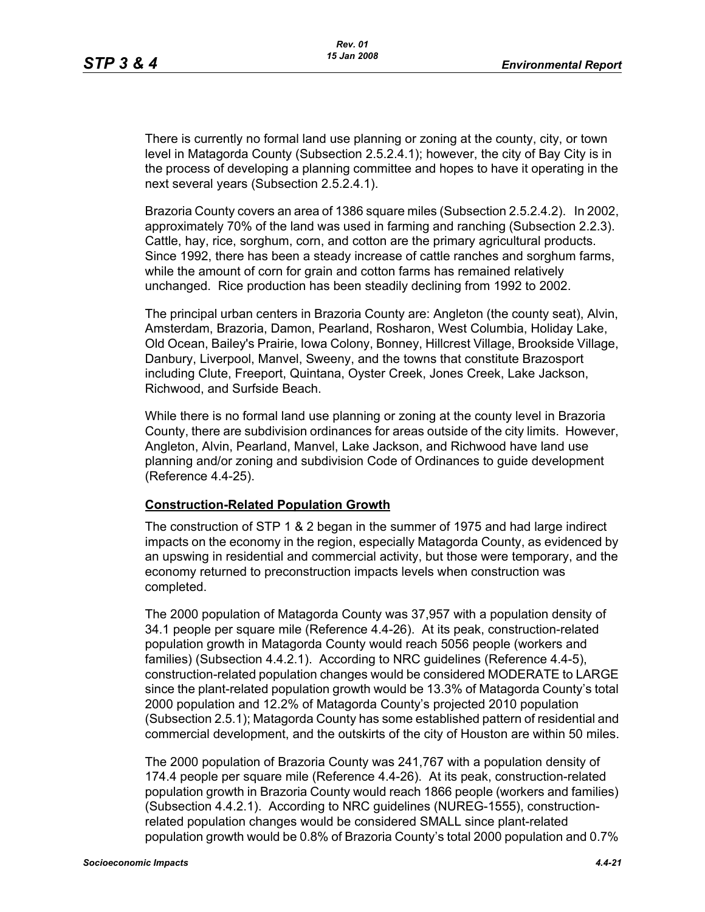There is currently no formal land use planning or zoning at the county, city, or town level in Matagorda County (Subsection 2.5.2.4.1); however, the city of Bay City is in the process of developing a planning committee and hopes to have it operating in the next several years (Subsection 2.5.2.4.1).

Brazoria County covers an area of 1386 square miles (Subsection 2.5.2.4.2). In 2002, approximately 70% of the land was used in farming and ranching (Subsection 2.2.3). Cattle, hay, rice, sorghum, corn, and cotton are the primary agricultural products. Since 1992, there has been a steady increase of cattle ranches and sorghum farms, while the amount of corn for grain and cotton farms has remained relatively unchanged. Rice production has been steadily declining from 1992 to 2002.

The principal urban centers in Brazoria County are: Angleton (the county seat), Alvin, Amsterdam, Brazoria, Damon, Pearland, Rosharon, West Columbia, Holiday Lake, Old Ocean, Bailey's Prairie, Iowa Colony, Bonney, Hillcrest Village, Brookside Village, Danbury, Liverpool, Manvel, Sweeny, and the towns that constitute Brazosport including Clute, Freeport, Quintana, Oyster Creek, Jones Creek, Lake Jackson, Richwood, and Surfside Beach.

While there is no formal land use planning or zoning at the county level in Brazoria County, there are subdivision ordinances for areas outside of the city limits. However, Angleton, Alvin, Pearland, Manvel, Lake Jackson, and Richwood have land use planning and/or zoning and subdivision Code of Ordinances to guide development (Reference 4.4-25).

**Construction-Related Population Growth**

The construction of STP 1 & 2 began in the summer of 1975 and had large indirect impacts on the economy in the region, especially Matagorda County, as evidenced by an upswing in residential and commercial activity, but those were temporary, and the economy returned to preconstruction impacts levels when construction was completed.

The 2000 population of Matagorda County was 37,957 with a population density of 34.1 people per square mile (Reference 4.4-26). At its peak, construction-related population growth in Matagorda County would reach 5056 people (workers and families) (Subsection 4.4.2.1). According to NRC guidelines (Reference 4.4-5), construction-related population changes would be considered MODERATE to LARGE since the plant-related population growth would be 13.3% of Matagorda County's total 2000 population and 12.2% of Matagorda County's projected 2010 population (Subsection 2.5.1); Matagorda County has some established pattern of residential and commercial development, and the outskirts of the city of Houston are within 50 miles.

The 2000 population of Brazoria County was 241,767 with a population density of 174.4 people per square mile (Reference 4.4-26). At its peak, construction-related population growth in Brazoria County would reach 1866 people (workers and families) (Subsection 4.4.2.1). According to NRC guidelines (NUREG-1555), construction-related population changes would be considered SMALL since plant-related population growth would be 0.8% of Brazoria County's total 2000 population and 0.7%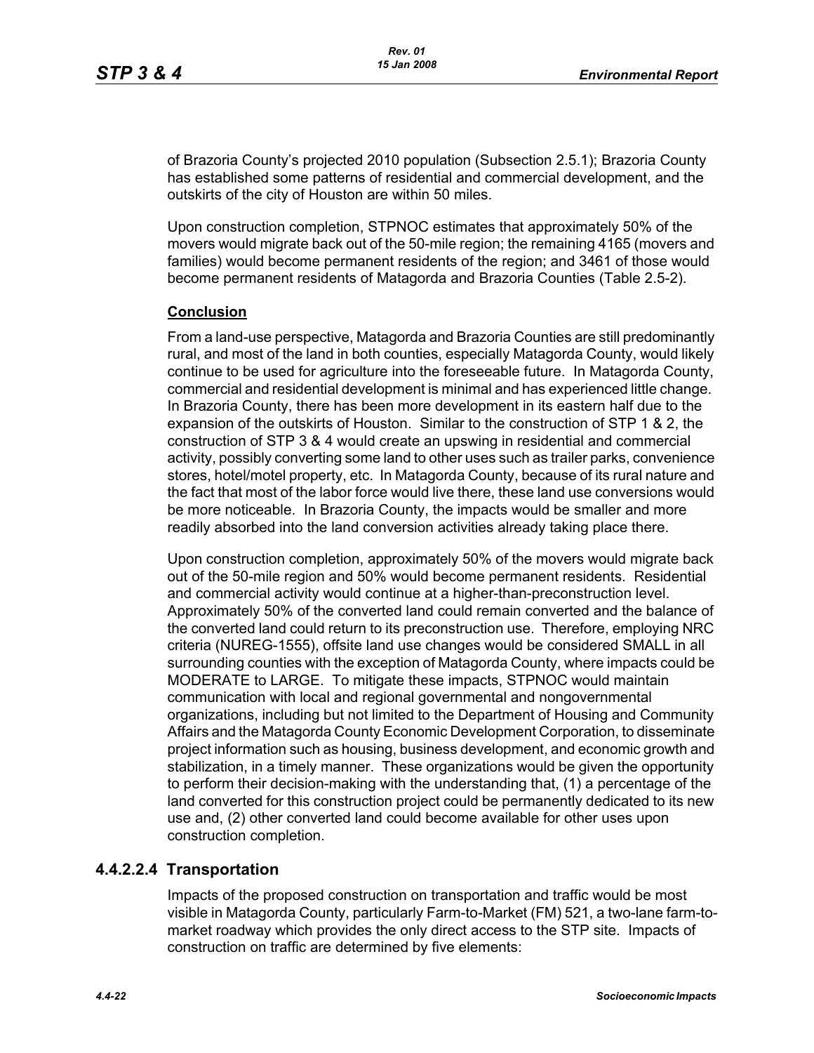of Brazoria County's projected 2010 population (Subsection 2.5.1); Brazoria County has established some patterns of residential and commercial development, and the outskirts of the city of Houston are within 50 miles.

Upon construction completion, STPNOC estimates that approximately 50% of the movers would migrate back out of the 50-mile region; the remaining 4165 (movers and families) would become permanent residents of the region; and 3461 of those would become permanent residents of Matagorda and Brazoria Counties (Table 2.5-2).

**Conclusion**

From a land-use perspective, Matagorda and Brazoria Counties are still predominantly rural, and most of the land in both counties, especially Matagorda County, would likely continue to be used for agriculture into the foreseeable future. In Matagorda County, commercial and residential development is minimal and has experienced little change. In Brazoria County, there has been more development in its eastern half due to the expansion of the outskirts of Houston. Similar to the construction of STP 1 & 2, the construction of STP 3 & 4 would create an upswing in residential and commercial activity, possibly converting some land to other uses such as trailer parks, convenience stores, hotel/motel property, etc. In Matagorda County, because of its rural nature and the fact that most of the labor force would live there, these land use conversions would be more noticeable. In Brazoria County, the impacts would be smaller and more readily absorbed into the land conversion activities already taking place there.

Upon construction completion, approximately 50% of the movers would migrate back out of the 50-mile region and 50% would become permanent residents. Residential and commercial activity would continue at a higher-than-preconstruction level. Approximately 50% of the converted land could remain converted and the balance of the converted land could return to its preconstruction use. Therefore, employing NRC criteria (NUREG-1555), offsite land use changes would be considered SMALL in all surrounding counties with the exception of Matagorda County, where impacts could be MODERATE to LARGE. To mitigate these impacts, STPNOC would maintain communication with local and regional governmental and nongovernmental organizations, including but not limited to the Department of Housing and Community Affairs and the Matagorda County Economic Development Corporation, to disseminate project information such as housing, business development, and economic growth and stabilization, in a timely manner. These organizations would be given the opportunity to perform their decision-making with the understanding that, (1) a percentage of the land converted for this construction project could be permanently dedicated to its new use and, (2) other converted land could become available for other uses upon construction completion.

### 4.4.2.2.4 Transportation

Impacts of the proposed construction on transportation and traffic would be most visible in Matagorda County, particularly Farm-to-Market (FM) 521, a two-lane farm-to-market roadway which provides the only direct access to the STP site. Impacts of construction on traffic are determined by five elements: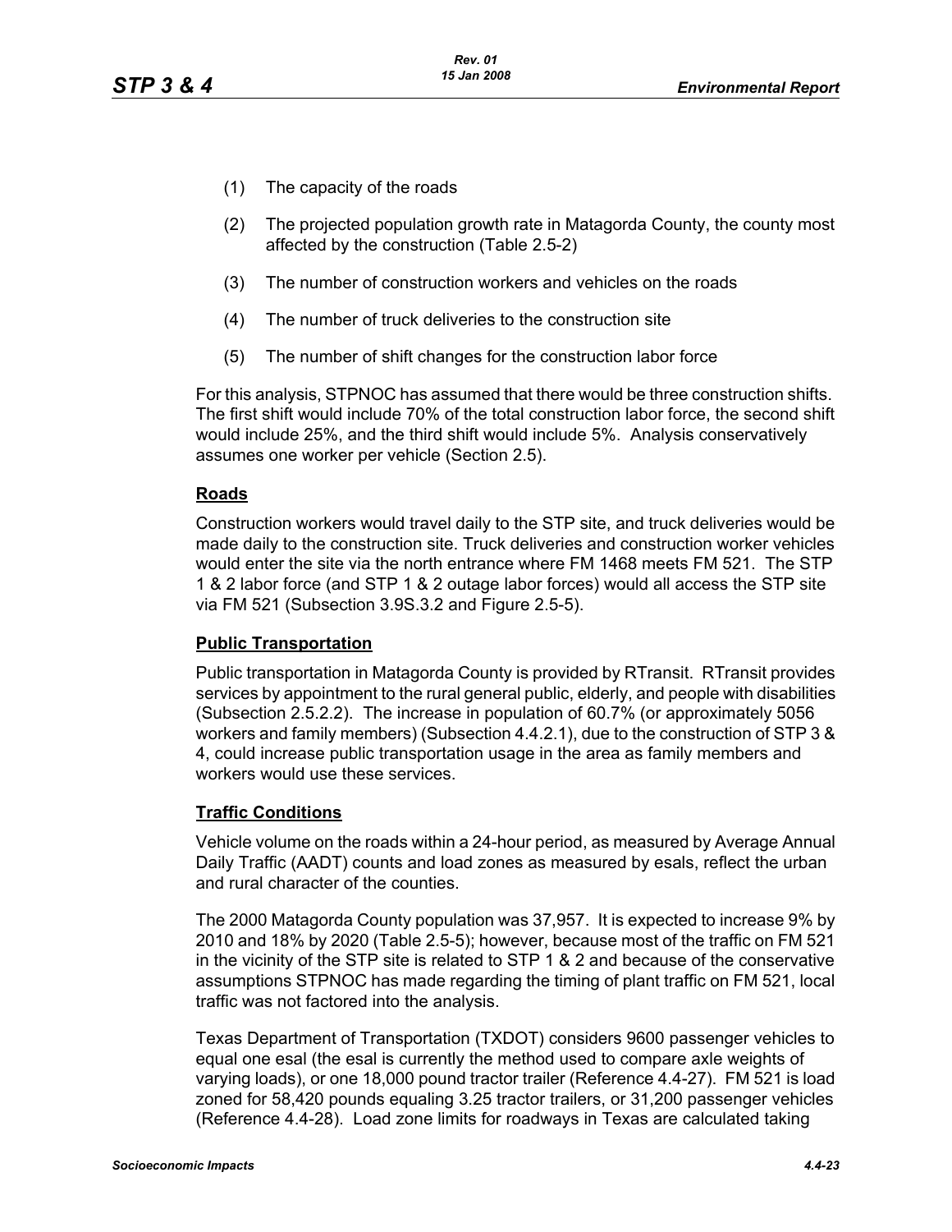(1) The capacity of the roads

(2) The projected population growth rate in Matagorda County, the county most affected by the construction (Table 2.5-2)

(3) The number of construction workers and vehicles on the roads

(4) The number of truck deliveries to the construction site

(5) The number of shift changes for the construction labor force

For this analysis, STPNOC has assumed that there would be three construction shifts. The first shift would include 70% of the total construction labor force, the second shift would include 25%, and the third shift would include 5%. Analysis conservatively assumes one worker per vehicle (Section 2.5).

**Roads**

Construction workers would travel daily to the STP site, and truck deliveries would be made daily to the construction site. Truck deliveries and construction worker vehicles would enter the site via the north entrance where FM 1468 meets FM 521. The STP 1 & 2 labor force (and STP 1 & 2 outage labor forces) would all access the STP site via FM 521 (Subsection 3.9S.3.2 and Figure 2.5-5).

**Public Transportation**

Public transportation in Matagorda County is provided by RTransit. RTransit provides services by appointment to the rural general public, elderly, and people with disabilities (Subsection 2.5.2.2). The increase in population of 60.7% (or approximately 5056 workers and family members) (Subsection 4.4.2.1), due to the construction of STP 3 & 4, could increase public transportation usage in the area as family members and workers would use these services.

**Traffic Conditions**

Vehicle volume on the roads within a 24-hour period, as measured by Average Annual Daily Traffic (AADT) counts and load zones as measured by esals, reflect the urban and rural character of the counties.

The 2000 Matagorda County population was 37,957. It is expected to increase 9% by 2010 and 18% by 2020 (Table 2.5-5); however, because most of the traffic on FM 521 in the vicinity of the STP site is related to STP 1 & 2 and because of the conservative assumptions STPNOC has made regarding the timing of plant traffic on FM 521, local traffic was not factored into the analysis.

Texas Department of Transportation (TXDOT) considers 9600 passenger vehicles to equal one esal (the esal is currently the method used to compare axle weights of varying loads), or one 18,000 pound tractor trailer (Reference 4.4-27). FM 521 is load zoned for 58,420 pounds equaling 3.25 tractor trailers, or 31,200 passenger vehicles (Reference 4.4-28). Load zone limits for roadways in Texas are calculated taking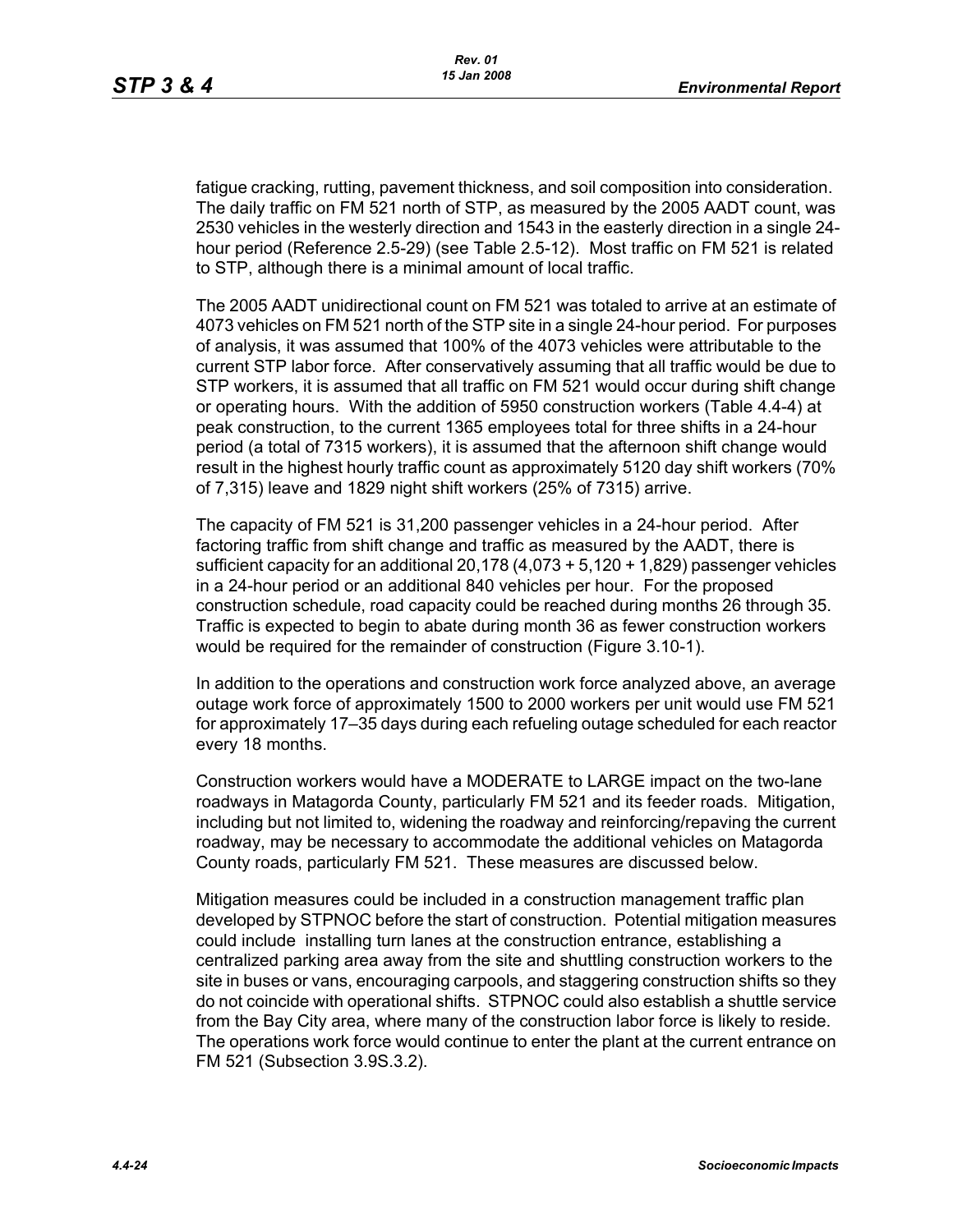fatigue cracking, rutting, pavement thickness, and soil composition into consideration. The daily traffic on FM 521 north of STP, as measured by the 2005 AADT count, was 2530 vehicles in the westerly direction and 1543 in the easterly direction in a single 24-hour period (Reference 2.5-29) (see Table 2.5-12). Most traffic on FM 521 is related to STP, although there is a minimal amount of local traffic.

The 2005 AADT unidirectional count on FM 521 was totaled to arrive at an estimate of 4073 vehicles on FM 521 north of the STP site in a single 24-hour period. For purposes of analysis, it was assumed that 100% of the 4073 vehicles were attributable to the current STP labor force. After conservatively assuming that all traffic would be due to STP workers, it is assumed that all traffic on FM 521 would occur during shift change or operating hours. With the addition of 5950 construction workers (Table 4.4-4) at peak construction, to the current 1365 employees total for three shifts in a 24-hour period (a total of 7315 workers), it is assumed that the afternoon shift change would result in the highest hourly traffic count as approximately 5120 day shift workers (70% of 7,315) leave and 1829 night shift workers (25% of 7315) arrive.

The capacity of FM 521 is 31,200 passenger vehicles in a 24-hour period. After factoring traffic from shift change and traffic as measured by the AADT, there is sufficient capacity for an additional 20,178 (4,073 + 5,120 + 1,829) passenger vehicles in a 24-hour period or an additional 840 vehicles per hour. For the proposed construction schedule, road capacity could be reached during months 26 through 35. Traffic is expected to begin to abate during month 36 as fewer construction workers would be required for the remainder of construction (Figure 3.10-1).

In addition to the operations and construction work force analyzed above, an average outage work force of approximately 1500 to 2000 workers per unit would use FM 521 for approximately 17–35 days during each refueling outage scheduled for each reactor every 18 months.

Construction workers would have a MODERATE to LARGE impact on the two-lane roadways in Matagorda County, particularly FM 521 and its feeder roads. Mitigation, including but not limited to, widening the roadway and reinforcing/repaving the current roadway, may be necessary to accommodate the additional vehicles on Matagorda County roads, particularly FM 521. These measures are discussed below.

Mitigation measures could be included in a construction management traffic plan developed by STPNOC before the start of construction. Potential mitigation measures could include installing turn lanes at the construction entrance, establishing a centralized parking area away from the site and shuttling construction workers to the site in buses or vans, encouraging carpools, and staggering construction shifts so they do not coincide with operational shifts. STPNOC could also establish a shuttle service from the Bay City area, where many of the construction labor force is likely to reside. The operations work force would continue to enter the plant at the current entrance on FM 521 (Subsection 3.9S.3.2).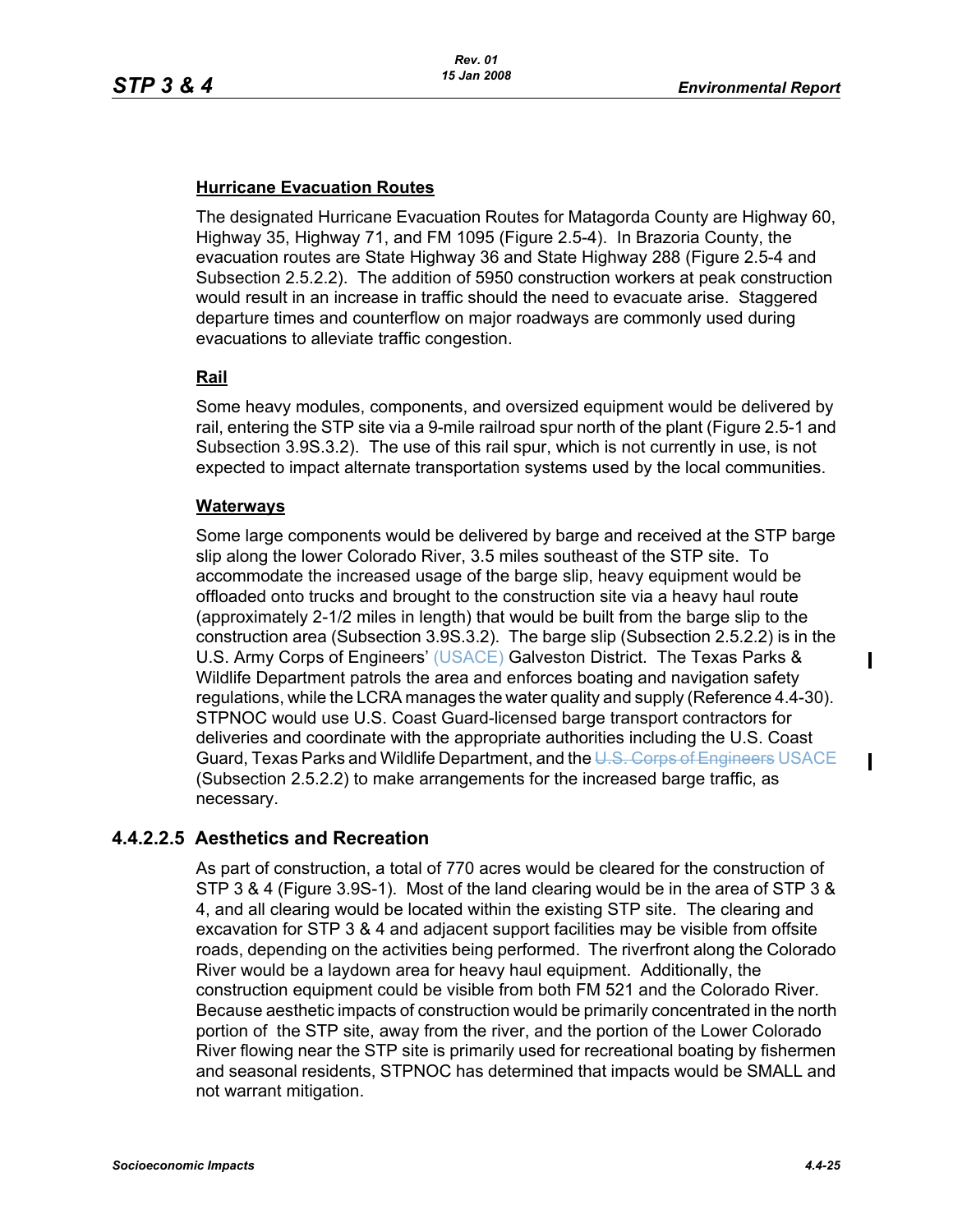**Hurricane Evacuation Routes**

The designated Hurricane Evacuation Routes for Matagorda County are Highway 60, Highway 35, Highway 71, and FM 1095 (Figure 2.5-4). In Brazoria County, the evacuation routes are State Highway 36 and State Highway 288 (Figure 2.5-4 and Subsection 2.5.2.2). The addition of 5950 construction workers at peak construction would result in an increase in traffic should the need to evacuate arise. Staggered departure times and counterflow on major roadways are commonly used during evacuations to alleviate traffic congestion.

**Rail**

Some heavy modules, components, and oversized equipment would be delivered by rail, entering the STP site via a 9-mile railroad spur north of the plant (Figure 2.5-1 and Subsection 3.9S.3.2). The use of this rail spur, which is not currently in use, is not expected to impact alternate transportation systems used by the local communities.

**Waterways**

Some large components would be delivered by barge and received at the STP barge slip along the lower Colorado River, 3.5 miles southeast of the STP site. To accommodate the increased usage of the barge slip, heavy equipment would be offloaded onto trucks and brought to the construction site via a heavy haul route (approximately 2-1/2 miles in length) that would be built from the barge slip to the construction area (Subsection 3.9S.3.2). The barge slip (Subsection 2.5.2.2) is in the U.S. Army Corps of Engineers' (USACE) Galveston District. The Texas Parks & Wildlife Department patrols the area and enforces boating and navigation safety regulations, while the LCRA manages the water quality and supply (Reference 4.4-30). STPNOC would use U.S. Coast Guard-licensed barge transport contractors for deliveries and coordinate with the appropriate authorities including the U.S. Coast Guard, Texas Parks and Wildlife Department, and the ~~U.S. Corps of Engineers~~ USACE (Subsection 2.5.2.2) to make arrangements for the increased barge traffic, as necessary.

### 4.4.2.2.5 Aesthetics and Recreation

As part of construction, a total of 770 acres would be cleared for the construction of STP 3 & 4 (Figure 3.9S-1). Most of the land clearing would be in the area of STP 3 & 4, and all clearing would be located within the existing STP site. The clearing and excavation for STP 3 & 4 and adjacent support facilities may be visible from offsite roads, depending on the activities being performed. The riverfront along the Colorado River would be a laydown area for heavy haul equipment. Additionally, the construction equipment could be visible from both FM 521 and the Colorado River. Because aesthetic impacts of construction would be primarily concentrated in the north portion of the STP site, away from the river, and the portion of the Lower Colorado River flowing near the STP site is primarily used for recreational boating by fishermen and seasonal residents, STPNOC has determined that impacts would be SMALL and not warrant mitigation.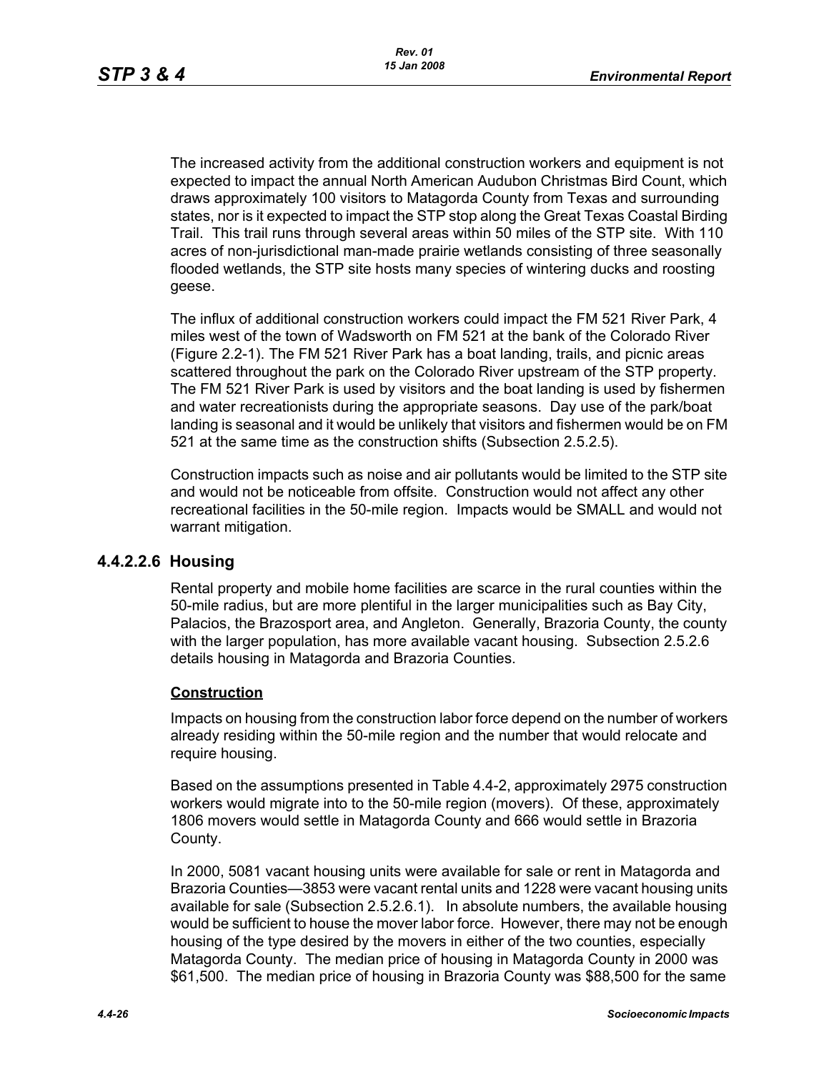The increased activity from the additional construction workers and equipment is not expected to impact the annual North American Audubon Christmas Bird Count, which draws approximately 100 visitors to Matagorda County from Texas and surrounding states, nor is it expected to impact the STP stop along the Great Texas Coastal Birding Trail. This trail runs through several areas within 50 miles of the STP site. With 110 acres of non-jurisdictional man-made prairie wetlands consisting of three seasonally flooded wetlands, the STP site hosts many species of wintering ducks and roosting geese.

The influx of additional construction workers could impact the FM 521 River Park, 4 miles west of the town of Wadsworth on FM 521 at the bank of the Colorado River (Figure 2.2-1). The FM 521 River Park has a boat landing, trails, and picnic areas scattered throughout the park on the Colorado River upstream of the STP property. The FM 521 River Park is used by visitors and the boat landing is used by fishermen and water recreationists during the appropriate seasons. Day use of the park/boat landing is seasonal and it would be unlikely that visitors and fishermen would be on FM 521 at the same time as the construction shifts (Subsection 2.5.2.5).

Construction impacts such as noise and air pollutants would be limited to the STP site and would not be noticeable from offsite. Construction would not affect any other recreational facilities in the 50-mile region. Impacts would be SMALL and would not warrant mitigation.

### 4.4.2.2.6 Housing

Rental property and mobile home facilities are scarce in the rural counties within the 50-mile radius, but are more plentiful in the larger municipalities such as Bay City, Palacios, the Brazosport area, and Angleton. Generally, Brazoria County, the county with the larger population, has more available vacant housing. Subsection 2.5.2.6 details housing in Matagorda and Brazoria Counties.

**Construction**

Impacts on housing from the construction labor force depend on the number of workers already residing within the 50-mile region and the number that would relocate and require housing.

Based on the assumptions presented in Table 4.4-2, approximately 2975 construction workers would migrate into to the 50-mile region (movers). Of these, approximately 1806 movers would settle in Matagorda County and 666 would settle in Brazoria County.

In 2000, 5081 vacant housing units were available for sale or rent in Matagorda and Brazoria Counties—3853 were vacant rental units and 1228 were vacant housing units available for sale (Subsection 2.5.2.6.1). In absolute numbers, the available housing would be sufficient to house the mover labor force. However, there may not be enough housing of the type desired by the movers in either of the two counties, especially Matagorda County. The median price of housing in Matagorda County in 2000 was $61,500. The median price of housing in Brazoria County was $88,500 for the same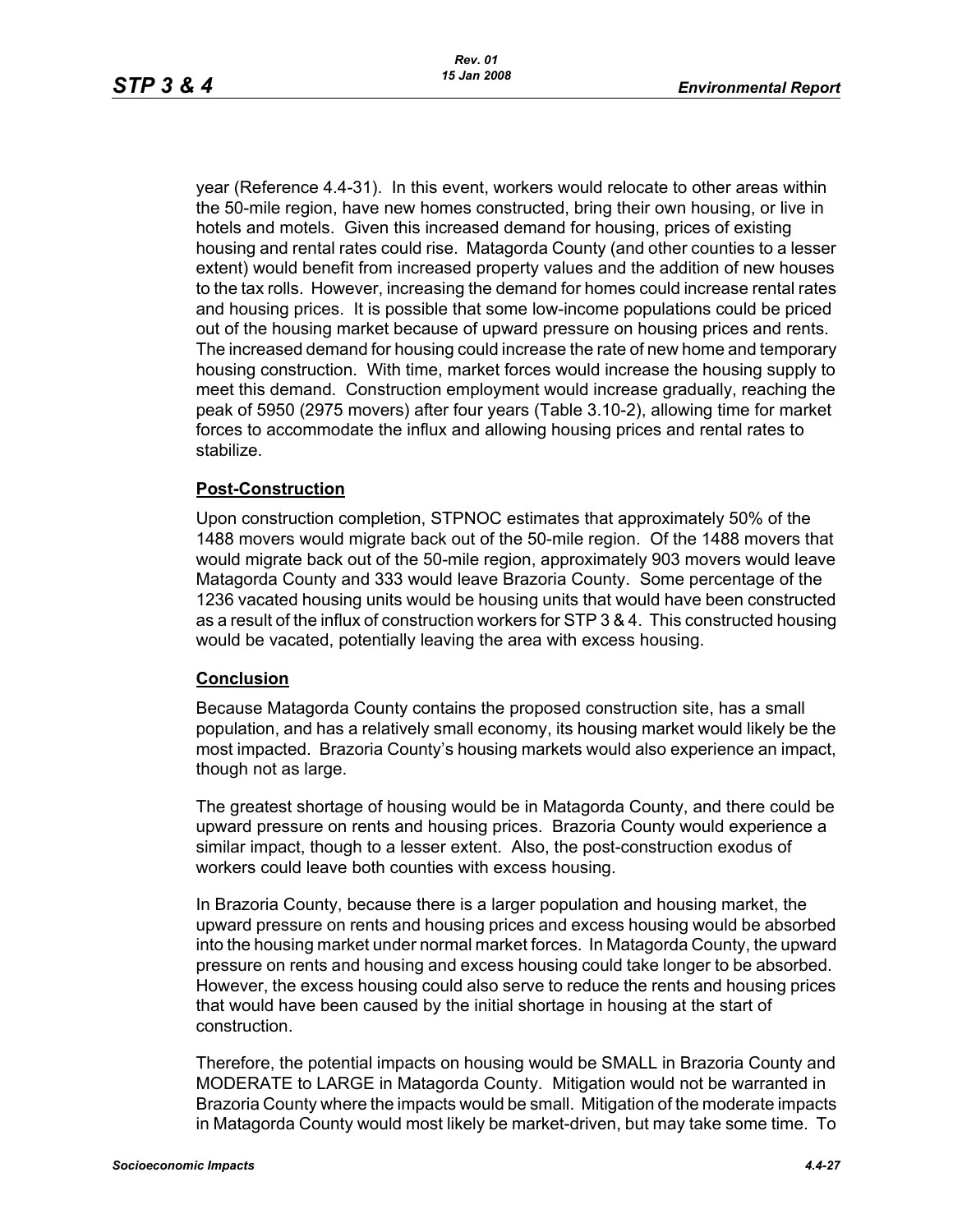year (Reference 4.4-31). In this event, workers would relocate to other areas within the 50-mile region, have new homes constructed, bring their own housing, or live in hotels and motels. Given this increased demand for housing, prices of existing housing and rental rates could rise. Matagorda County (and other counties to a lesser extent) would benefit from increased property values and the addition of new houses to the tax rolls. However, increasing the demand for homes could increase rental rates and housing prices. It is possible that some low-income populations could be priced out of the housing market because of upward pressure on housing prices and rents. The increased demand for housing could increase the rate of new home and temporary housing construction. With time, market forces would increase the housing supply to meet this demand. Construction employment would increase gradually, reaching the peak of 5950 (2975 movers) after four years (Table 3.10-2), allowing time for market forces to accommodate the influx and allowing housing prices and rental rates to stabilize.

**Post-Construction**

Upon construction completion, STPNOC estimates that approximately 50% of the 1488 movers would migrate back out of the 50-mile region. Of the 1488 movers that would migrate back out of the 50-mile region, approximately 903 movers would leave Matagorda County and 333 would leave Brazoria County. Some percentage of the 1236 vacated housing units would be housing units that would have been constructed as a result of the influx of construction workers for STP 3 & 4. This constructed housing would be vacated, potentially leaving the area with excess housing.

**Conclusion**

Because Matagorda County contains the proposed construction site, has a small population, and has a relatively small economy, its housing market would likely be the most impacted. Brazoria County's housing markets would also experience an impact, though not as large.

The greatest shortage of housing would be in Matagorda County, and there could be upward pressure on rents and housing prices. Brazoria County would experience a similar impact, though to a lesser extent. Also, the post-construction exodus of workers could leave both counties with excess housing.

In Brazoria County, because there is a larger population and housing market, the upward pressure on rents and housing prices and excess housing would be absorbed into the housing market under normal market forces. In Matagorda County, the upward pressure on rents and housing and excess housing could take longer to be absorbed. However, the excess housing could also serve to reduce the rents and housing prices that would have been caused by the initial shortage in housing at the start of construction.

Therefore, the potential impacts on housing would be SMALL in Brazoria County and MODERATE to LARGE in Matagorda County. Mitigation would not be warranted in Brazoria County where the impacts would be small. Mitigation of the moderate impacts in Matagorda County would most likely be market-driven, but may take some time. To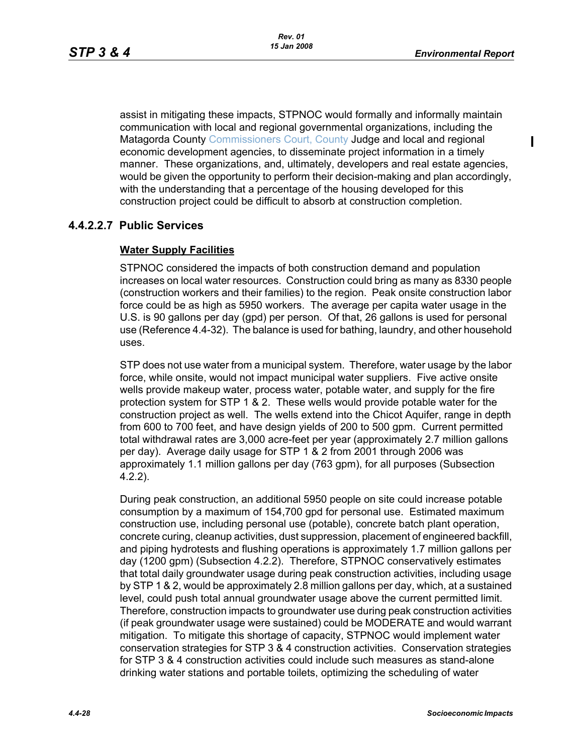assist in mitigating these impacts, STPNOC would formally and informally maintain communication with local and regional governmental organizations, including the Matagorda County Commissioners Court, County Judge and local and regional economic development agencies, to disseminate project information in a timely manner. These organizations, and, ultimately, developers and real estate agencies, would be given the opportunity to perform their decision-making and plan accordingly, with the understanding that a percentage of the housing developed for this construction project could be difficult to absorb at construction completion.

### 4.4.2.2.7 Public Services

**Water Supply Facilities**

STPNOC considered the impacts of both construction demand and population increases on local water resources. Construction could bring as many as 8330 people (construction workers and their families) to the region. Peak onsite construction labor force could be as high as 5950 workers. The average per capita water usage in the U.S. is 90 gallons per day (gpd) per person. Of that, 26 gallons is used for personal use (Reference 4.4-32). The balance is used for bathing, laundry, and other household uses.

STP does not use water from a municipal system. Therefore, water usage by the labor force, while onsite, would not impact municipal water suppliers. Five active onsite wells provide makeup water, process water, potable water, and supply for the fire protection system for STP 1 & 2. These wells would provide potable water for the construction project as well. The wells extend into the Chicot Aquifer, range in depth from 600 to 700 feet, and have design yields of 200 to 500 gpm. Current permitted total withdrawal rates are 3,000 acre-feet per year (approximately 2.7 million gallons per day). Average daily usage for STP 1 & 2 from 2001 through 2006 was approximately 1.1 million gallons per day (763 gpm), for all purposes (Subsection 4.2.2).

During peak construction, an additional 5950 people on site could increase potable consumption by a maximum of 154,700 gpd for personal use. Estimated maximum construction use, including personal use (potable), concrete batch plant operation, concrete curing, cleanup activities, dust suppression, placement of engineered backfill, and piping hydrotests and flushing operations is approximately 1.7 million gallons per day (1200 gpm) (Subsection 4.2.2). Therefore, STPNOC conservatively estimates that total daily groundwater usage during peak construction activities, including usage by STP 1 & 2, would be approximately 2.8 million gallons per day, which, at a sustained level, could push total annual groundwater usage above the current permitted limit. Therefore, construction impacts to groundwater use during peak construction activities (if peak groundwater usage were sustained) could be MODERATE and would warrant mitigation. To mitigate this shortage of capacity, STPNOC would implement water conservation strategies for STP 3 & 4 construction activities. Conservation strategies for STP 3 & 4 construction activities could include such measures as stand-alone drinking water stations and portable toilets, optimizing the scheduling of water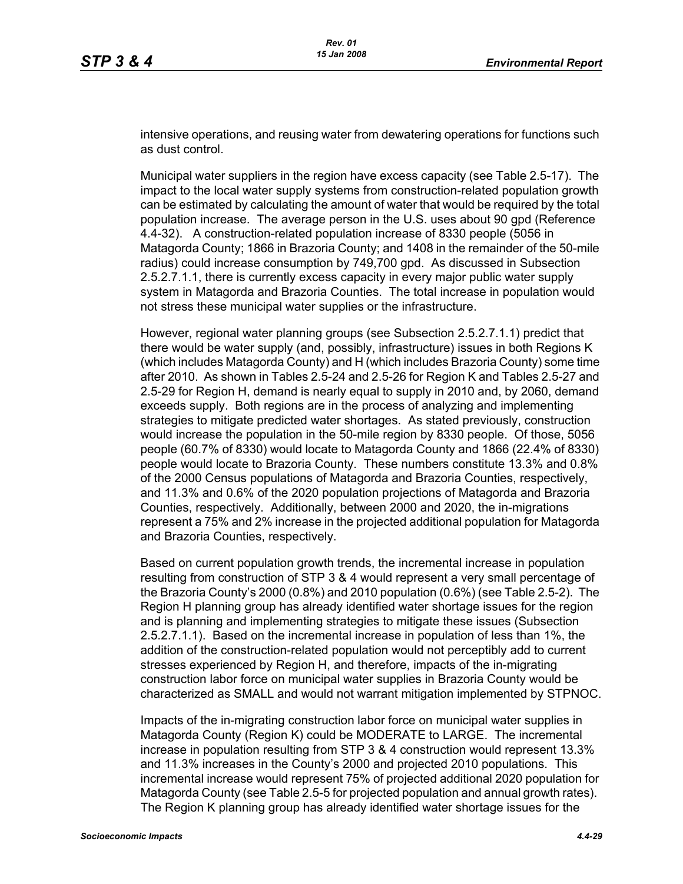intensive operations, and reusing water from dewatering operations for functions such as dust control.

Municipal water suppliers in the region have excess capacity (see Table 2.5-17). The impact to the local water supply systems from construction-related population growth can be estimated by calculating the amount of water that would be required by the total population increase. The average person in the U.S. uses about 90 gpd (Reference 4.4-32). A construction-related population increase of 8330 people (5056 in Matagorda County; 1866 in Brazoria County; and 1408 in the remainder of the 50-mile radius) could increase consumption by 749,700 gpd. As discussed in Subsection 2.5.2.7.1.1, there is currently excess capacity in every major public water supply system in Matagorda and Brazoria Counties. The total increase in population would not stress these municipal water supplies or the infrastructure.

However, regional water planning groups (see Subsection 2.5.2.7.1.1) predict that there would be water supply (and, possibly, infrastructure) issues in both Regions K (which includes Matagorda County) and H (which includes Brazoria County) some time after 2010. As shown in Tables 2.5-24 and 2.5-26 for Region K and Tables 2.5-27 and 2.5-29 for Region H, demand is nearly equal to supply in 2010 and, by 2060, demand exceeds supply. Both regions are in the process of analyzing and implementing strategies to mitigate predicted water shortages. As stated previously, construction would increase the population in the 50-mile region by 8330 people. Of those, 5056 people (60.7% of 8330) would locate to Matagorda County and 1866 (22.4% of 8330) people would locate to Brazoria County. These numbers constitute 13.3% and 0.8% of the 2000 Census populations of Matagorda and Brazoria Counties, respectively, and 11.3% and 0.6% of the 2020 population projections of Matagorda and Brazoria Counties, respectively. Additionally, between 2000 and 2020, the in-migrations represent a 75% and 2% increase in the projected additional population for Matagorda and Brazoria Counties, respectively.

Based on current population growth trends, the incremental increase in population resulting from construction of STP 3 & 4 would represent a very small percentage of the Brazoria County's 2000 (0.8%) and 2010 population (0.6%) (see Table 2.5-2). The Region H planning group has already identified water shortage issues for the region and is planning and implementing strategies to mitigate these issues (Subsection 2.5.2.7.1.1). Based on the incremental increase in population of less than 1%, the addition of the construction-related population would not perceptibly add to current stresses experienced by Region H, and therefore, impacts of the in-migrating construction labor force on municipal water supplies in Brazoria County would be characterized as SMALL and would not warrant mitigation implemented by STPNOC.

Impacts of the in-migrating construction labor force on municipal water supplies in Matagorda County (Region K) could be MODERATE to LARGE. The incremental increase in population resulting from STP 3 & 4 construction would represent 13.3% and 11.3% increases in the County's 2000 and projected 2010 populations. This incremental increase would represent 75% of projected additional 2020 population for Matagorda County (see Table 2.5-5 for projected population and annual growth rates). The Region K planning group has already identified water shortage issues for the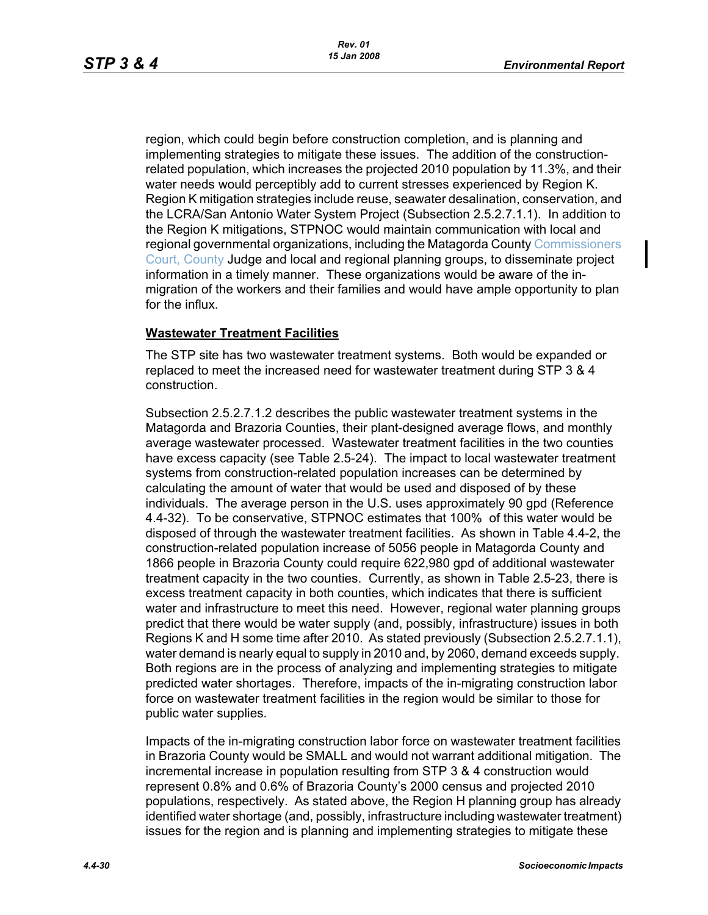region, which could begin before construction completion, and is planning and implementing strategies to mitigate these issues. The addition of the construction-related population, which increases the projected 2010 population by 11.3%, and their water needs would perceptibly add to current stresses experienced by Region K. Region K mitigation strategies include reuse, seawater desalination, conservation, and the LCRA/San Antonio Water System Project (Subsection 2.5.2.7.1.1). In addition to the Region K mitigations, STPNOC would maintain communication with local and regional governmental organizations, including the Matagorda County Commissioners Court, County Judge and local and regional planning groups, to disseminate project information in a timely manner. These organizations would be aware of the in-migration of the workers and their families and would have ample opportunity to plan for the influx.

**Wastewater Treatment Facilities**

The STP site has two wastewater treatment systems. Both would be expanded or replaced to meet the increased need for wastewater treatment during STP 3 & 4 construction.

Subsection 2.5.2.7.1.2 describes the public wastewater treatment systems in the Matagorda and Brazoria Counties, their plant-designed average flows, and monthly average wastewater processed. Wastewater treatment facilities in the two counties have excess capacity (see Table 2.5-24). The impact to local wastewater treatment systems from construction-related population increases can be determined by calculating the amount of water that would be used and disposed of by these individuals. The average person in the U.S. uses approximately 90 gpd (Reference 4.4-32). To be conservative, STPNOC estimates that 100% of this water would be disposed of through the wastewater treatment facilities. As shown in Table 4.4-2, the construction-related population increase of 5056 people in Matagorda County and 1866 people in Brazoria County could require 622,980 gpd of additional wastewater treatment capacity in the two counties. Currently, as shown in Table 2.5-23, there is excess treatment capacity in both counties, which indicates that there is sufficient water and infrastructure to meet this need. However, regional water planning groups predict that there would be water supply (and, possibly, infrastructure) issues in both Regions K and H some time after 2010. As stated previously (Subsection 2.5.2.7.1.1), water demand is nearly equal to supply in 2010 and, by 2060, demand exceeds supply. Both regions are in the process of analyzing and implementing strategies to mitigate predicted water shortages. Therefore, impacts of the in-migrating construction labor force on wastewater treatment facilities in the region would be similar to those for public water supplies.

Impacts of the in-migrating construction labor force on wastewater treatment facilities in Brazoria County would be SMALL and would not warrant additional mitigation. The incremental increase in population resulting from STP 3 & 4 construction would represent 0.8% and 0.6% of Brazoria County's 2000 census and projected 2010 populations, respectively. As stated above, the Region H planning group has already identified water shortage (and, possibly, infrastructure including wastewater treatment) issues for the region and is planning and implementing strategies to mitigate these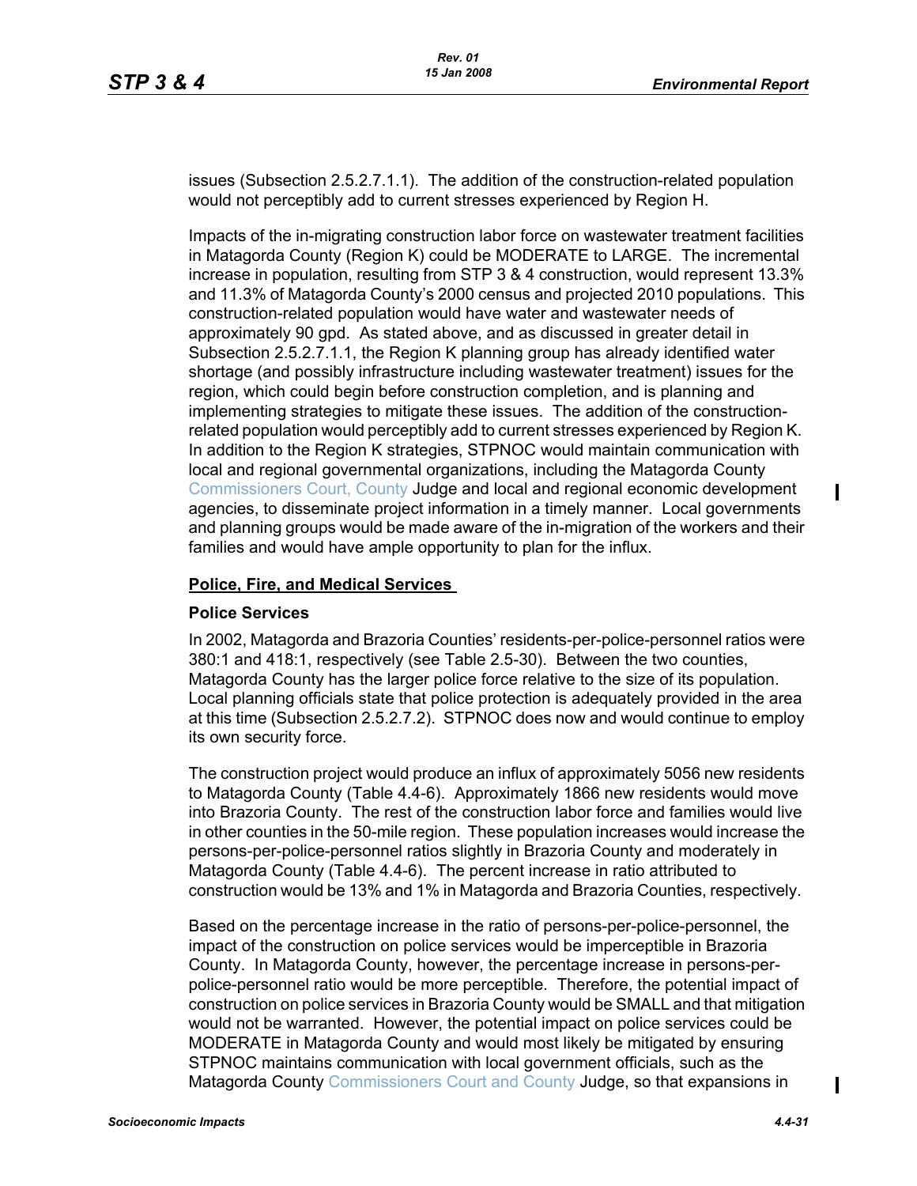issues (Subsection 2.5.2.7.1.1). The addition of the construction-related population would not perceptibly add to current stresses experienced by Region H.

Impacts of the in-migrating construction labor force on wastewater treatment facilities in Matagorda County (Region K) could be MODERATE to LARGE. The incremental increase in population, resulting from STP 3 & 4 construction, would represent 13.3% and 11.3% of Matagorda County's 2000 census and projected 2010 populations. This construction-related population would have water and wastewater needs of approximately 90 gpd. As stated above, and as discussed in greater detail in Subsection 2.5.2.7.1.1, the Region K planning group has already identified water shortage (and possibly infrastructure including wastewater treatment) issues for the region, which could begin before construction completion, and is planning and implementing strategies to mitigate these issues. The addition of the construction-related population would perceptibly add to current stresses experienced by Region K. In addition to the Region K strategies, STPNOC would maintain communication with local and regional governmental organizations, including the Matagorda County Commissioners Court, County Judge and local and regional economic development agencies, to disseminate project information in a timely manner. Local governments and planning groups would be made aware of the in-migration of the workers and their families and would have ample opportunity to plan for the influx.

## Police, Fire, and Medical Services

### Police Services

In 2002, Matagorda and Brazoria Counties' residents-per-police-personnel ratios were 380:1 and 418:1, respectively (see Table 2.5-30). Between the two counties, Matagorda County has the larger police force relative to the size of its population. Local planning officials state that police protection is adequately provided in the area at this time (Subsection 2.5.2.7.2). STPNOC does now and would continue to employ its own security force.

The construction project would produce an influx of approximately 5056 new residents to Matagorda County (Table 4.4-6). Approximately 1866 new residents would move into Brazoria County. The rest of the construction labor force and families would live in other counties in the 50-mile region. These population increases would increase the persons-per-police-personnel ratios slightly in Brazoria County and moderately in Matagorda County (Table 4.4-6). The percent increase in ratio attributed to construction would be 13% and 1% in Matagorda and Brazoria Counties, respectively.

Based on the percentage increase in the ratio of persons-per-police-personnel, the impact of the construction on police services would be imperceptible in Brazoria County. In Matagorda County, however, the percentage increase in persons-per-police-personnel ratio would be more perceptible. Therefore, the potential impact of construction on police services in Brazoria County would be SMALL and that mitigation would not be warranted. However, the potential impact on police services could be MODERATE in Matagorda County and would most likely be mitigated by ensuring STPNOC maintains communication with local government officials, such as the Matagorda County Commissioners Court and County Judge, so that expansions in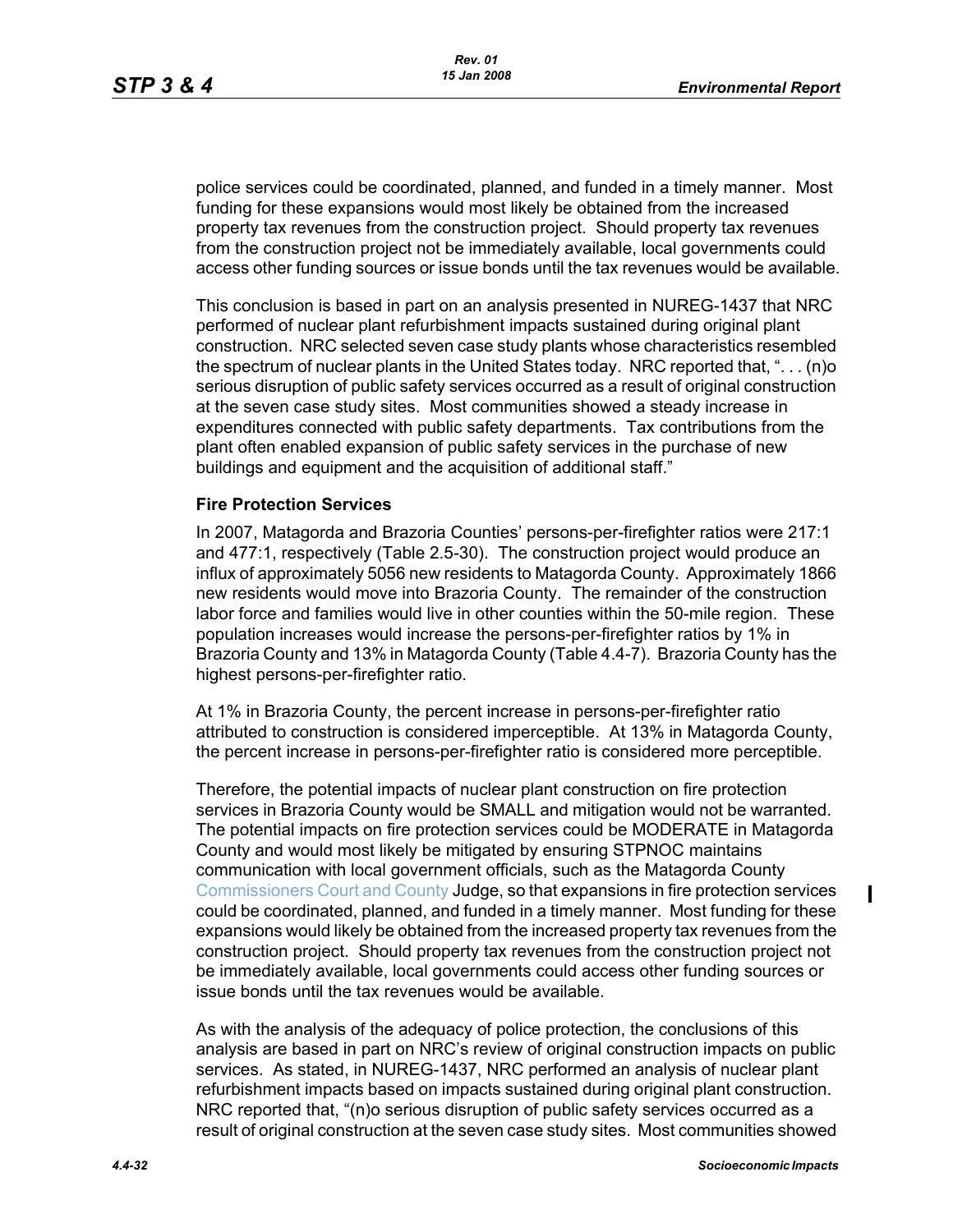police services could be coordinated, planned, and funded in a timely manner. Most funding for these expansions would most likely be obtained from the increased property tax revenues from the construction project. Should property tax revenues from the construction project not be immediately available, local governments could access other funding sources or issue bonds until the tax revenues would be available.

This conclusion is based in part on an analysis presented in NUREG-1437 that NRC performed of nuclear plant refurbishment impacts sustained during original plant construction. NRC selected seven case study plants whose characteristics resembled the spectrum of nuclear plants in the United States today. NRC reported that, ". . . (n)o serious disruption of public safety services occurred as a result of original construction at the seven case study sites. Most communities showed a steady increase in expenditures connected with public safety departments. Tax contributions from the plant often enabled expansion of public safety services in the purchase of new buildings and equipment and the acquisition of additional staff."

**Fire Protection Services**

In 2007, Matagorda and Brazoria Counties' persons-per-firefighter ratios were 217:1 and 477:1, respectively (Table 2.5-30). The construction project would produce an influx of approximately 5056 new residents to Matagorda County. Approximately 1866 new residents would move into Brazoria County. The remainder of the construction labor force and families would live in other counties within the 50-mile region. These population increases would increase the persons-per-firefighter ratios by 1% in Brazoria County and 13% in Matagorda County (Table 4.4-7). Brazoria County has the highest persons-per-firefighter ratio.

At 1% in Brazoria County, the percent increase in persons-per-firefighter ratio attributed to construction is considered imperceptible. At 13% in Matagorda County, the percent increase in persons-per-firefighter ratio is considered more perceptible.

Therefore, the potential impacts of nuclear plant construction on fire protection services in Brazoria County would be SMALL and mitigation would not be warranted. The potential impacts on fire protection services could be MODERATE in Matagorda County and would most likely be mitigated by ensuring STPNOC maintains communication with local government officials, such as the Matagorda County Commissioners Court and County Judge, so that expansions in fire protection services could be coordinated, planned, and funded in a timely manner. Most funding for these expansions would likely be obtained from the increased property tax revenues from the construction project. Should property tax revenues from the construction project not be immediately available, local governments could access other funding sources or issue bonds until the tax revenues would be available.

As with the analysis of the adequacy of police protection, the conclusions of this analysis are based in part on NRC's review of original construction impacts on public services. As stated, in NUREG-1437, NRC performed an analysis of nuclear plant refurbishment impacts based on impacts sustained during original plant construction. NRC reported that, "(n)o serious disruption of public safety services occurred as a result of original construction at the seven case study sites. Most communities showed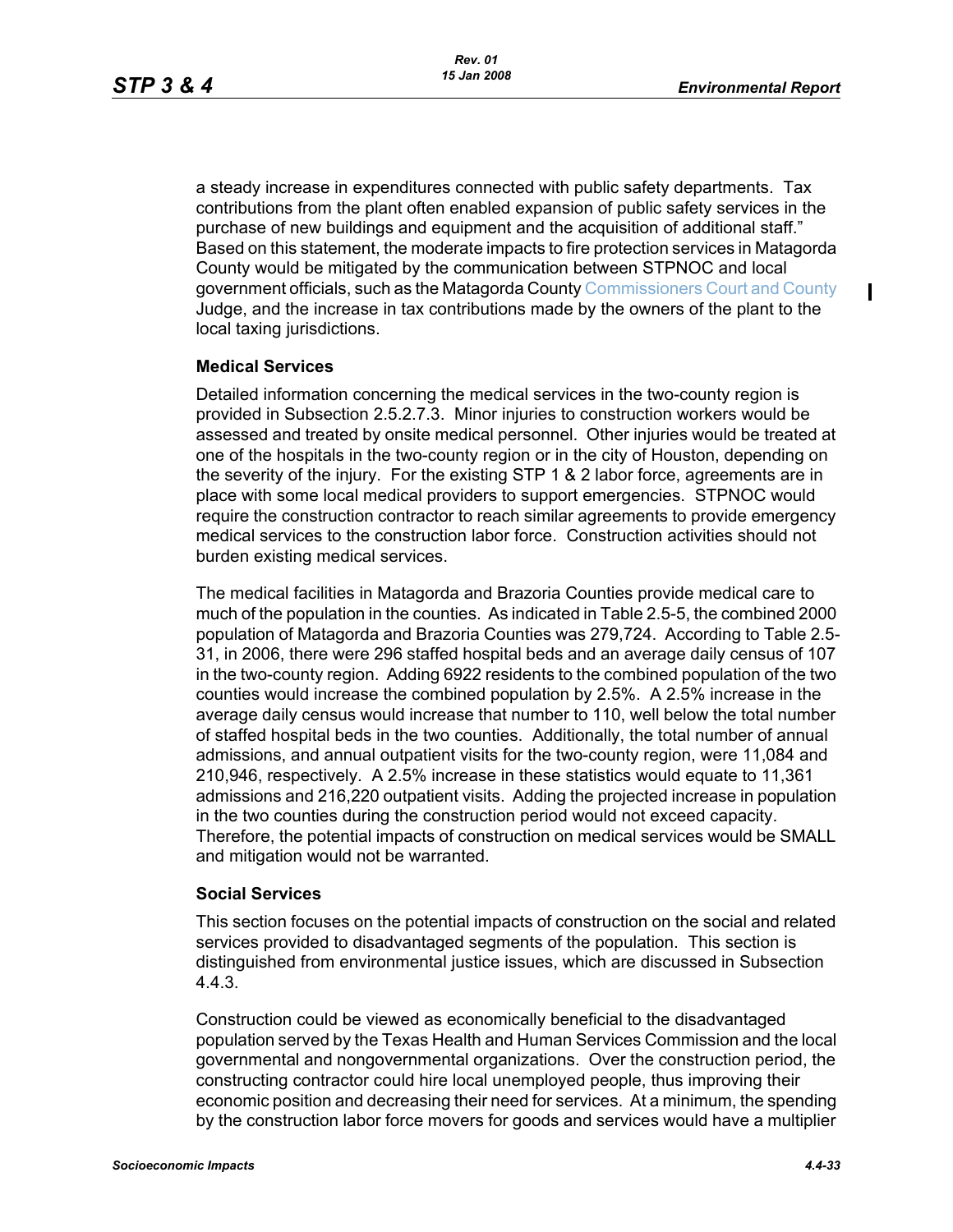a steady increase in expenditures connected with public safety departments. Tax contributions from the plant often enabled expansion of public safety services in the purchase of new buildings and equipment and the acquisition of additional staff." Based on this statement, the moderate impacts to fire protection services in Matagorda County would be mitigated by the communication between STPNOC and local government officials, such as the Matagorda County Commissioners Court and County Judge, and the increase in tax contributions made by the owners of the plant to the local taxing jurisdictions.

### Medical Services

Detailed information concerning the medical services in the two-county region is provided in Subsection 2.5.2.7.3. Minor injuries to construction workers would be assessed and treated by onsite medical personnel. Other injuries would be treated at one of the hospitals in the two-county region or in the city of Houston, depending on the severity of the injury. For the existing STP 1 & 2 labor force, agreements are in place with some local medical providers to support emergencies. STPNOC would require the construction contractor to reach similar agreements to provide emergency medical services to the construction labor force. Construction activities should not burden existing medical services.

The medical facilities in Matagorda and Brazoria Counties provide medical care to much of the population in the counties. As indicated in Table 2.5-5, the combined 2000 population of Matagorda and Brazoria Counties was 279,724. According to Table 2.5-31, in 2006, there were 296 staffed hospital beds and an average daily census of 107 in the two-county region. Adding 6922 residents to the combined population of the two counties would increase the combined population by 2.5%. A 2.5% increase in the average daily census would increase that number to 110, well below the total number of staffed hospital beds in the two counties. Additionally, the total number of annual admissions, and annual outpatient visits for the two-county region, were 11,084 and 210,946, respectively. A 2.5% increase in these statistics would equate to 11,361 admissions and 216,220 outpatient visits. Adding the projected increase in population in the two counties during the construction period would not exceed capacity. Therefore, the potential impacts of construction on medical services would be SMALL and mitigation would not be warranted.

### Social Services

This section focuses on the potential impacts of construction on the social and related services provided to disadvantaged segments of the population. This section is distinguished from environmental justice issues, which are discussed in Subsection 4.4.3.

Construction could be viewed as economically beneficial to the disadvantaged population served by the Texas Health and Human Services Commission and the local governmental and nongovernmental organizations. Over the construction period, the constructing contractor could hire local unemployed people, thus improving their economic position and decreasing their need for services. At a minimum, the spending by the construction labor force movers for goods and services would have a multiplier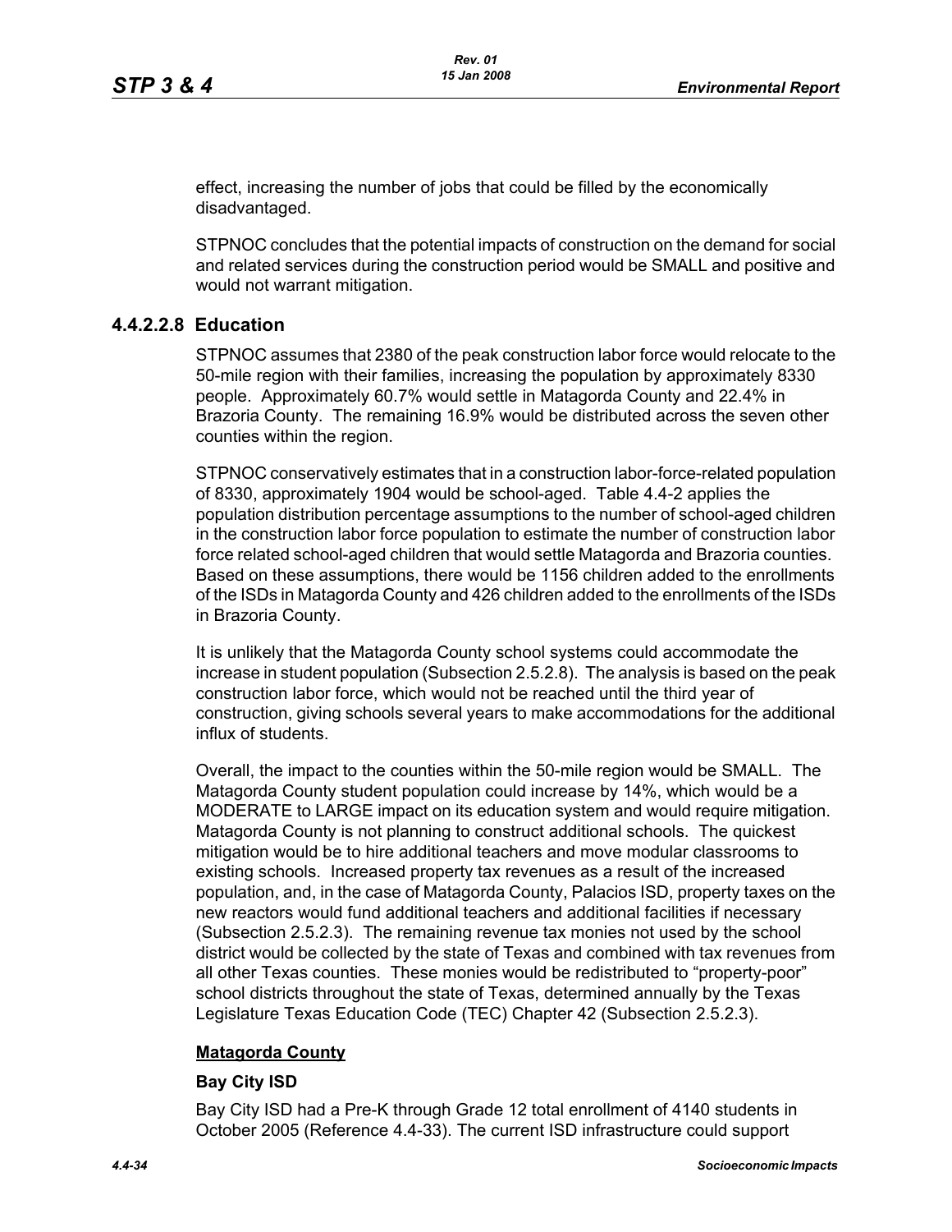effect, increasing the number of jobs that could be filled by the economically disadvantaged.

STPNOC concludes that the potential impacts of construction on the demand for social and related services during the construction period would be SMALL and positive and would not warrant mitigation.

### 4.4.2.2.8 Education

STPNOC assumes that 2380 of the peak construction labor force would relocate to the 50-mile region with their families, increasing the population by approximately 8330 people. Approximately 60.7% would settle in Matagorda County and 22.4% in Brazoria County. The remaining 16.9% would be distributed across the seven other counties within the region.

STPNOC conservatively estimates that in a construction labor-force-related population of 8330, approximately 1904 would be school-aged. Table 4.4-2 applies the population distribution percentage assumptions to the number of school-aged children in the construction labor force population to estimate the number of construction labor force related school-aged children that would settle Matagorda and Brazoria counties. Based on these assumptions, there would be 1156 children added to the enrollments of the ISDs in Matagorda County and 426 children added to the enrollments of the ISDs in Brazoria County.

It is unlikely that the Matagorda County school systems could accommodate the increase in student population (Subsection 2.5.2.8). The analysis is based on the peak construction labor force, which would not be reached until the third year of construction, giving schools several years to make accommodations for the additional influx of students.

Overall, the impact to the counties within the 50-mile region would be SMALL. The Matagorda County student population could increase by 14%, which would be a MODERATE to LARGE impact on its education system and would require mitigation. Matagorda County is not planning to construct additional schools. The quickest mitigation would be to hire additional teachers and move modular classrooms to existing schools. Increased property tax revenues as a result of the increased population, and, in the case of Matagorda County, Palacios ISD, property taxes on the new reactors would fund additional teachers and additional facilities if necessary (Subsection 2.5.2.3). The remaining revenue tax monies not used by the school district would be collected by the state of Texas and combined with tax revenues from all other Texas counties. These monies would be redistributed to "property-poor" school districts throughout the state of Texas, determined annually by the Texas Legislature Texas Education Code (TEC) Chapter 42 (Subsection 2.5.2.3).

**Matagorda County**

**Bay City ISD**

Bay City ISD had a Pre-K through Grade 12 total enrollment of 4140 students in October 2005 (Reference 4.4-33). The current ISD infrastructure could support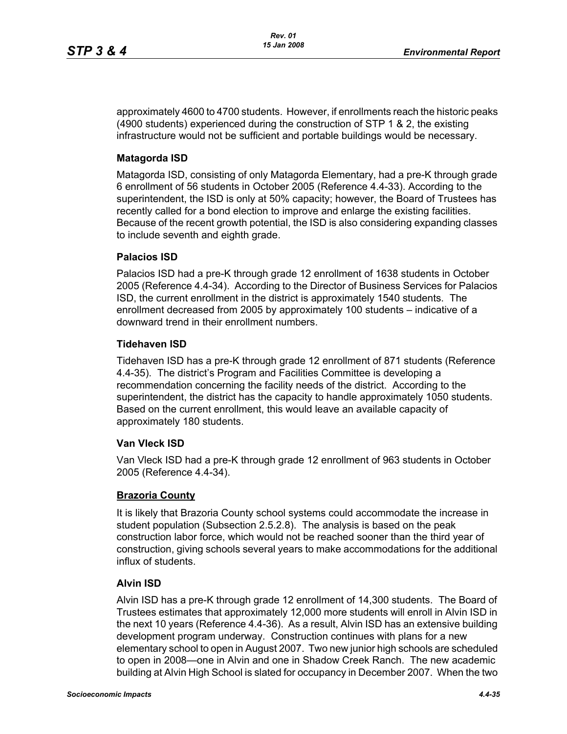approximately 4600 to 4700 students. However, if enrollments reach the historic peaks (4900 students) experienced during the construction of STP 1 & 2, the existing infrastructure would not be sufficient and portable buildings would be necessary.

### Matagorda ISD

Matagorda ISD, consisting of only Matagorda Elementary, had a pre-K through grade 6 enrollment of 56 students in October 2005 (Reference 4.4-33). According to the superintendent, the ISD is only at 50% capacity; however, the Board of Trustees has recently called for a bond election to improve and enlarge the existing facilities. Because of the recent growth potential, the ISD is also considering expanding classes to include seventh and eighth grade.

### Palacios ISD

Palacios ISD had a pre-K through grade 12 enrollment of 1638 students in October 2005 (Reference 4.4-34). According to the Director of Business Services for Palacios ISD, the current enrollment in the district is approximately 1540 students. The enrollment decreased from 2005 by approximately 100 students – indicative of a downward trend in their enrollment numbers.

### Tidehaven ISD

Tidehaven ISD has a pre-K through grade 12 enrollment of 871 students (Reference 4.4-35). The district's Program and Facilities Committee is developing a recommendation concerning the facility needs of the district. According to the superintendent, the district has the capacity to handle approximately 1050 students. Based on the current enrollment, this would leave an available capacity of approximately 180 students.

### Van Vleck ISD

Van Vleck ISD had a pre-K through grade 12 enrollment of 963 students in October 2005 (Reference 4.4-34).

## Brazoria County

It is likely that Brazoria County school systems could accommodate the increase in student population (Subsection 2.5.2.8). The analysis is based on the peak construction labor force, which would not be reached sooner than the third year of construction, giving schools several years to make accommodations for the additional influx of students.

### Alvin ISD

Alvin ISD has a pre-K through grade 12 enrollment of 14,300 students. The Board of Trustees estimates that approximately 12,000 more students will enroll in Alvin ISD in the next 10 years (Reference 4.4-36). As a result, Alvin ISD has an extensive building development program underway. Construction continues with plans for a new elementary school to open in August 2007. Two new junior high schools are scheduled to open in 2008—one in Alvin and one in Shadow Creek Ranch. The new academic building at Alvin High School is slated for occupancy in December 2007. When the two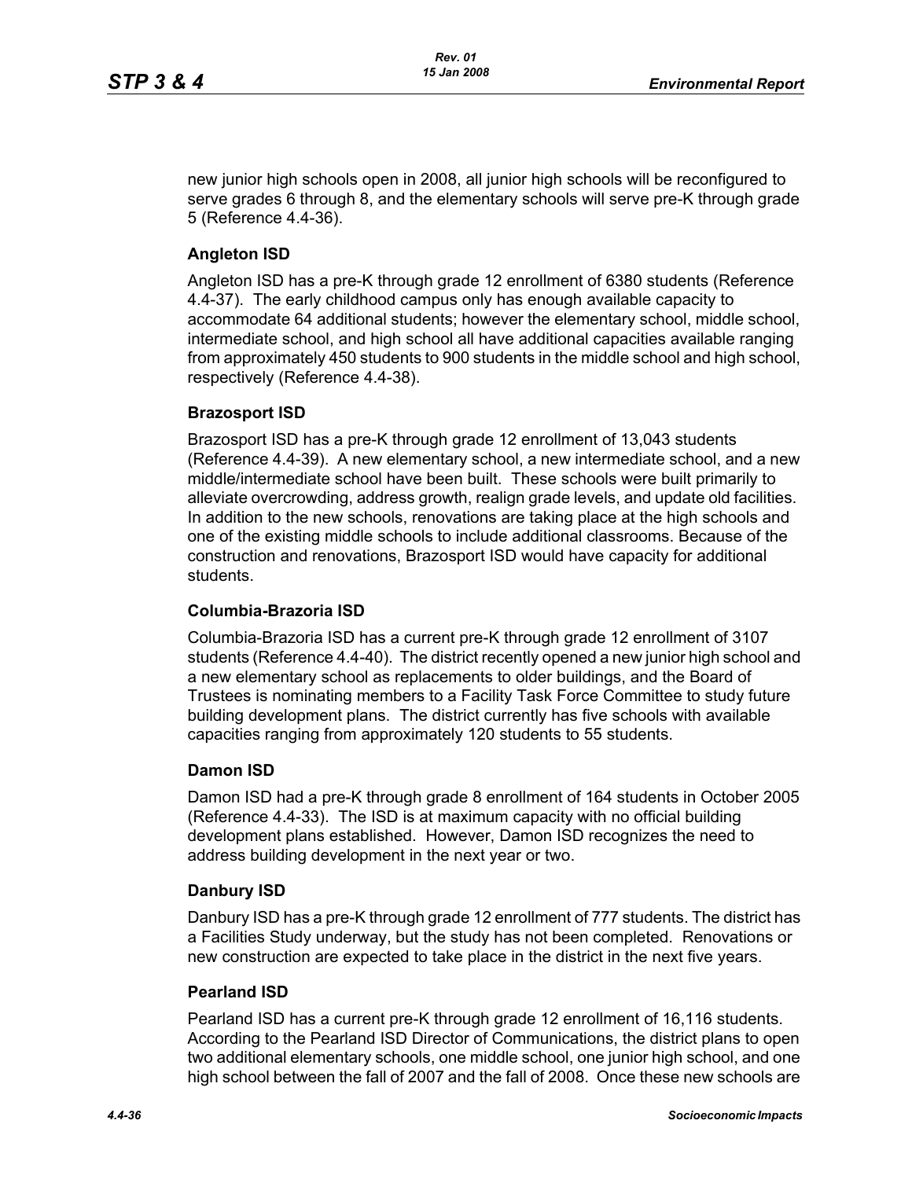new junior high schools open in 2008, all junior high schools will be reconfigured to serve grades 6 through 8, and the elementary schools will serve pre-K through grade 5 (Reference 4.4-36).

### Angleton ISD

Angleton ISD has a pre-K through grade 12 enrollment of 6380 students (Reference 4.4-37). The early childhood campus only has enough available capacity to accommodate 64 additional students; however the elementary school, middle school, intermediate school, and high school all have additional capacities available ranging from approximately 450 students to 900 students in the middle school and high school, respectively (Reference 4.4-38).

### Brazosport ISD

Brazosport ISD has a pre-K through grade 12 enrollment of 13,043 students (Reference 4.4-39). A new elementary school, a new intermediate school, and a new middle/intermediate school have been built. These schools were built primarily to alleviate overcrowding, address growth, realign grade levels, and update old facilities. In addition to the new schools, renovations are taking place at the high schools and one of the existing middle schools to include additional classrooms. Because of the construction and renovations, Brazosport ISD would have capacity for additional students.

### Columbia-Brazoria ISD

Columbia-Brazoria ISD has a current pre-K through grade 12 enrollment of 3107 students (Reference 4.4-40). The district recently opened a new junior high school and a new elementary school as replacements to older buildings, and the Board of Trustees is nominating members to a Facility Task Force Committee to study future building development plans. The district currently has five schools with available capacities ranging from approximately 120 students to 55 students.

### Damon ISD

Damon ISD had a pre-K through grade 8 enrollment of 164 students in October 2005 (Reference 4.4-33). The ISD is at maximum capacity with no official building development plans established. However, Damon ISD recognizes the need to address building development in the next year or two.

### Danbury ISD

Danbury ISD has a pre-K through grade 12 enrollment of 777 students. The district has a Facilities Study underway, but the study has not been completed. Renovations or new construction are expected to take place in the district in the next five years.

### Pearland ISD

Pearland ISD has a current pre-K through grade 12 enrollment of 16,116 students. According to the Pearland ISD Director of Communications, the district plans to open two additional elementary schools, one middle school, one junior high school, and one high school between the fall of 2007 and the fall of 2008. Once these new schools are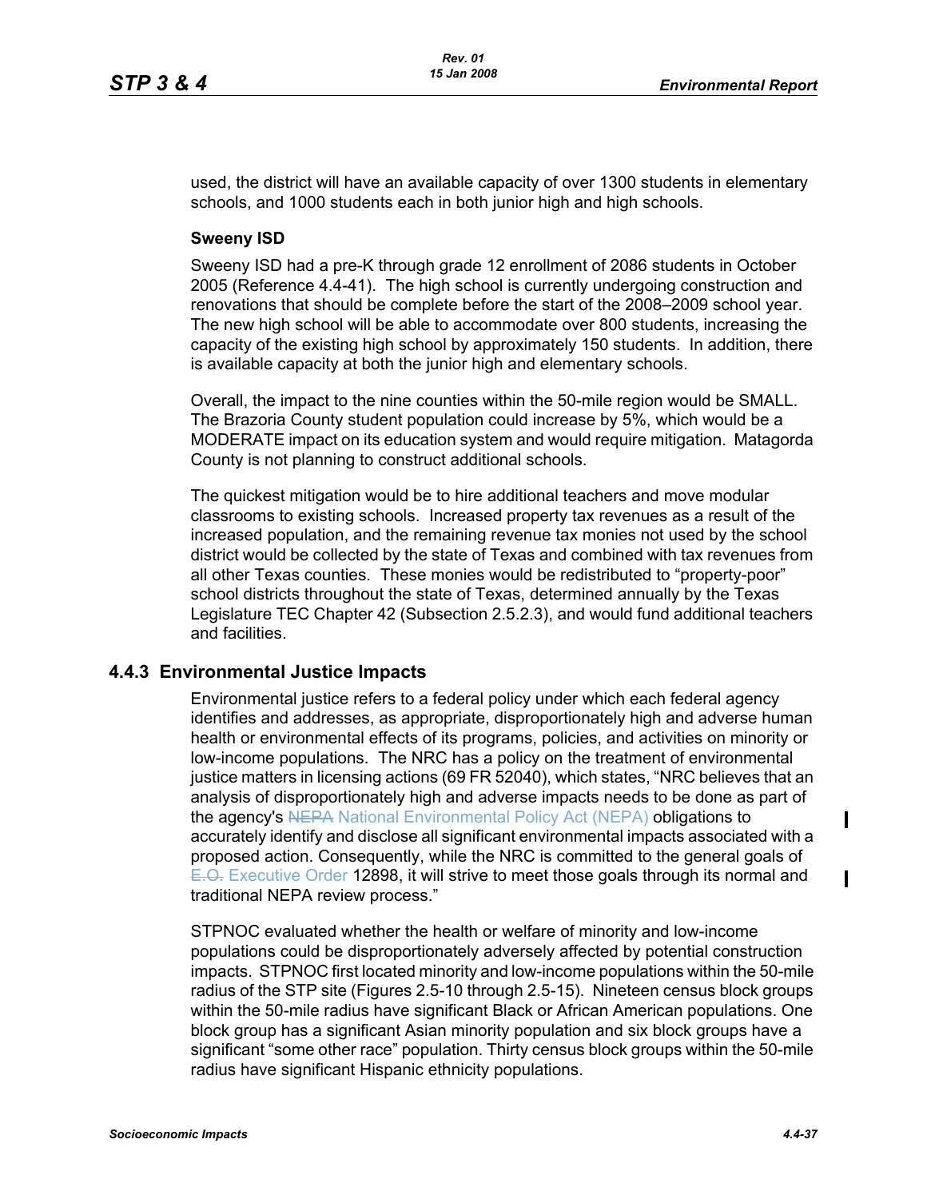used, the district will have an available capacity of over 1300 students in elementary schools, and 1000 students each in both junior high and high schools.

**Sweeny ISD**

Sweeny ISD had a pre-K through grade 12 enrollment of 2086 students in October 2005 (Reference 4.4-41). The high school is currently undergoing construction and renovations that should be complete before the start of the 2008–2009 school year. The new high school will be able to accommodate over 800 students, increasing the capacity of the existing high school by approximately 150 students. In addition, there is available capacity at both the junior high and elementary schools.

Overall, the impact to the nine counties within the 50-mile region would be SMALL. The Brazoria County student population could increase by 5%, which would be a MODERATE impact on its education system and would require mitigation. Matagorda County is not planning to construct additional schools.

The quickest mitigation would be to hire additional teachers and move modular classrooms to existing schools. Increased property tax revenues as a result of the increased population, and the remaining revenue tax monies not used by the school district would be collected by the state of Texas and combined with tax revenues from all other Texas counties. These monies would be redistributed to "property-poor" school districts throughout the state of Texas, determined annually by the Texas Legislature TEC Chapter 42 (Subsection 2.5.2.3), and would fund additional teachers and facilities.

### 4.4.3 Environmental Justice Impacts

Environmental justice refers to a federal policy under which each federal agency identifies and addresses, as appropriate, disproportionately high and adverse human health or environmental effects of its programs, policies, and activities on minority or low-income populations. The NRC has a policy on the treatment of environmental justice matters in licensing actions (69 FR 52040), which states, "NRC believes that an analysis of disproportionately high and adverse impacts needs to be done as part of the agency's ~~NEPA~~ National Environmental Policy Act (NEPA) obligations to accurately identify and disclose all significant environmental impacts associated with a proposed action. Consequently, while the NRC is committed to the general goals of ~~E.O.~~ Executive Order 12898, it will strive to meet those goals through its normal and traditional NEPA review process."

STPNOC evaluated whether the health or welfare of minority and low-income populations could be disproportionately adversely affected by potential construction impacts. STPNOC first located minority and low-income populations within the 50-mile radius of the STP site (Figures 2.5-10 through 2.5-15). Nineteen census block groups within the 50-mile radius have significant Black or African American populations. One block group has a significant Asian minority population and six block groups have a significant "some other race" population. Thirty census block groups within the 50-mile radius have significant Hispanic ethnicity populations.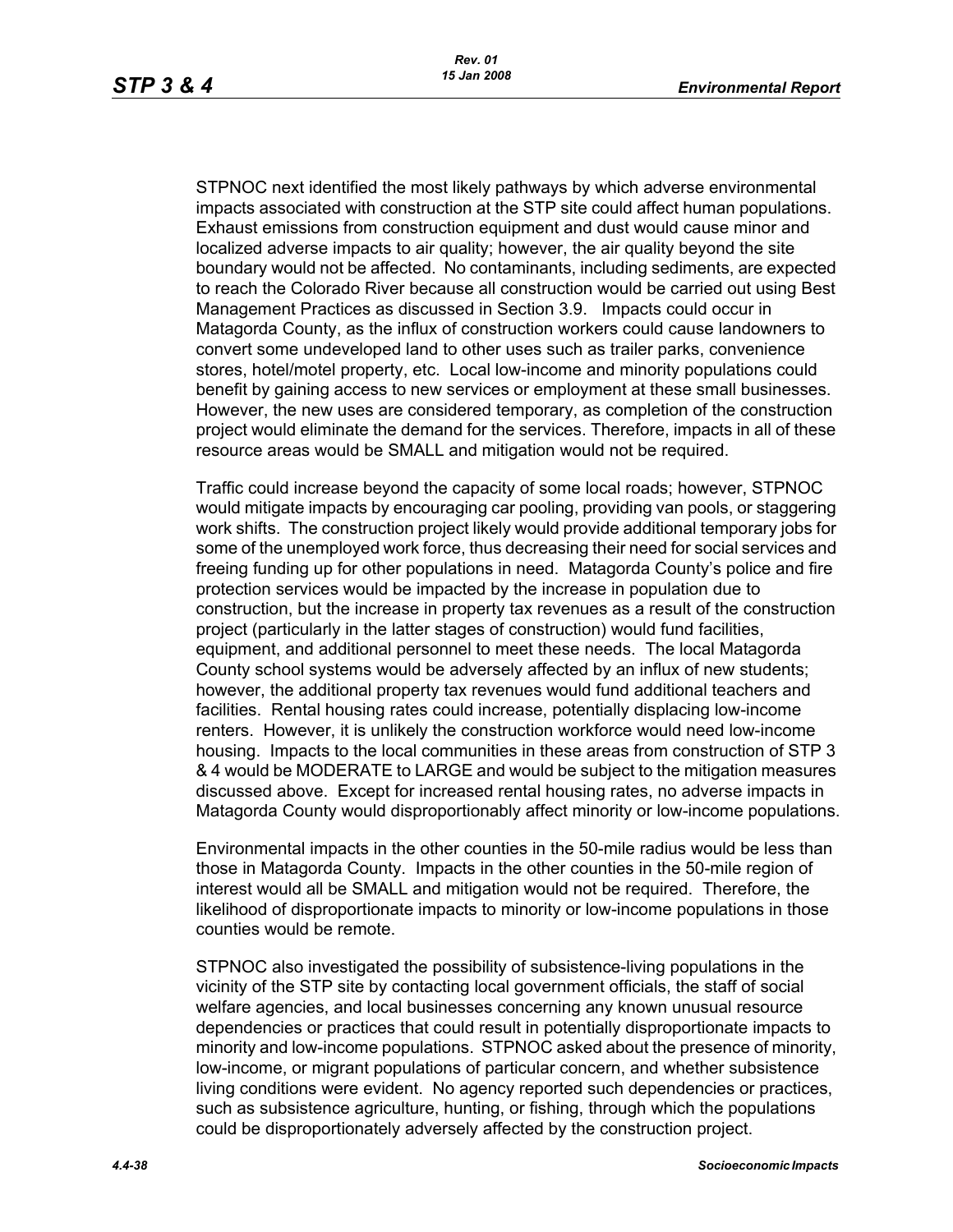STPNOC next identified the most likely pathways by which adverse environmental impacts associated with construction at the STP site could affect human populations. Exhaust emissions from construction equipment and dust would cause minor and localized adverse impacts to air quality; however, the air quality beyond the site boundary would not be affected. No contaminants, including sediments, are expected to reach the Colorado River because all construction would be carried out using Best Management Practices as discussed in Section 3.9. Impacts could occur in Matagorda County, as the influx of construction workers could cause landowners to convert some undeveloped land to other uses such as trailer parks, convenience stores, hotel/motel property, etc. Local low-income and minority populations could benefit by gaining access to new services or employment at these small businesses. However, the new uses are considered temporary, as completion of the construction project would eliminate the demand for the services. Therefore, impacts in all of these resource areas would be SMALL and mitigation would not be required.

Traffic could increase beyond the capacity of some local roads; however, STPNOC would mitigate impacts by encouraging car pooling, providing van pools, or staggering work shifts. The construction project likely would provide additional temporary jobs for some of the unemployed work force, thus decreasing their need for social services and freeing funding up for other populations in need. Matagorda County's police and fire protection services would be impacted by the increase in population due to construction, but the increase in property tax revenues as a result of the construction project (particularly in the latter stages of construction) would fund facilities, equipment, and additional personnel to meet these needs. The local Matagorda County school systems would be adversely affected by an influx of new students; however, the additional property tax revenues would fund additional teachers and facilities. Rental housing rates could increase, potentially displacing low-income renters. However, it is unlikely the construction workforce would need low-income housing. Impacts to the local communities in these areas from construction of STP 3 & 4 would be MODERATE to LARGE and would be subject to the mitigation measures discussed above. Except for increased rental housing rates, no adverse impacts in Matagorda County would disproportionably affect minority or low-income populations.

Environmental impacts in the other counties in the 50-mile radius would be less than those in Matagorda County. Impacts in the other counties in the 50-mile region of interest would all be SMALL and mitigation would not be required. Therefore, the likelihood of disproportionate impacts to minority or low-income populations in those counties would be remote.

STPNOC also investigated the possibility of subsistence-living populations in the vicinity of the STP site by contacting local government officials, the staff of social welfare agencies, and local businesses concerning any known unusual resource dependencies or practices that could result in potentially disproportionate impacts to minority and low-income populations. STPNOC asked about the presence of minority, low-income, or migrant populations of particular concern, and whether subsistence living conditions were evident. No agency reported such dependencies or practices, such as subsistence agriculture, hunting, or fishing, through which the populations could be disproportionately adversely affected by the construction project.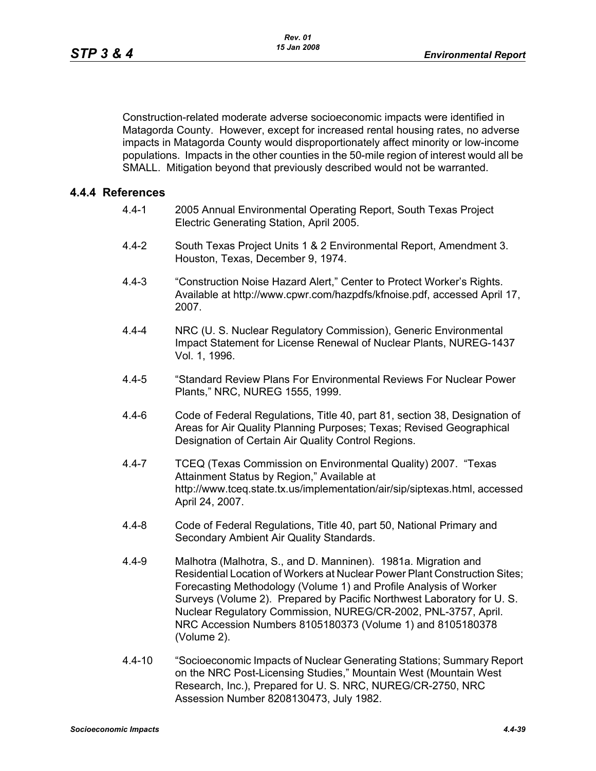Construction-related moderate adverse socioeconomic impacts were identified in Matagorda County. However, except for increased rental housing rates, no adverse impacts in Matagorda County would disproportionately affect minority or low-income populations. Impacts in the other counties in the 50-mile region of interest would all be SMALL. Mitigation beyond that previously described would not be warranted.

### 4.4.4 References

4.4-1 2005 Annual Environmental Operating Report, South Texas Project Electric Generating Station, April 2005.

4.4-2 South Texas Project Units 1 & 2 Environmental Report, Amendment 3. Houston, Texas, December 9, 1974.

4.4-3 "Construction Noise Hazard Alert," Center to Protect Worker's Rights. Available at http://www.cpwr.com/hazpdfs/kfnoise.pdf, accessed April 17, 2007.

4.4-4 NRC (U. S. Nuclear Regulatory Commission), Generic Environmental Impact Statement for License Renewal of Nuclear Plants, NUREG-1437 Vol. 1, 1996.

4.4-5 "Standard Review Plans For Environmental Reviews For Nuclear Power Plants," NRC, NUREG 1555, 1999.

4.4-6 Code of Federal Regulations, Title 40, part 81, section 38, Designation of Areas for Air Quality Planning Purposes; Texas; Revised Geographical Designation of Certain Air Quality Control Regions.

4.4-7 TCEQ (Texas Commission on Environmental Quality) 2007. "Texas Attainment Status by Region," Available at http://www.tceq.state.tx.us/implementation/air/sip/siptexas.html, accessed April 24, 2007.

4.4-8 Code of Federal Regulations, Title 40, part 50, National Primary and Secondary Ambient Air Quality Standards.

4.4-9 Malhotra (Malhotra, S., and D. Manninen). 1981a. Migration and Residential Location of Workers at Nuclear Power Plant Construction Sites; Forecasting Methodology (Volume 1) and Profile Analysis of Worker Surveys (Volume 2). Prepared by Pacific Northwest Laboratory for U. S. Nuclear Regulatory Commission, NUREG/CR-2002, PNL-3757, April. NRC Accession Numbers 8105180373 (Volume 1) and 8105180378 (Volume 2).

4.4-10 "Socioeconomic Impacts of Nuclear Generating Stations; Summary Report on the NRC Post-Licensing Studies," Mountain West (Mountain West Research, Inc.), Prepared for U. S. NRC, NUREG/CR-2750, NRC Assession Number 8208130473, July 1982.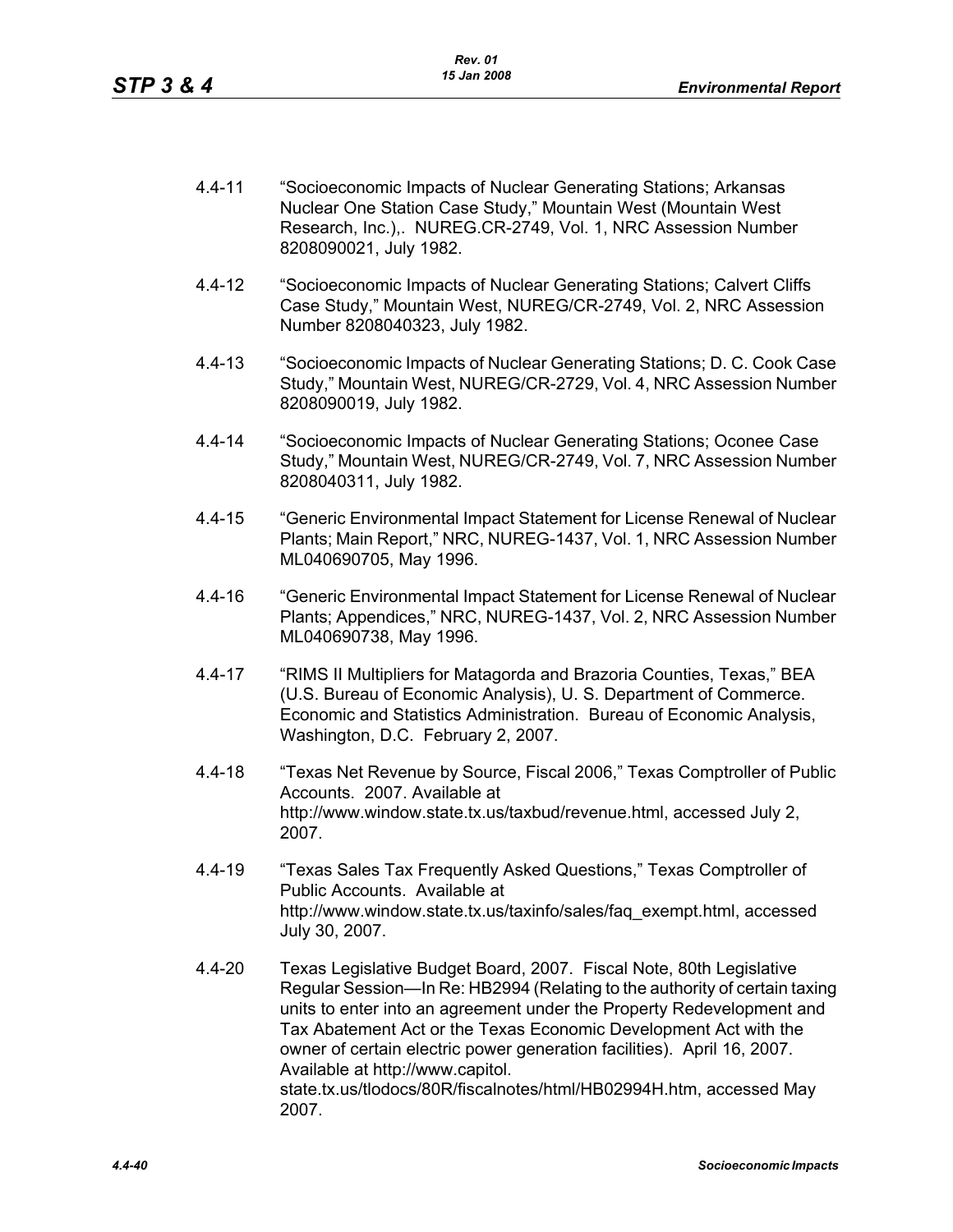4.4-11 "Socioeconomic Impacts of Nuclear Generating Stations; Arkansas Nuclear One Station Case Study," Mountain West (Mountain West Research, Inc.),. NUREG.CR-2749, Vol. 1, NRC Assession Number 8208090021, July 1982.

4.4-12 "Socioeconomic Impacts of Nuclear Generating Stations; Calvert Cliffs Case Study," Mountain West, NUREG/CR-2749, Vol. 2, NRC Assession Number 8208040323, July 1982.

4.4-13 "Socioeconomic Impacts of Nuclear Generating Stations; D. C. Cook Case Study," Mountain West, NUREG/CR-2729, Vol. 4, NRC Assession Number 8208090019, July 1982.

4.4-14 "Socioeconomic Impacts of Nuclear Generating Stations; Oconee Case Study," Mountain West, NUREG/CR-2749, Vol. 7, NRC Assession Number 8208040311, July 1982.

4.4-15 "Generic Environmental Impact Statement for License Renewal of Nuclear Plants; Main Report," NRC, NUREG-1437, Vol. 1, NRC Assession Number ML040690705, May 1996.

4.4-16 "Generic Environmental Impact Statement for License Renewal of Nuclear Plants; Appendices," NRC, NUREG-1437, Vol. 2, NRC Assession Number ML040690738, May 1996.

4.4-17 "RIMS II Multipliers for Matagorda and Brazoria Counties, Texas," BEA (U.S. Bureau of Economic Analysis), U. S. Department of Commerce. Economic and Statistics Administration. Bureau of Economic Analysis, Washington, D.C. February 2, 2007.

4.4-18 "Texas Net Revenue by Source, Fiscal 2006," Texas Comptroller of Public Accounts. 2007. Available at http://www.window.state.tx.us/taxbud/revenue.html, accessed July 2, 2007.

4.4-19 "Texas Sales Tax Frequently Asked Questions," Texas Comptroller of Public Accounts. Available at http://www.window.state.tx.us/taxinfo/sales/faq_exempt.html, accessed July 30, 2007.

4.4-20 Texas Legislative Budget Board, 2007. Fiscal Note, 80th Legislative Regular Session—In Re: HB2994 (Relating to the authority of certain taxing units to enter into an agreement under the Property Redevelopment and Tax Abatement Act or the Texas Economic Development Act with the owner of certain electric power generation facilities). April 16, 2007. Available at http://www.capitol.state.tx.us/tlodocs/80R/fiscalnotes/html/HB02994H.htm, accessed May 2007.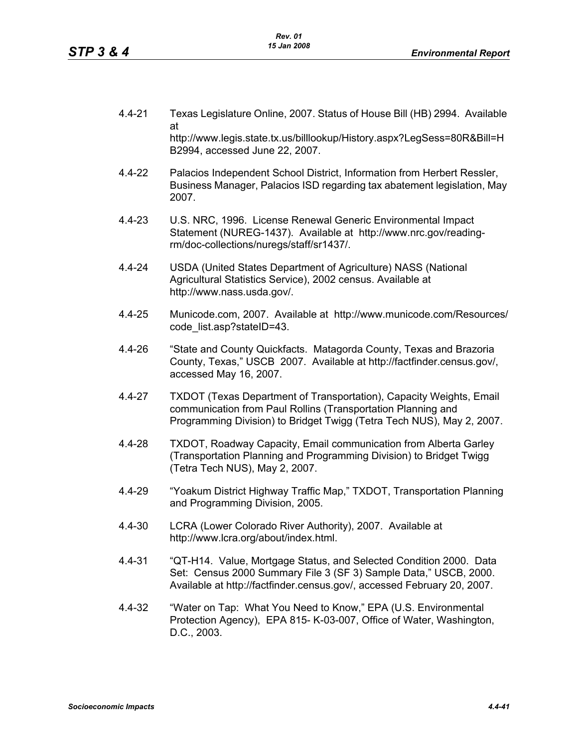4.4-21 Texas Legislature Online, 2007. Status of House Bill (HB) 2994. Available at http://www.legis.state.tx.us/billlookup/History.aspx?LegSess=80R&Bill=HB2994, accessed June 22, 2007.

4.4-22 Palacios Independent School District, Information from Herbert Ressler, Business Manager, Palacios ISD regarding tax abatement legislation, May 2007.

4.4-23 U.S. NRC, 1996. License Renewal Generic Environmental Impact Statement (NUREG-1437). Available at http://www.nrc.gov/reading-rm/doc-collections/nuregs/staff/sr1437/.

4.4-24 USDA (United States Department of Agriculture) NASS (National Agricultural Statistics Service), 2002 census. Available at http://www.nass.usda.gov/.

4.4-25 Municode.com, 2007. Available at http://www.municode.com/Resources/code_list.asp?stateID=43.

4.4-26 "State and County Quickfacts. Matagorda County, Texas and Brazoria County, Texas," USCB 2007. Available at http://factfinder.census.gov/, accessed May 16, 2007.

4.4-27 TXDOT (Texas Department of Transportation), Capacity Weights, Email communication from Paul Rollins (Transportation Planning and Programming Division) to Bridget Twigg (Tetra Tech NUS), May 2, 2007.

4.4-28 TXDOT, Roadway Capacity, Email communication from Alberta Garley (Transportation Planning and Programming Division) to Bridget Twigg (Tetra Tech NUS), May 2, 2007.

4.4-29 "Yoakum District Highway Traffic Map," TXDOT, Transportation Planning and Programming Division, 2005.

4.4-30 LCRA (Lower Colorado River Authority), 2007. Available at http://www.lcra.org/about/index.html.

4.4-31 "QT-H14. Value, Mortgage Status, and Selected Condition 2000. Data Set: Census 2000 Summary File 3 (SF 3) Sample Data," USCB, 2000. Available at http://factfinder.census.gov/, accessed February 20, 2007.

4.4-32 "Water on Tap: What You Need to Know," EPA (U.S. Environmental Protection Agency), EPA 815- K-03-007, Office of Water, Washington, D.C., 2003.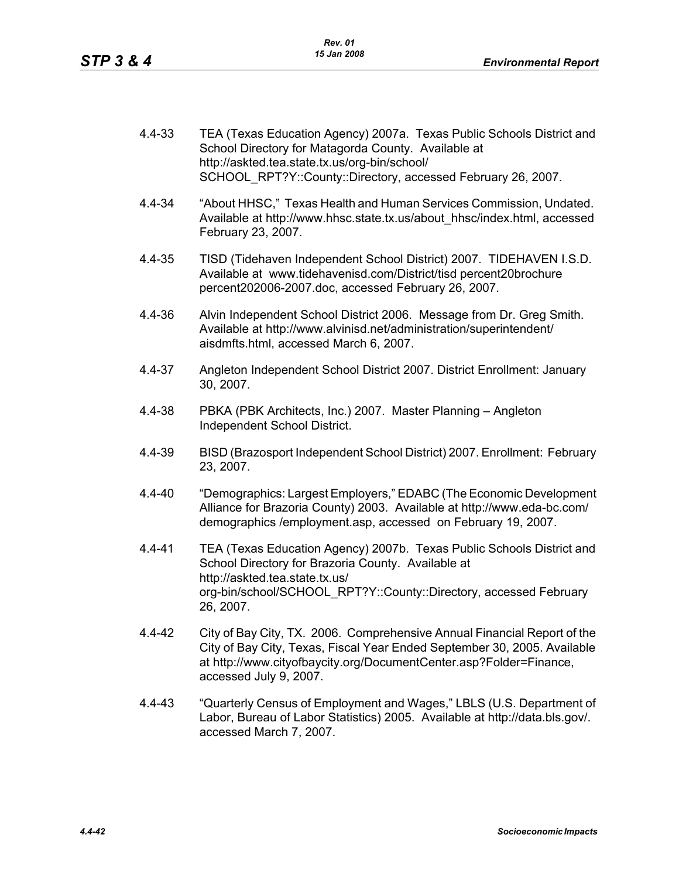4.4-33 TEA (Texas Education Agency) 2007a. Texas Public Schools District and School Directory for Matagorda County. Available at http://askted.tea.state.tx.us/org-bin/school/SCHOOL_RPT?Y::County::Directory, accessed February 26, 2007.

4.4-34 "About HHSC," Texas Health and Human Services Commission, Undated. Available at http://www.hhsc.state.tx.us/about_hhsc/index.html, accessed February 23, 2007.

4.4-35 TISD (Tidehaven Independent School District) 2007. TIDEHAVEN I.S.D. Available at www.tidehavenisd.com/District/tisd percent20brochure percent202006-2007.doc, accessed February 26, 2007.

4.4-36 Alvin Independent School District 2006. Message from Dr. Greg Smith. Available at http://www.alvinisd.net/administration/superintendent/aisdmfts.html, accessed March 6, 2007.

4.4-37 Angleton Independent School District 2007. District Enrollment: January 30, 2007.

4.4-38 PBKA (PBK Architects, Inc.) 2007. Master Planning – Angleton Independent School District.

4.4-39 BISD (Brazosport Independent School District) 2007. Enrollment: February 23, 2007.

4.4-40 "Demographics: Largest Employers," EDABC (The Economic Development Alliance for Brazoria County) 2003. Available at http://www.eda-bc.com/demographics /employment.asp, accessed on February 19, 2007.

4.4-41 TEA (Texas Education Agency) 2007b. Texas Public Schools District and School Directory for Brazoria County. Available at http://askted.tea.state.tx.us/org-bin/school/SCHOOL_RPT?Y::County::Directory, accessed February 26, 2007.

4.4-42 City of Bay City, TX. 2006. Comprehensive Annual Financial Report of the City of Bay City, Texas, Fiscal Year Ended September 30, 2005. Available at http://www.cityofbaycity.org/DocumentCenter.asp?Folder=Finance, accessed July 9, 2007.

4.4-43 "Quarterly Census of Employment and Wages," LBLS (U.S. Department of Labor, Bureau of Labor Statistics) 2005. Available at http://data.bls.gov/. accessed March 7, 2007.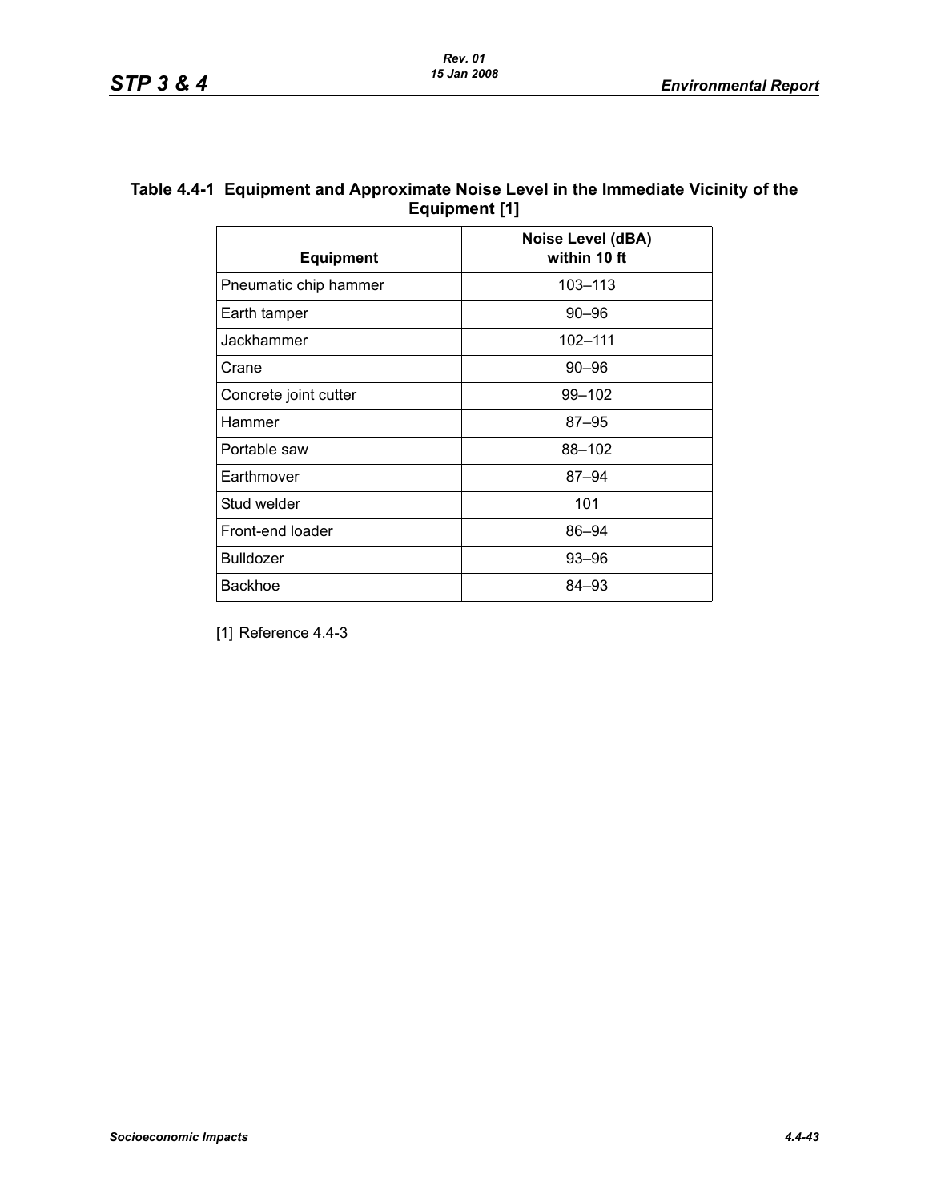**Table 4.4-1 Equipment and Approximate Noise Level in the Immediate Vicinity of the Equipment [1]**

| Equipment | Noise Level (dBA) within 10 ft |
|---|---|
| Pneumatic chip hammer | 103–113 |
| Earth tamper | 90–96 |
| Jackhammer | 102–111 |
| Crane | 90–96 |
| Concrete joint cutter | 99–102 |
| Hammer | 87–95 |
| Portable saw | 88–102 |
| Earthmover | 87–94 |
| Stud welder | 101 |
| Front-end loader | 86–94 |
| Bulldozer | 93–96 |
| Backhoe | 84–93 |

[1] Reference 4.4-3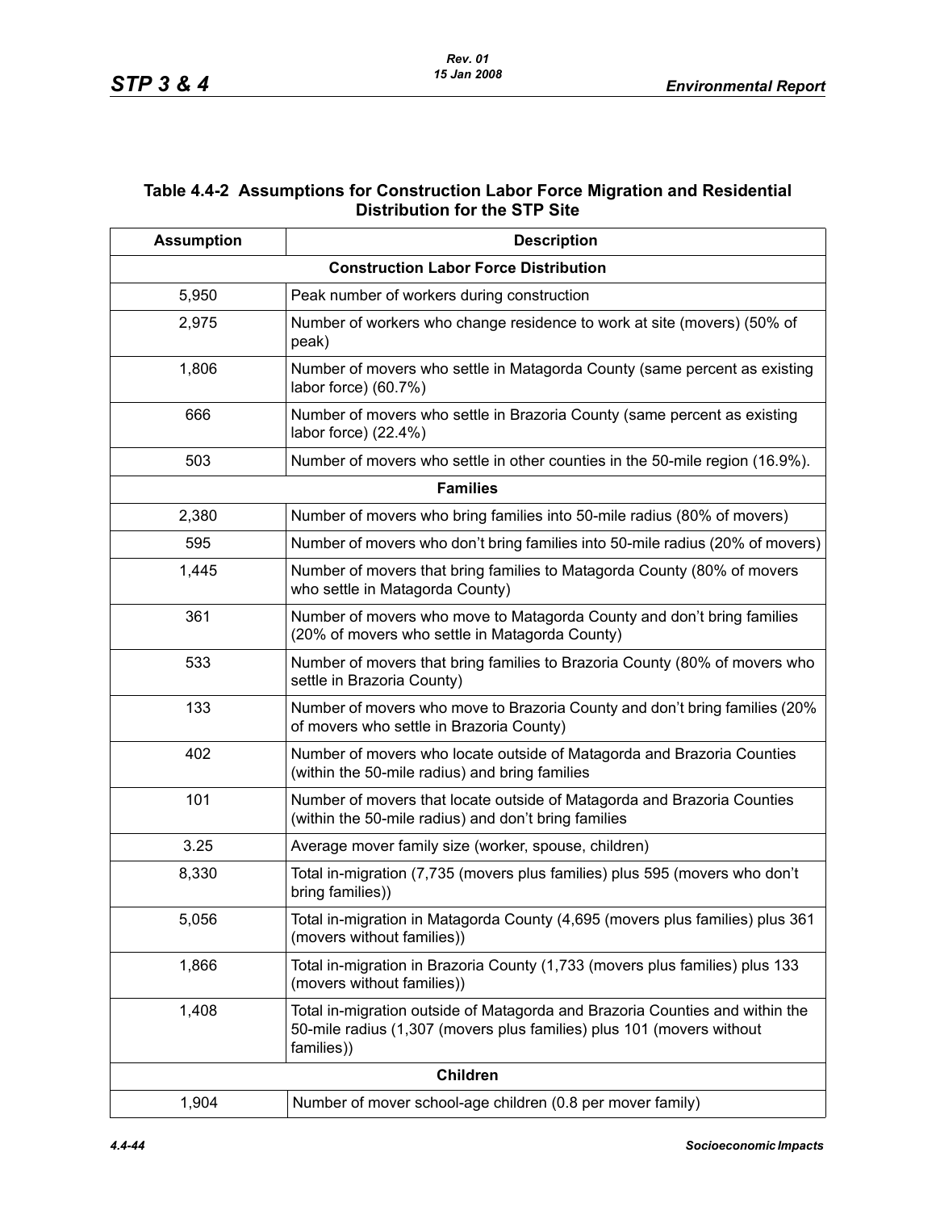### Table 4.4-2 Assumptions for Construction Labor Force Migration and Residential Distribution for the STP Site

| Assumption | Description |
|---|---|
| **Construction Labor Force Distribution** | |
| 5,950 | Peak number of workers during construction |
| 2,975 | Number of workers who change residence to work at site (movers) (50% of peak) |
| 1,806 | Number of movers who settle in Matagorda County (same percent as existing labor force) (60.7%) |
| 666 | Number of movers who settle in Brazoria County (same percent as existing labor force) (22.4%) |
| 503 | Number of movers who settle in other counties in the 50-mile region (16.9%). |
| **Families** | |
| 2,380 | Number of movers who bring families into 50-mile radius (80% of movers) |
| 595 | Number of movers who don't bring families into 50-mile radius (20% of movers) |
| 1,445 | Number of movers that bring families to Matagorda County (80% of movers who settle in Matagorda County) |
| 361 | Number of movers who move to Matagorda County and don't bring families (20% of movers who settle in Matagorda County) |
| 533 | Number of movers that bring families to Brazoria County (80% of movers who settle in Brazoria County) |
| 133 | Number of movers who move to Brazoria County and don't bring families (20% of movers who settle in Brazoria County) |
| 402 | Number of movers who locate outside of Matagorda and Brazoria Counties (within the 50-mile radius) and bring families |
| 101 | Number of movers that locate outside of Matagorda and Brazoria Counties (within the 50-mile radius) and don't bring families |
| 3.25 | Average mover family size (worker, spouse, children) |
| 8,330 | Total in-migration (7,735 (movers plus families) plus 595 (movers who don't bring families)) |
| 5,056 | Total in-migration in Matagorda County (4,695 (movers plus families) plus 361 (movers without families)) |
| 1,866 | Total in-migration in Brazoria County (1,733 (movers plus families) plus 133 (movers without families)) |
| 1,408 | Total in-migration outside of Matagorda and Brazoria Counties and within the 50-mile radius (1,307 (movers plus families) plus 101 (movers without families)) |
| **Children** | |
| 1,904 | Number of mover school-age children (0.8 per mover family) |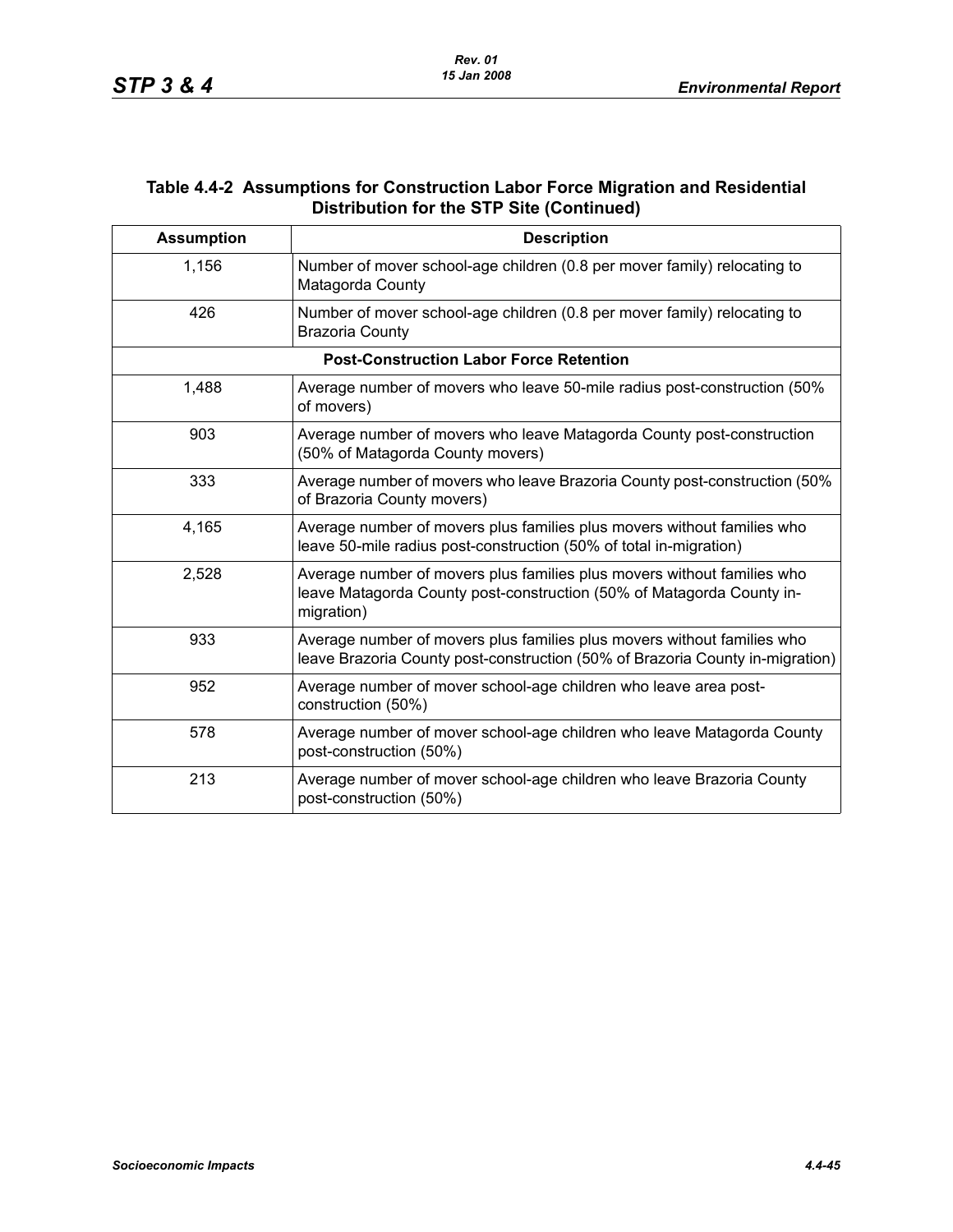**Table 4.4-2 Assumptions for Construction Labor Force Migration and Residential Distribution for the STP Site (Continued)**

| Assumption | Description |
|---|---|
| 1,156 | Number of mover school-age children (0.8 per mover family) relocating to Matagorda County |
| 426 | Number of mover school-age children (0.8 per mover family) relocating to Brazoria County |
| **Post-Construction Labor Force Retention** | |
| 1,488 | Average number of movers who leave 50-mile radius post-construction (50% of movers) |
| 903 | Average number of movers who leave Matagorda County post-construction (50% of Matagorda County movers) |
| 333 | Average number of movers who leave Brazoria County post-construction (50% of Brazoria County movers) |
| 4,165 | Average number of movers plus families plus movers without families who leave 50-mile radius post-construction (50% of total in-migration) |
| 2,528 | Average number of movers plus families plus movers without families who leave Matagorda County post-construction (50% of Matagorda County in-migration) |
| 933 | Average number of movers plus families plus movers without families who leave Brazoria County post-construction (50% of Brazoria County in-migration) |
| 952 | Average number of mover school-age children who leave area post-construction (50%) |
| 578 | Average number of mover school-age children who leave Matagorda County post-construction (50%) |
| 213 | Average number of mover school-age children who leave Brazoria County post-construction (50%) |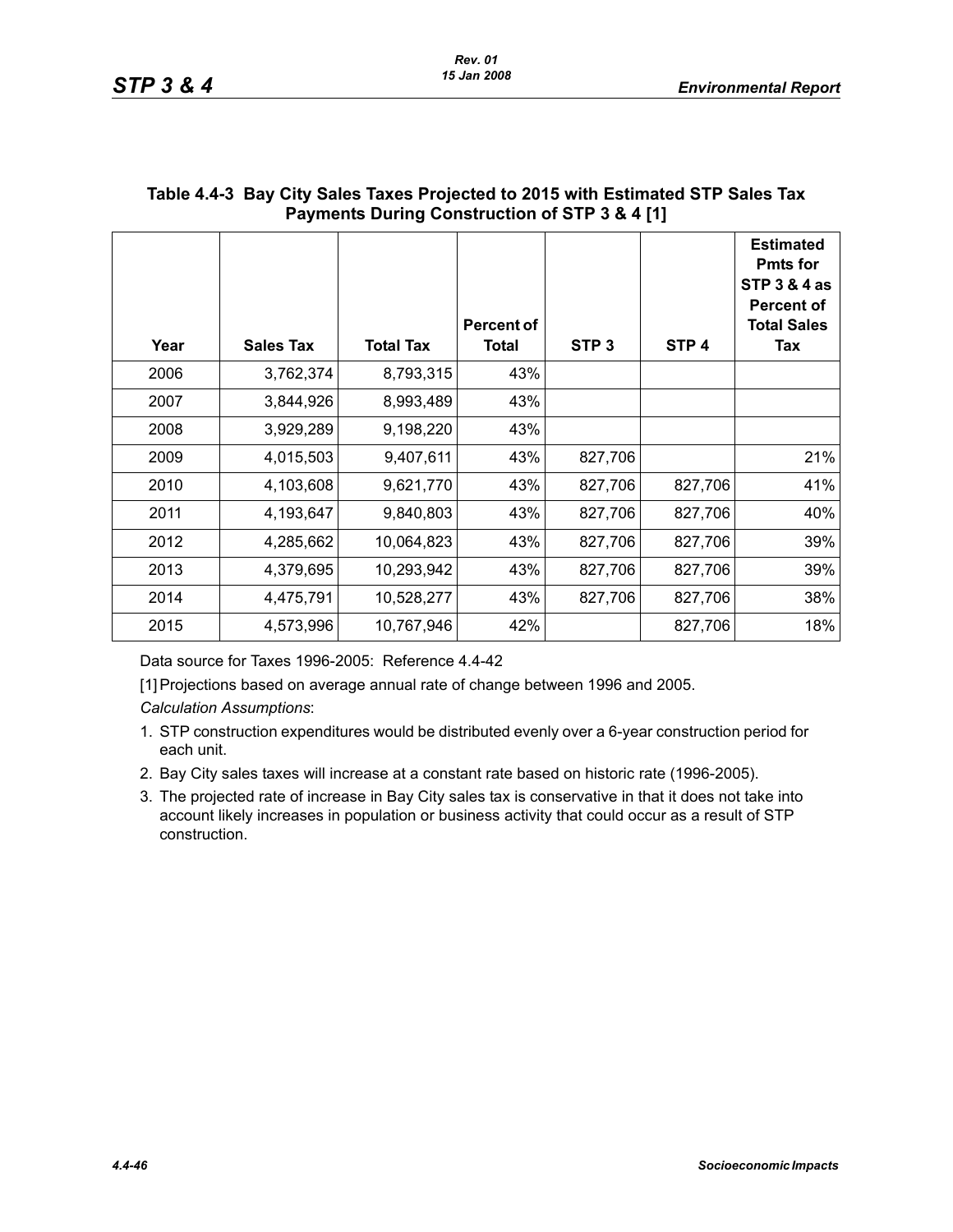**Table 4.4-3 Bay City Sales Taxes Projected to 2015 with Estimated STP Sales Tax Payments During Construction of STP 3 & 4 [1]**

| Year | Sales Tax | Total Tax | Percent of Total | STP 3 | STP 4 | Estimated Pmts for STP 3 & 4 as Percent of Total Sales Tax |
|---|---|---|---|---|---|---|
| 2006 | 3,762,374 | 8,793,315 | 43% | | | |
| 2007 | 3,844,926 | 8,993,489 | 43% | | | |
| 2008 | 3,929,289 | 9,198,220 | 43% | | | |
| 2009 | 4,015,503 | 9,407,611 | 43% | 827,706 | | 21% |
| 2010 | 4,103,608 | 9,621,770 | 43% | 827,706 | 827,706 | 41% |
| 2011 | 4,193,647 | 9,840,803 | 43% | 827,706 | 827,706 | 40% |
| 2012 | 4,285,662 | 10,064,823 | 43% | 827,706 | 827,706 | 39% |
| 2013 | 4,379,695 | 10,293,942 | 43% | 827,706 | 827,706 | 39% |
| 2014 | 4,475,791 | 10,528,277 | 43% | 827,706 | 827,706 | 38% |
| 2015 | 4,573,996 | 10,767,946 | 42% | | 827,706 | 18% |

Data source for Taxes 1996-2005: Reference 4.4-42

[1] Projections based on average annual rate of change between 1996 and 2005.

*Calculation Assumptions*:

1. STP construction expenditures would be distributed evenly over a 6-year construction period for each unit.
2. Bay City sales taxes will increase at a constant rate based on historic rate (1996-2005).
3. The projected rate of increase in Bay City sales tax is conservative in that it does not take into account likely increases in population or business activity that could occur as a result of STP construction.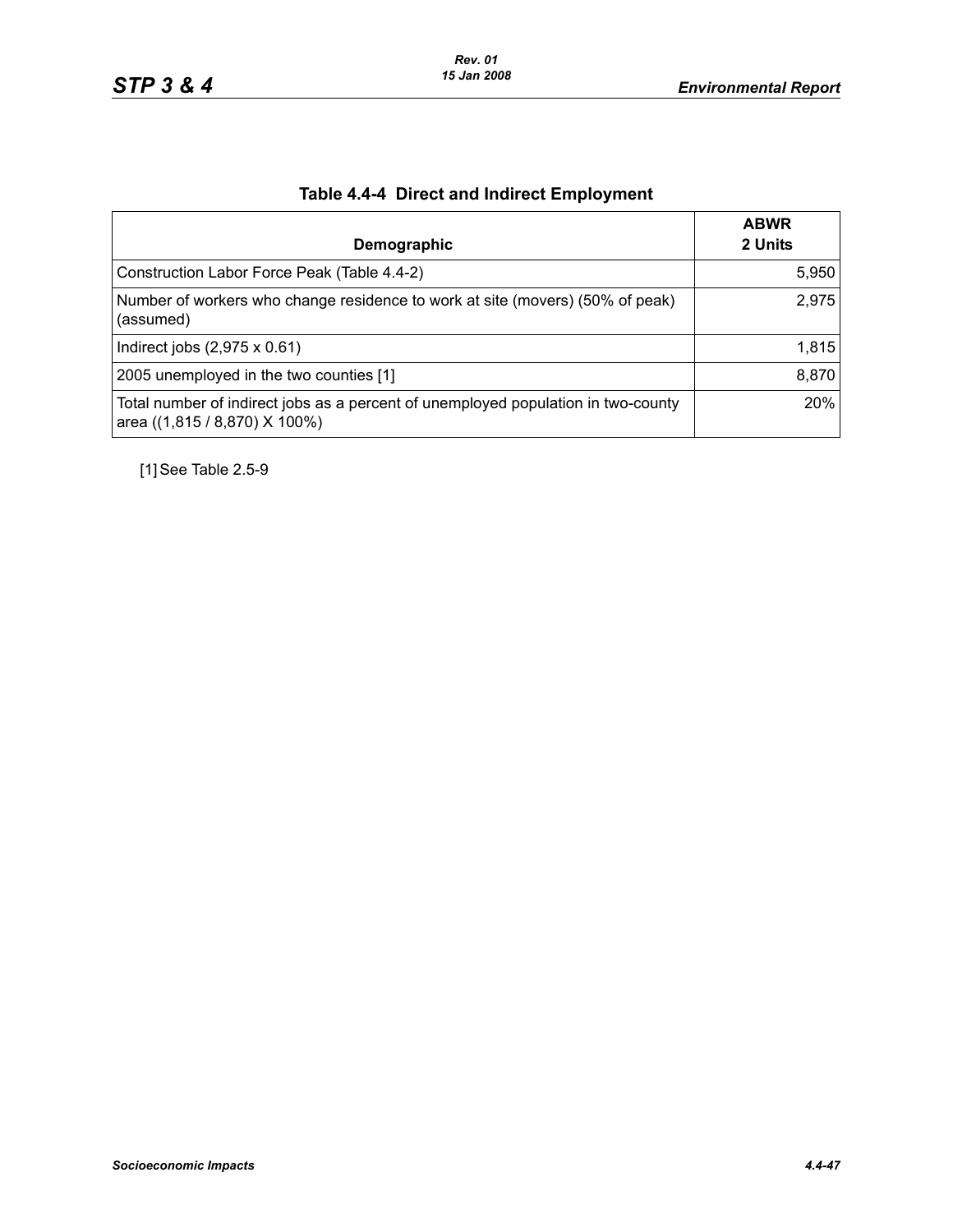## Table 4.4-4 Direct and Indirect Employment

| Demographic | ABWR 2 Units |
|---|---|
| Construction Labor Force Peak (Table 4.4-2) | 5,950 |
| Number of workers who change residence to work at site (movers) (50% of peak) (assumed) | 2,975 |
| Indirect jobs (2,975 x 0.61) | 1,815 |
| 2005 unemployed in the two counties [1] | 8,870 |
| Total number of indirect jobs as a percent of unemployed population in two-county area ((1,815 / 8,870) X 100%) | 20% |

[1] See Table 2.5-9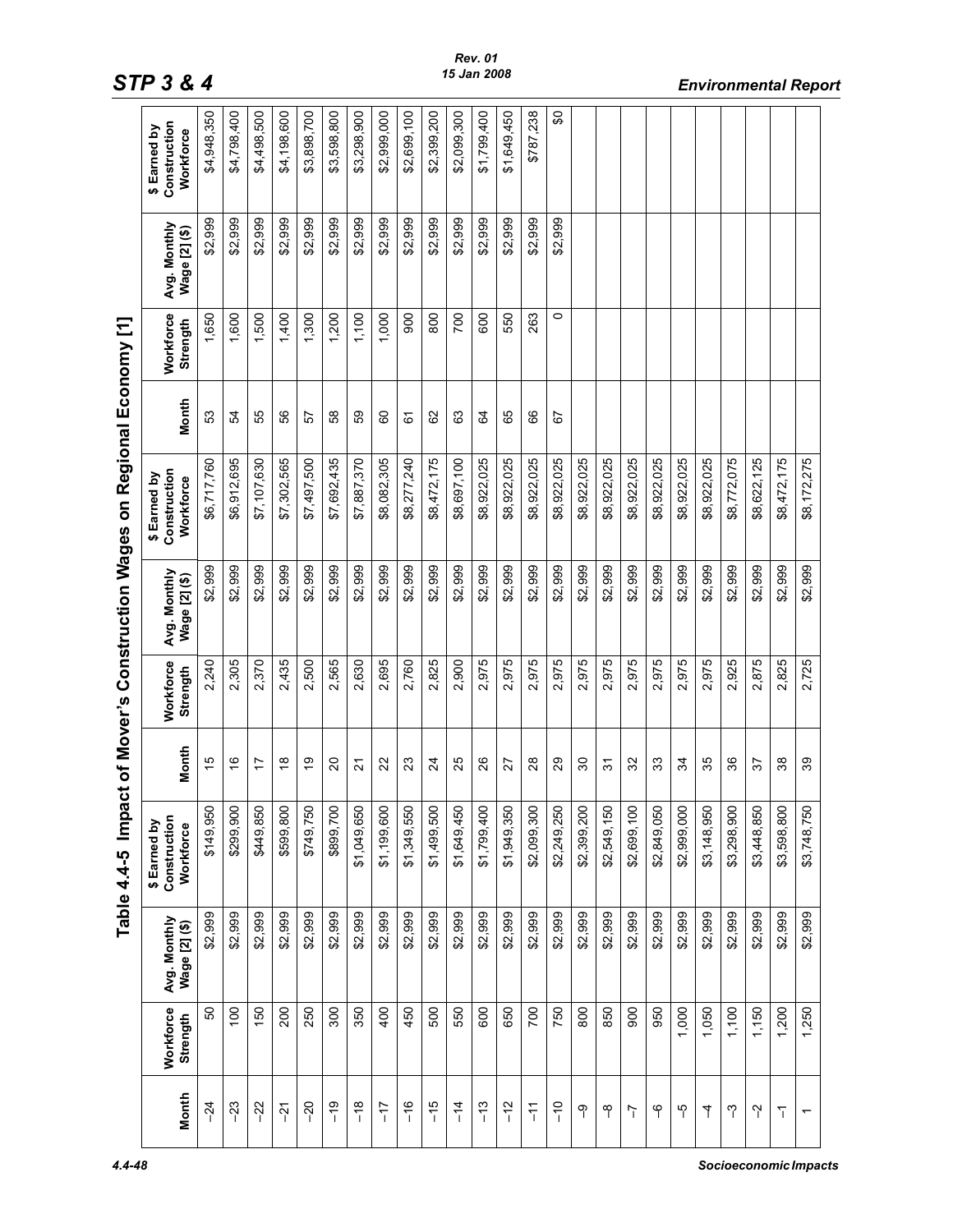## Table 4.4-5 Impact of Mover's Construction Wages on Regional Economy [1]

| Month | Workforce Strength | Avg. Monthly Wage [2] ($) | $ Earned by Construction Workforce | Month | Workforce Strength | Avg. Monthly Wage [2] ($) | $ Earned by Construction Workforce | Month | Workforce Strength | Avg. Monthly Wage [2] ($) | $ Earned by Construction Workforce |
|---|---|---|---|---|---|---|---|---|---|---|---|
| −24 | 50 | $2,999 | $149,950 | 15 | 2,240 | $2,999 | $6,717,760 | 53 | 1,650 | $2,999 | $4,948,350 |
| −23 | 100 | $2,999 | $299,900 | 16 | 2,305 | $2,999 | $6,912,695 | 54 | 1,600 | $2,999 | $4,798,400 |
| −22 | 150 | $2,999 | $449,850 | 17 | 2,370 | $2,999 | $7,107,630 | 55 | 1,500 | $2,999 | $4,498,500 |
| −21 | 200 | $2,999 | $599,800 | 18 | 2,435 | $2,999 | $7,302,565 | 56 | 1,400 | $2,999 | $4,198,600 |
| −20 | 250 | $2,999 | $749,750 | 19 | 2,500 | $2,999 | $7,497,500 | 57 | 1,300 | $2,999 | $3,898,700 |
| −19 | 300 | $2,999 | $899,700 | 20 | 2,565 | $2,999 | $7,692,435 | 58 | 1,200 | $2,999 | $3,598,800 |
| −18 | 350 | $2,999 | $1,049,650 | 21 | 2,630 | $2,999 | $7,887,370 | 59 | 1,100 | $2,999 | $3,298,900 |
| −17 | 400 | $2,999 | $1,199,600 | 22 | 2,695 | $2,999 | $8,082,305 | 60 | 1,000 | $2,999 | $2,999,000 |
| −16 | 450 | $2,999 | $1,349,550 | 23 | 2,760 | $2,999 | $8,277,240 | 61 | 900 | $2,999 | $2,699,100 |
| −15 | 500 | $2,999 | $1,499,500 | 24 | 2,825 | $2,999 | $8,472,175 | 62 | 800 | $2,999 | $2,399,200 |
| −14 | 550 | $2,999 | $1,649,450 | 25 | 2,900 | $2,999 | $8,697,100 | 63 | 700 | $2,999 | $2,099,300 |
| −13 | 600 | $2,999 | $1,799,400 | 26 | 2,975 | $2,999 | $8,922,025 | 64 | 600 | $2,999 | $1,799,400 |
| −12 | 650 | $2,999 | $1,949,350 | 27 | 2,975 | $2,999 | $8,922,025 | 65 | 550 | $2,999 | $1,649,450 |
| −11 | 700 | $2,999 | $2,099,300 | 28 | 2,975 | $2,999 | $8,922,025 | 66 | 263 | $2,999 | $787,238 |
| −10 | 750 | $2,999 | $2,249,250 | 29 | 2,975 | $2,999 | $8,922,025 | 67 | 0 | $2,999 | $0 |
| −9 | 800 | $2,999 | $2,399,200 | 30 | 2,975 | $2,999 | $8,922,025 | | | | |
| −8 | 850 | $2,999 | $2,549,150 | 31 | 2,975 | $2,999 | $8,922,025 | | | | |
| −7 | 900 | $2,999 | $2,699,100 | 32 | 2,975 | $2,999 | $8,922,025 | | | | |
| −6 | 950 | $2,999 | $2,849,050 | 33 | 2,975 | $2,999 | $8,922,025 | | | | |
| −5 | 1,000 | $2,999 | $2,999,000 | 34 | 2,975 | $2,999 | $8,922,025 | | | | |
| −4 | 1,050 | $2,999 | $3,148,950 | 35 | 2,975 | $2,999 | $8,922,025 | | | | |
| −3 | 1,100 | $2,999 | $3,298,900 | 36 | 2,925 | $2,999 | $8,772,075 | | | | |
| −2 | 1,150 | $2,999 | $3,448,850 | 37 | 2,875 | $2,999 | $8,622,125 | | | | |
| −1 | 1,200 | $2,999 | $3,598,800 | 38 | 2,825 | $2,999 | $8,472,175 | | | | |
| 1 | 1,250 | $2,999 | $3,748,750 | 39 | 2,725 | $2,999 | $8,172,275 | | | | |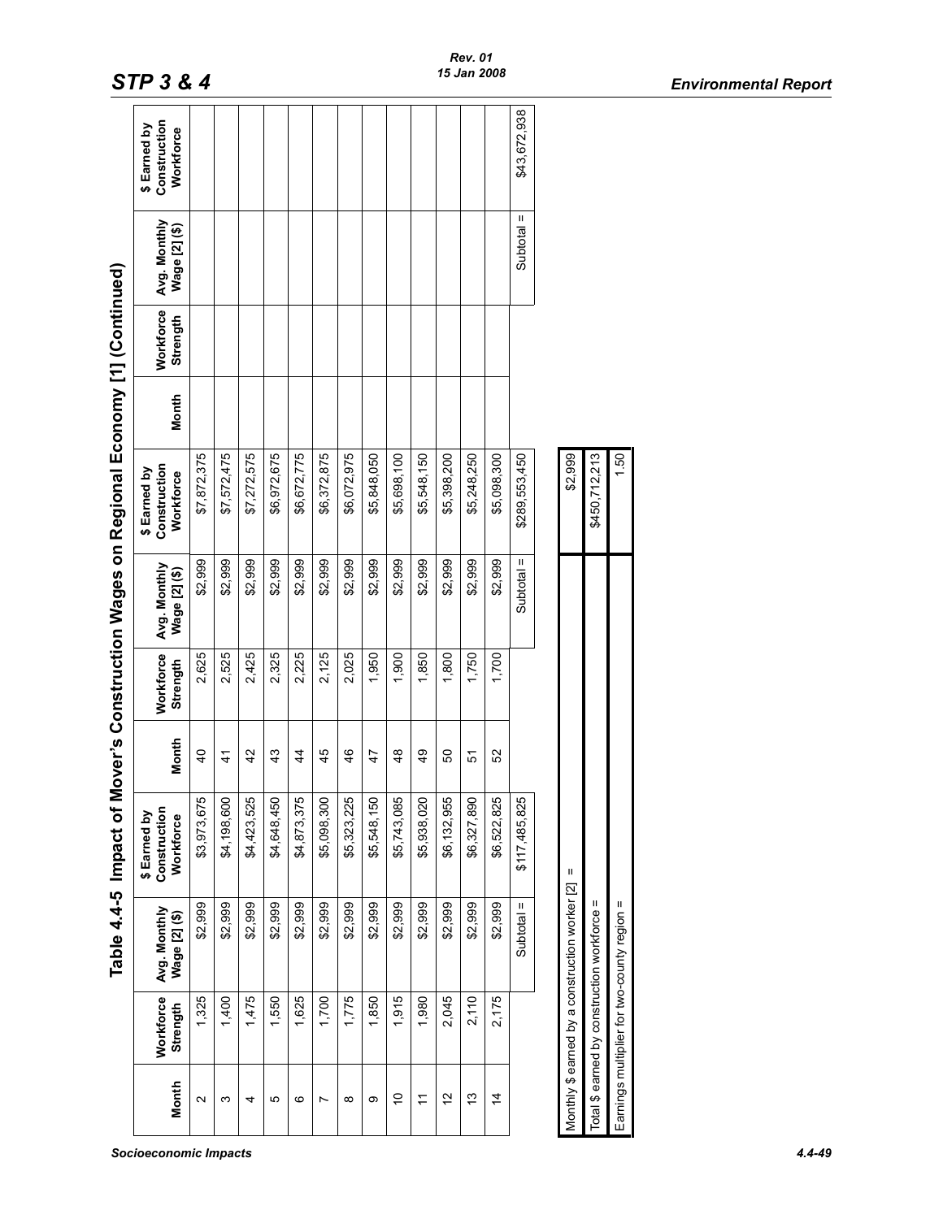## Table 4.4-5 Impact of Mover's Construction Wages on Regional Economy [1] (Continued)

| Month | Workforce Strength | Avg. Monthly Wage [2] ($) | $ Earned by Construction Workforce | Month | Workforce Strength | Avg. Monthly Wage [2] ($) | $ Earned by Construction Workforce | Month | Workforce Strength | Avg. Monthly Wage [2] ($) | $ Earned by Construction Workforce |
|---|---|---|---|---|---|---|---|---|---|---|---|
| 2 | 1,325 | $2,999 | $3,973,675 | 40 | 2,625 | $2,999 | $7,872,375 | | | | |
| 3 | 1,400 | $2,999 | $4,198,600 | 41 | 2,525 | $2,999 | $7,572,475 | | | | |
| 4 | 1,475 | $2,999 | $4,423,525 | 42 | 2,425 | $2,999 | $7,272,575 | | | | |
| 5 | 1,550 | $2,999 | $4,648,450 | 43 | 2,325 | $2,999 | $6,972,675 | | | | |
| 6 | 1,625 | $2,999 | $4,873,375 | 44 | 2,225 | $2,999 | $6,672,775 | | | | |
| 7 | 1,700 | $2,999 | $5,098,300 | 45 | 2,125 | $2,999 | $6,372,875 | | | | |
| 8 | 1,775 | $2,999 | $5,323,225 | 46 | 2,025 | $2,999 | $6,072,975 | | | | |
| 9 | 1,850 | $2,999 | $5,548,150 | 47 | 1,950 | $2,999 | $5,848,050 | | | | |
| 10 | 1,915 | $2,999 | $5,743,085 | 48 | 1,900 | $2,999 | $5,698,100 | | | | |
| 11 | 1,980 | $2,999 | $5,938,020 | 49 | 1,850 | $2,999 | $5,548,150 | | | | |
| 12 | 2,045 | $2,999 | $6,132,955 | 50 | 1,800 | $2,999 | $5,398,200 | | | | |
| 13 | 2,110 | $2,999 | $6,327,890 | 51 | 1,750 | $2,999 | $5,248,250 | | | | |
| 14 | 2,175 | $2,999 | $6,522,825 | 52 | 1,700 | $2,999 | $5,098,300 | | | | |
| | | Subtotal = | $117,485,825 | | | Subtotal = | $289,553,450 | | | Subtotal = | $43,672,938 |

| | |
|---|---|
| Monthly $ earned by a construction worker [2] = | $2,999 |
| Total $ earned by construction workforce = | $450,712,213 |
| Earnings multiplier for two-county region = | 1.50 |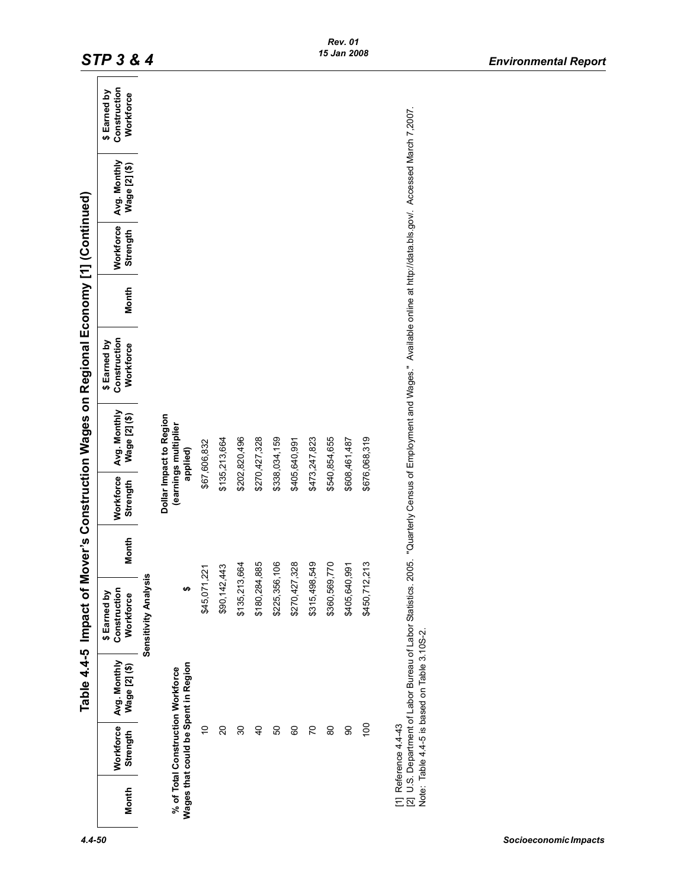## Table 4.4-5 Impact of Mover's Construction Wages on Regional Economy [1] (Continued)

| Month | Workforce Strength | Avg. Monthly Wage [2] ($) | $ Earned by Construction Workforce | Month | Workforce Strength | Avg. Monthly Wage [2] ($) | $ Earned by Construction Workforce | Month | Workforce Strength | Avg. Monthly Wage [2] ($) | $ Earned by Construction Workforce |
|---|---|---|---|---|---|---|---|---|---|---|---|

**Sensitivity Analysis**

| % of Total Construction Workforce Wages that could be Spent in Region | $ | Dollar Impact to Region (earnings multiplier applied) |
|---|---|---|
| 10 | $45,071,221 | $67,606,832 |
| 20 | $90,142,443 | $135,213,664 |
| 30 | $135,213,664 | $202,820,496 |
| 40 | $180,284,885 | $270,427,328 |
| 50 | $225,356,106 | $338,034,159 |
| 60 | $270,427,328 | $405,640,991 |
| 70 | $315,498,549 | $473,247,823 |
| 80 | $360,569,770 | $540,854,655 |
| 90 | $405,640,991 | $608,461,487 |
| 100 | $450,712,213 | $676,068,319 |

[1] Reference 4.4-43

[2] U.S. Department of Labor Bureau of Labor Statistics. 2005. "Quarterly Census of Employment and Wages." Available online at http://data.bls.gov/. Accessed March 7,2007.

Note: Table 4.4-5 is based on Table 3.10S-2.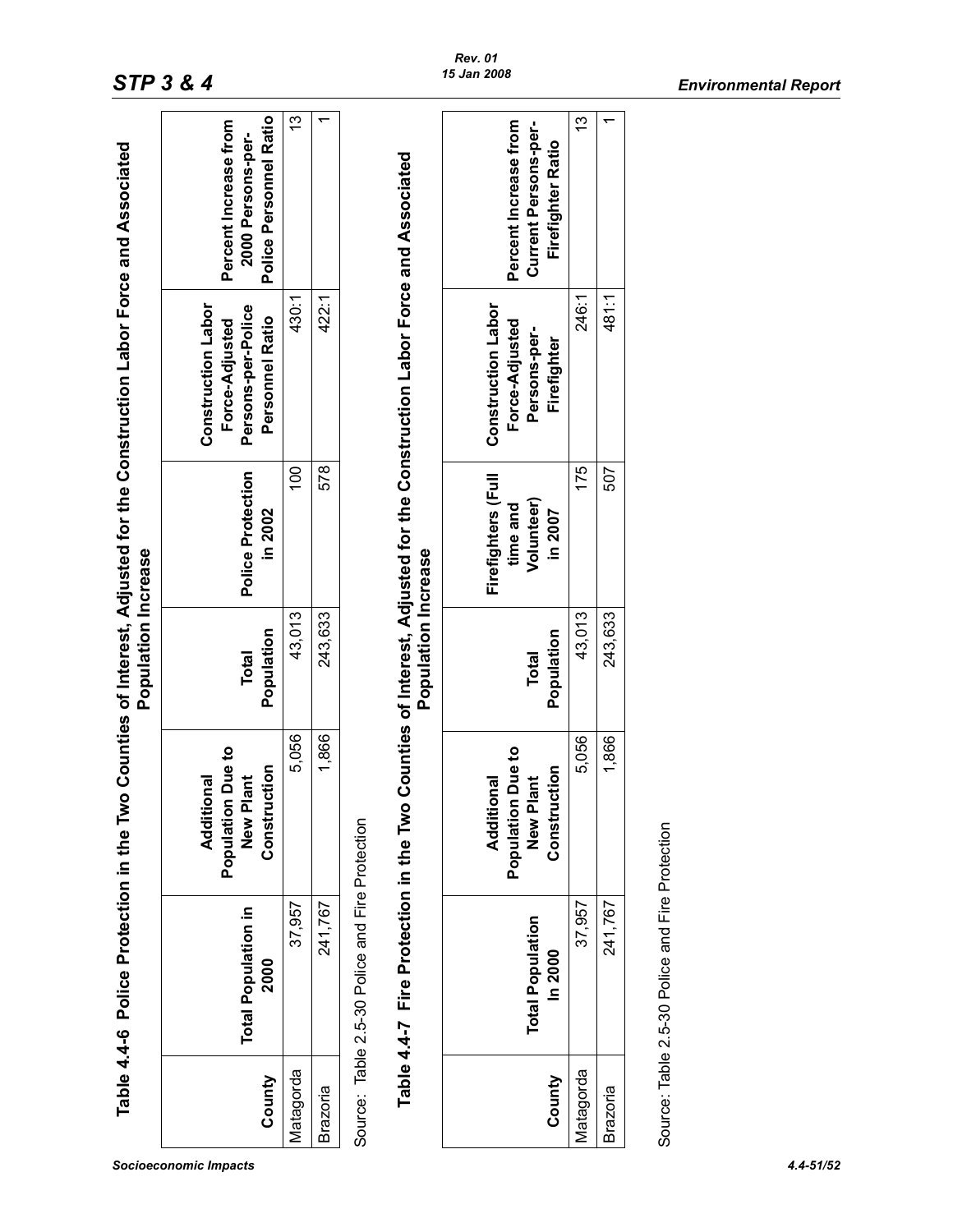## Table 4.4-6 Police Protection in the Two Counties of Interest, Adjusted for the Construction Labor Force and Associated Population Increase

| County | Total Population in 2000 | Additional Population Due to New Plant Construction | Total Population | Police Protection in 2002 | Construction Labor Force-Adjusted Persons-per-Police Personnel Ratio | Percent Increase from 2000 Persons-per-Police Personnel Ratio |
|---|---|---|---|---|---|---|
| Matagorda | 37,957 | 5,056 | 43,013 | 100 | 430:1 | 13 |
| Brazoria | 241,767 | 1,866 | 243,633 | 578 | 422:1 | 1 |

Source: Table 2.5-30 Police and Fire Protection

## Table 4.4-7 Fire Protection in the Two Counties of Interest, Adjusted for the Construction Labor Force and Associated Population Increase

| County | Total Population In 2000 | Additional Population Due to New Plant Construction | Total Population | Firefighters (Full time and Volunteer) in 2007 | Construction Labor Force-Adjusted Persons-per-Firefighter | Percent Increase from Current Persons-per-Firefighter Ratio |
|---|---|---|---|---|---|---|
| Matagorda | 37,957 | 5,056 | 43,013 | 175 | 246:1 | 13 |
| Brazoria | 241,767 | 1,866 | 243,633 | 507 | 481:1 | 1 |

Source: Table 2.5-30 Police and Fire Protection